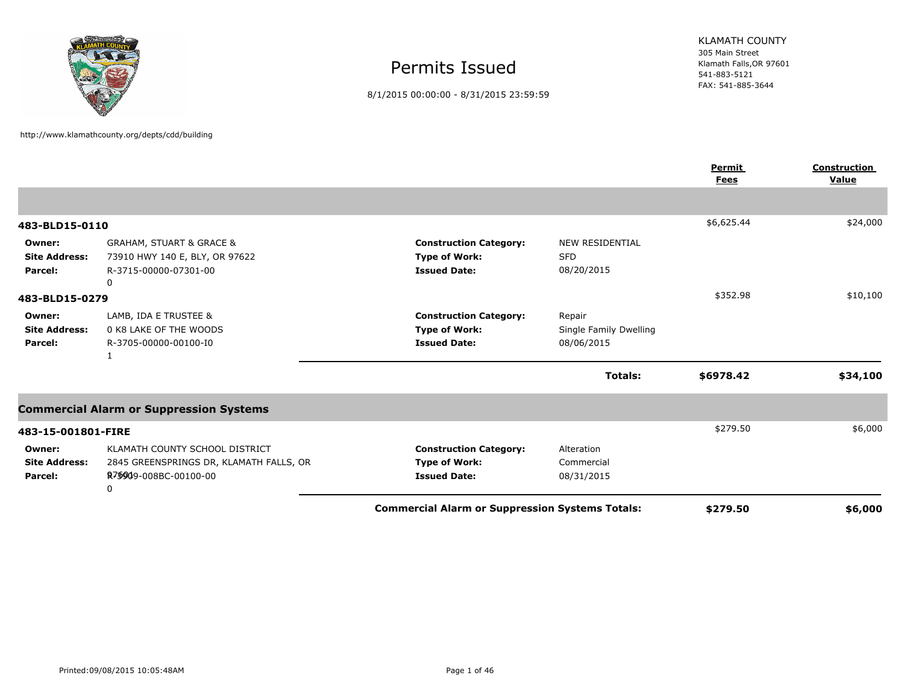# Permits Issued

8/1/2015 00:00:00 - 8/31/2015 23:59:59

KLAMATH COUNTY
305 Main Street
Klamath Falls,OR 97601
541-883-5121
FAX: 541-885-3644

http://www.klamathcounty.org/depts/cdd/building

| | | | | Permit Fees | Construction Value |
|---|---|---|---|---|---|
| **483-BLD15-0110** | | | | $6,625.44 | $24,000 |
| **Owner:** | GRAHAM, STUART & GRACE & | **Construction Category:** | NEW RESIDENTIAL | | |
| **Site Address:** | 73910 HWY 140 E, BLY, OR 97622 | **Type of Work:** | SFD | | |
| **Parcel:** | R-3715-00000-07301-00 0 | **Issued Date:** | 08/20/2015 | | |
| **483-BLD15-0279** | | | | $352.98 | $10,100 |
| **Owner:** | LAMB, IDA E TRUSTEE & | **Construction Category:** | Repair | | |
| **Site Address:** | 0 K8 LAKE OF THE WOODS | **Type of Work:** | Single Family Dwelling | | |
| **Parcel:** | R-3705-00000-00100-I0 1 | **Issued Date:** | 08/06/2015 | | |
| | | | **Totals:** | **$6978.42** | **$34,100** |

## Commercial Alarm or Suppression Systems

| | | | | Permit Fees | Construction Value |
|---|---|---|---|---|---|
| **483-15-001801-FIRE** | | | | $279.50 | $6,000 |
| **Owner:** | KLAMATH COUNTY SCHOOL DISTRICT | **Construction Category:** | Alteration | | |
| **Site Address:** | 2845 GREENSPRINGS DR, KLAMATH FALLS, OR 97601 | **Type of Work:** | Commercial | | |
| **Parcel:** | R-3909-008BC-00100-00 0 | **Issued Date:** | 08/31/2015 | | |
| | | | **Commercial Alarm or Suppression Systems Totals:** | **$279.50** | **$6,000** |

Printed:09/08/2015 10:05:48AM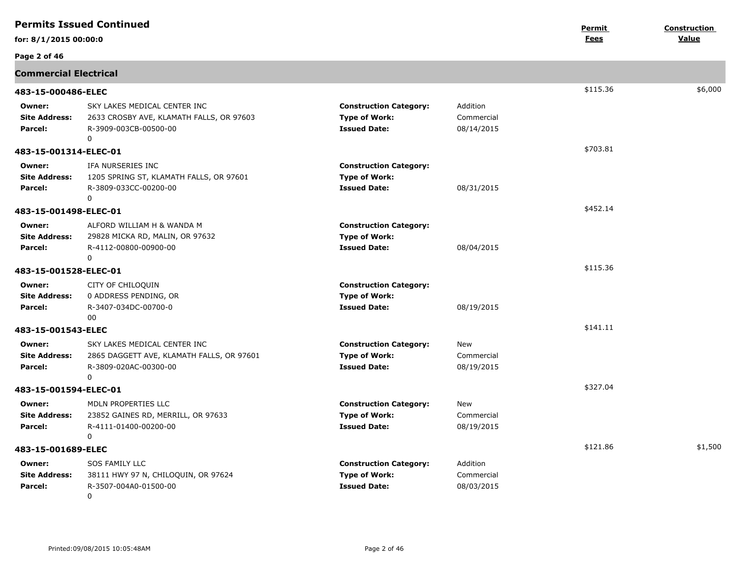# Permits Issued Continued

**for: 8/1/2015 00:00:0**

## Commercial Electrical

| Permit | Owner | Site Address | Parcel | Construction Category | Type of Work | Issued Date | Permit Fees | Construction Value |
|---|---|---|---|---|---|---|---|---|
| 483-15-000486-ELEC | SKY LAKES MEDICAL CENTER INC | 2633 CROSBY AVE, KLAMATH FALLS, OR 97603 | R-3909-003CB-00500-00 0 | Addition | Commercial | 08/14/2015 | $115.36 | $6,000 |
| 483-15-001314-ELEC-01 | IFA NURSERIES INC | 1205 SPRING ST, KLAMATH FALLS, OR 97601 | R-3809-033CC-00200-00 0 | | | 08/31/2015 | $703.81 | |
| 483-15-001498-ELEC-01 | ALFORD WILLIAM H & WANDA M | 29828 MICKA RD, MALIN, OR 97632 | R-4112-00800-00900-00 0 | | | 08/04/2015 | $452.14 | |
| 483-15-001528-ELEC-01 | CITY OF CHILOQUIN | 0 ADDRESS PENDING, OR | R-3407-034DC-00700-0 00 | | | 08/19/2015 | $115.36 | |
| 483-15-001543-ELEC | SKY LAKES MEDICAL CENTER INC | 2865 DAGGETT AVE, KLAMATH FALLS, OR 97601 | R-3809-020AC-00300-00 0 | New | Commercial | 08/19/2015 | $141.11 | |
| 483-15-001594-ELEC-01 | MDLN PROPERTIES LLC | 23852 GAINES RD, MERRILL, OR 97633 | R-4111-01400-00200-00 0 | New | Commercial | 08/19/2015 | $327.04 | |
| 483-15-001689-ELEC | SOS FAMILY LLC | 38111 HWY 97 N, CHILOQUIN, OR 97624 | R-3507-004A0-01500-00 0 | Addition | Commercial | 08/03/2015 | $121.86 | $1,500 |

Printed:09/08/2015 10:05:48AM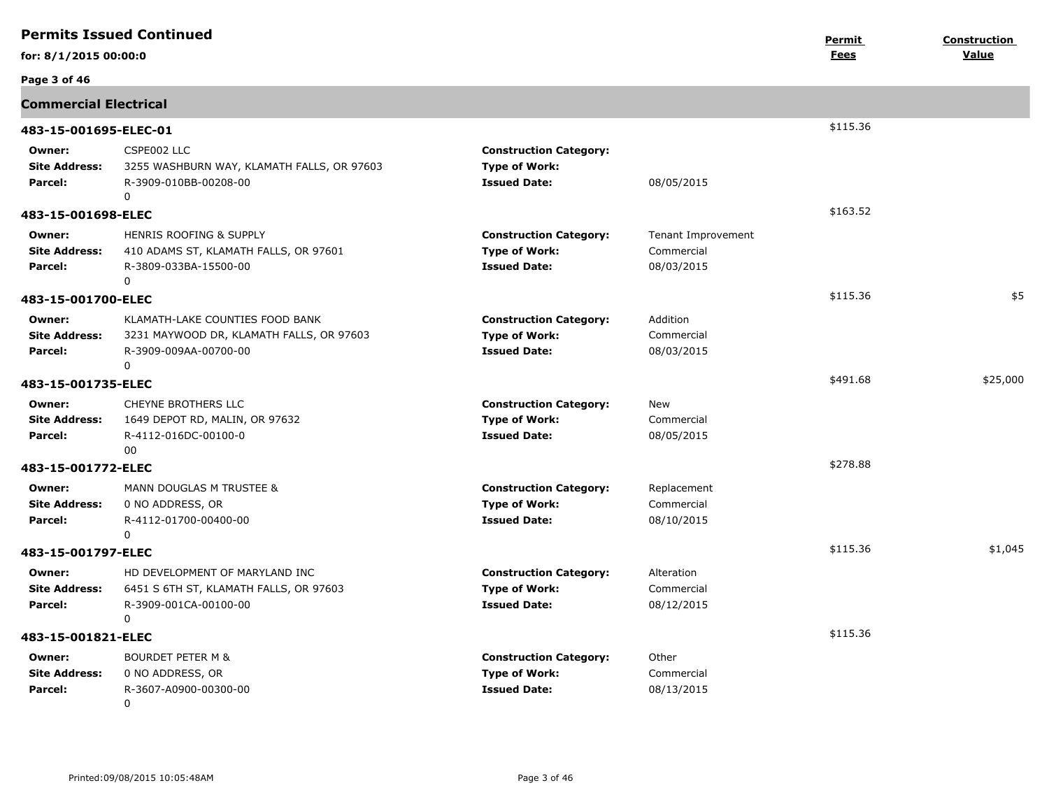## Permits Issued Continued

**for: 8/1/2015 00:00:0**

| | | | | Permit Fees | Construction Value |
|---|---|---|---|---|---|

### Commercial Electrical

**483-15-001695-ELEC-01** — Permit Fees: $115.36

| | | | |
|---|---|---|---|
| **Owner:** | CSPE002 LLC | **Construction Category:** | |
| **Site Address:** | 3255 WASHBURN WAY, KLAMATH FALLS, OR 97603 | **Type of Work:** | |
| **Parcel:** | R-3909-010BB-00208-00 0 | **Issued Date:** | 08/05/2015 |

**483-15-001698-ELEC** — Permit Fees: $163.52

| | | | |
|---|---|---|---|
| **Owner:** | HENRIS ROOFING & SUPPLY | **Construction Category:** | Tenant Improvement |
| **Site Address:** | 410 ADAMS ST, KLAMATH FALLS, OR 97601 | **Type of Work:** | Commercial |
| **Parcel:** | R-3809-033BA-15500-00 0 | **Issued Date:** | 08/03/2015 |

**483-15-001700-ELEC** — Permit Fees: $115.36 — Construction Value: $5

| | | | |
|---|---|---|---|
| **Owner:** | KLAMATH-LAKE COUNTIES FOOD BANK | **Construction Category:** | Addition |
| **Site Address:** | 3231 MAYWOOD DR, KLAMATH FALLS, OR 97603 | **Type of Work:** | Commercial |
| **Parcel:** | R-3909-009AA-00700-00 0 | **Issued Date:** | 08/03/2015 |

**483-15-001735-ELEC** — Permit Fees: $491.68 — Construction Value: $25,000

| | | | |
|---|---|---|---|
| **Owner:** | CHEYNE BROTHERS LLC | **Construction Category:** | New |
| **Site Address:** | 1649 DEPOT RD, MALIN, OR 97632 | **Type of Work:** | Commercial |
| **Parcel:** | R-4112-016DC-00100-0 00 | **Issued Date:** | 08/05/2015 |

**483-15-001772-ELEC** — Permit Fees: $278.88

| | | | |
|---|---|---|---|
| **Owner:** | MANN DOUGLAS M TRUSTEE & | **Construction Category:** | Replacement |
| **Site Address:** | 0 NO ADDRESS, OR | **Type of Work:** | Commercial |
| **Parcel:** | R-4112-01700-00400-00 0 | **Issued Date:** | 08/10/2015 |

**483-15-001797-ELEC** — Permit Fees: $115.36 — Construction Value: $1,045

| | | | |
|---|---|---|---|
| **Owner:** | HD DEVELOPMENT OF MARYLAND INC | **Construction Category:** | Alteration |
| **Site Address:** | 6451 S 6TH ST, KLAMATH FALLS, OR 97603 | **Type of Work:** | Commercial |
| **Parcel:** | R-3909-001CA-00100-00 0 | **Issued Date:** | 08/12/2015 |

**483-15-001821-ELEC** — Permit Fees: $115.36

| | | | |
|---|---|---|---|
| **Owner:** | BOURDET PETER M & | **Construction Category:** | Other |
| **Site Address:** | 0 NO ADDRESS, OR | **Type of Work:** | Commercial |
| **Parcel:** | R-3607-A0900-00300-00 0 | **Issued Date:** | 08/13/2015 |

Printed:09/08/2015 10:05:48AM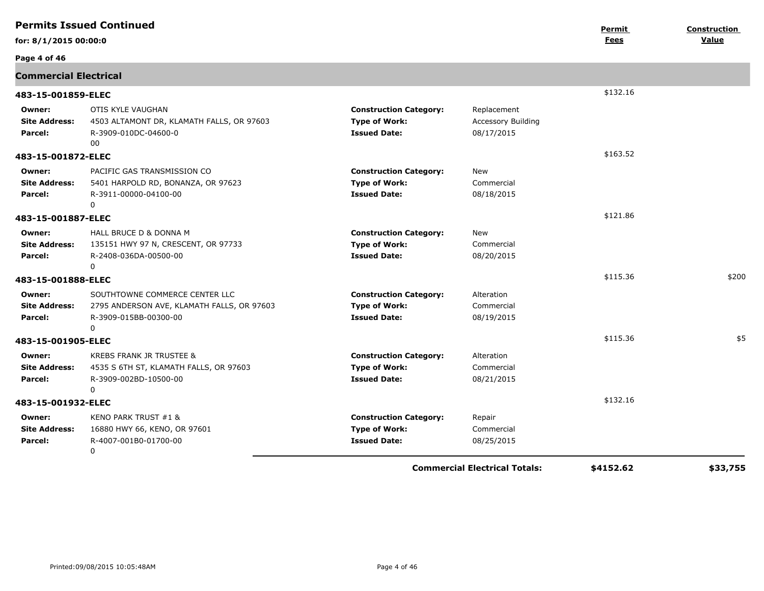## Permits Issued Continued

**for: 8/1/2015 00:00:0**

| | | | | Permit Fees | Construction Value |
|---|---|---|---|---|---|

### Commercial Electrical

**483-15-001859-ELEC** — $132.16

| | | | |
|---|---|---|---|
| **Owner:** | OTIS KYLE VAUGHAN | **Construction Category:** | Replacement |
| **Site Address:** | 4503 ALTAMONT DR, KLAMATH FALLS, OR 97603 | **Type of Work:** | Accessory Building |
| **Parcel:** | R-3909-010DC-04600-0 00 | **Issued Date:** | 08/17/2015 |

**483-15-001872-ELEC** — $163.52

| | | | |
|---|---|---|---|
| **Owner:** | PACIFIC GAS TRANSMISSION CO | **Construction Category:** | New |
| **Site Address:** | 5401 HARPOLD RD, BONANZA, OR 97623 | **Type of Work:** | Commercial |
| **Parcel:** | R-3911-00000-04100-00 0 | **Issued Date:** | 08/18/2015 |

**483-15-001887-ELEC** — $121.86

| | | | |
|---|---|---|---|
| **Owner:** | HALL BRUCE D & DONNA M | **Construction Category:** | New |
| **Site Address:** | 135151 HWY 97 N, CRESCENT, OR 97733 | **Type of Work:** | Commercial |
| **Parcel:** | R-2408-036DA-00500-00 0 | **Issued Date:** | 08/20/2015 |

**483-15-001888-ELEC** — $115.36 — $200

| | | | |
|---|---|---|---|
| **Owner:** | SOUTHTOWNE COMMERCE CENTER LLC | **Construction Category:** | Alteration |
| **Site Address:** | 2795 ANDERSON AVE, KLAMATH FALLS, OR 97603 | **Type of Work:** | Commercial |
| **Parcel:** | R-3909-015BB-00300-00 0 | **Issued Date:** | 08/19/2015 |

**483-15-001905-ELEC** — $115.36 — $5

| | | | |
|---|---|---|---|
| **Owner:** | KREBS FRANK JR TRUSTEE & | **Construction Category:** | Alteration |
| **Site Address:** | 4535 S 6TH ST, KLAMATH FALLS, OR 97603 | **Type of Work:** | Commercial |
| **Parcel:** | R-3909-002BD-10500-00 0 | **Issued Date:** | 08/21/2015 |

**483-15-001932-ELEC** — $132.16

| | | | |
|---|---|---|---|
| **Owner:** | KENO PARK TRUST #1 & | **Construction Category:** | Repair |
| **Site Address:** | 16880 HWY 66, KENO, OR 97601 | **Type of Work:** | Commercial |
| **Parcel:** | R-4007-001B0-01700-00 0 | **Issued Date:** | 08/25/2015 |

**Commercial Electrical Totals:** **$4152.62** **$33,755**

Printed:09/08/2015 10:05:48AM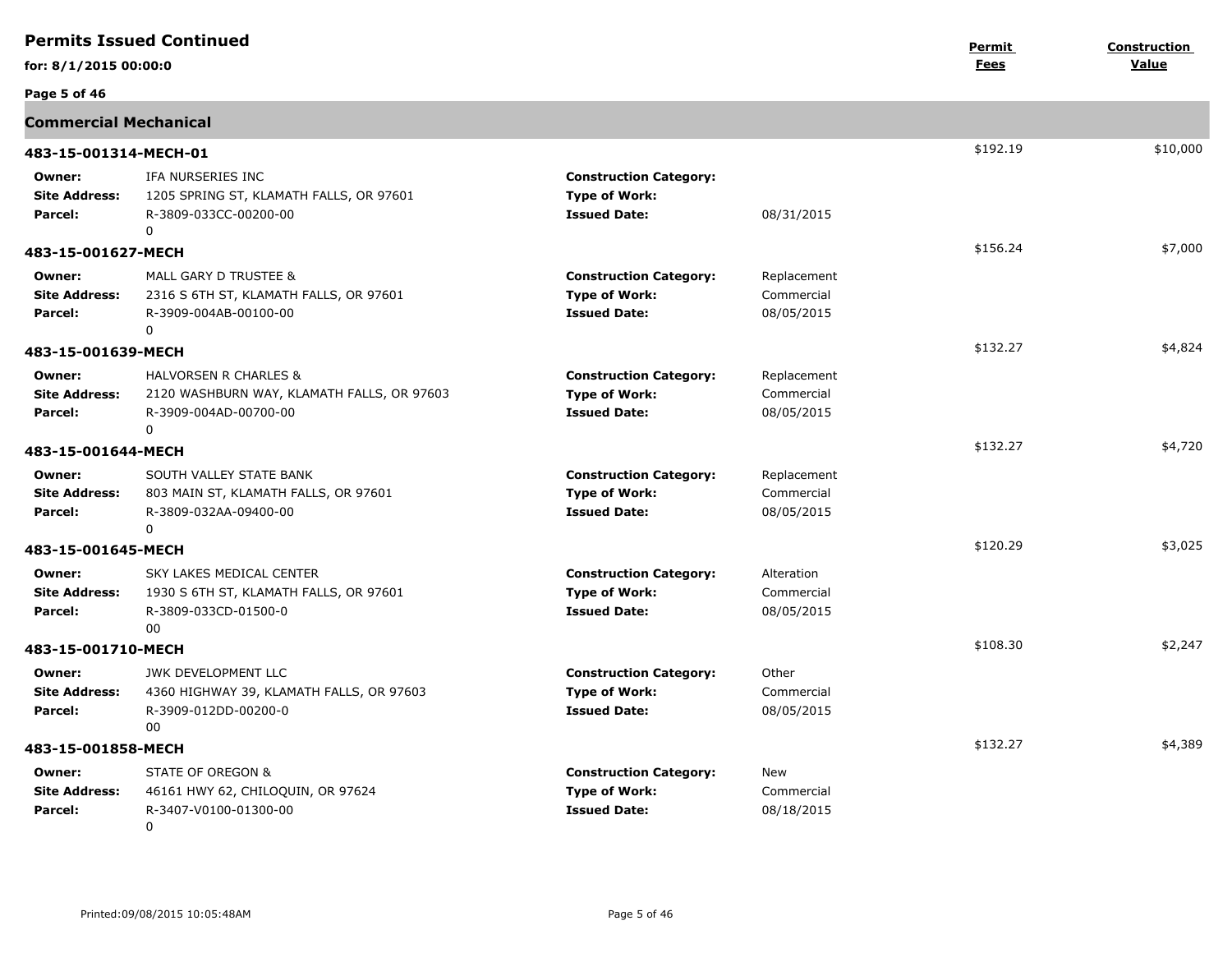## Permits Issued Continued

**for: 8/1/2015 00:00:0**

| | | | | Permit Fees | Construction Value |
|---|---|---|---|---|---|
| **Commercial Mechanical** | | | | | |
| **483-15-001314-MECH-01** | | | | $192.19 | $10,000 |
| **Owner:** | IFA NURSERIES INC | **Construction Category:** | | | |
| **Site Address:** | 1205 SPRING ST, KLAMATH FALLS, OR 97601 | **Type of Work:** | | | |
| **Parcel:** | R-3809-033CC-00200-00 0 | **Issued Date:** | 08/31/2015 | | |
| **483-15-001627-MECH** | | | | $156.24 | $7,000 |
| **Owner:** | MALL GARY D TRUSTEE & | **Construction Category:** | Replacement | | |
| **Site Address:** | 2316 S 6TH ST, KLAMATH FALLS, OR 97601 | **Type of Work:** | Commercial | | |
| **Parcel:** | R-3909-004AB-00100-00 0 | **Issued Date:** | 08/05/2015 | | |
| **483-15-001639-MECH** | | | | $132.27 | $4,824 |
| **Owner:** | HALVORSEN R CHARLES & | **Construction Category:** | Replacement | | |
| **Site Address:** | 2120 WASHBURN WAY, KLAMATH FALLS, OR 97603 | **Type of Work:** | Commercial | | |
| **Parcel:** | R-3909-004AD-00700-00 0 | **Issued Date:** | 08/05/2015 | | |
| **483-15-001644-MECH** | | | | $132.27 | $4,720 |
| **Owner:** | SOUTH VALLEY STATE BANK | **Construction Category:** | Replacement | | |
| **Site Address:** | 803 MAIN ST, KLAMATH FALLS, OR 97601 | **Type of Work:** | Commercial | | |
| **Parcel:** | R-3809-032AA-09400-00 0 | **Issued Date:** | 08/05/2015 | | |
| **483-15-001645-MECH** | | | | $120.29 | $3,025 |
| **Owner:** | SKY LAKES MEDICAL CENTER | **Construction Category:** | Alteration | | |
| **Site Address:** | 1930 S 6TH ST, KLAMATH FALLS, OR 97601 | **Type of Work:** | Commercial | | |
| **Parcel:** | R-3809-033CD-01500-0 00 | **Issued Date:** | 08/05/2015 | | |
| **483-15-001710-MECH** | | | | $108.30 | $2,247 |
| **Owner:** | JWK DEVELOPMENT LLC | **Construction Category:** | Other | | |
| **Site Address:** | 4360 HIGHWAY 39, KLAMATH FALLS, OR 97603 | **Type of Work:** | Commercial | | |
| **Parcel:** | R-3909-012DD-00200-0 00 | **Issued Date:** | 08/05/2015 | | |
| **483-15-001858-MECH** | | | | $132.27 | $4,389 |
| **Owner:** | STATE OF OREGON & | **Construction Category:** | New | | |
| **Site Address:** | 46161 HWY 62, CHILOQUIN, OR 97624 | **Type of Work:** | Commercial | | |
| **Parcel:** | R-3407-V0100-01300-00 0 | **Issued Date:** | 08/18/2015 | | |

Printed:09/08/2015 10:05:48AM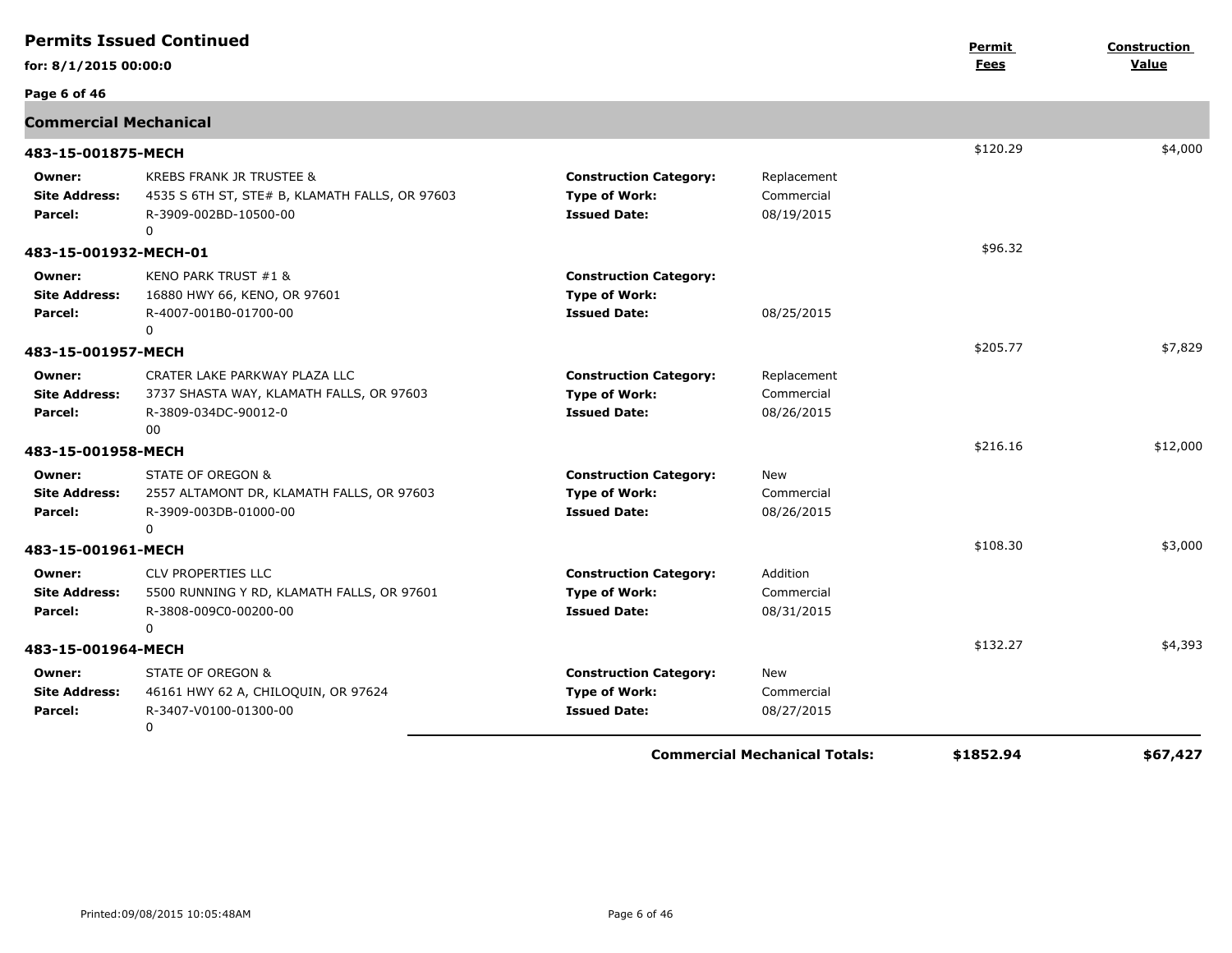**Permits Issued Continued**

**for: 8/1/2015 00:00:0**

| | | | | **Permit Fees** | **Construction Value** |
|---|---|---|---|---|---|

## Commercial Mechanical

**483-15-001875-MECH** — Permit Fees: $120.29 — Construction Value: $4,000

| | | | |
|---|---|---|---|
| **Owner:** | KREBS FRANK JR TRUSTEE & | **Construction Category:** | Replacement |
| **Site Address:** | 4535 S 6TH ST, STE# B, KLAMATH FALLS, OR 97603 | **Type of Work:** | Commercial |
| **Parcel:** | R-3909-002BD-10500-00<br>0 | **Issued Date:** | 08/19/2015 |

**483-15-001932-MECH-01** — Permit Fees: $96.32

| | | | |
|---|---|---|---|
| **Owner:** | KENO PARK TRUST #1 & | **Construction Category:** | |
| **Site Address:** | 16880 HWY 66, KENO, OR 97601 | **Type of Work:** | |
| **Parcel:** | R-4007-001B0-01700-00<br>0 | **Issued Date:** | 08/25/2015 |

**483-15-001957-MECH** — Permit Fees: $205.77 — Construction Value: $7,829

| | | | |
|---|---|---|---|
| **Owner:** | CRATER LAKE PARKWAY PLAZA LLC | **Construction Category:** | Replacement |
| **Site Address:** | 3737 SHASTA WAY, KLAMATH FALLS, OR 97603 | **Type of Work:** | Commercial |
| **Parcel:** | R-3809-034DC-90012-0<br>00 | **Issued Date:** | 08/26/2015 |

**483-15-001958-MECH** — Permit Fees: $216.16 — Construction Value: $12,000

| | | | |
|---|---|---|---|
| **Owner:** | STATE OF OREGON & | **Construction Category:** | New |
| **Site Address:** | 2557 ALTAMONT DR, KLAMATH FALLS, OR 97603 | **Type of Work:** | Commercial |
| **Parcel:** | R-3909-003DB-01000-00<br>0 | **Issued Date:** | 08/26/2015 |

**483-15-001961-MECH** — Permit Fees: $108.30 — Construction Value: $3,000

| | | | |
|---|---|---|---|
| **Owner:** | CLV PROPERTIES LLC | **Construction Category:** | Addition |
| **Site Address:** | 5500 RUNNING Y RD, KLAMATH FALLS, OR 97601 | **Type of Work:** | Commercial |
| **Parcel:** | R-3808-009C0-00200-00<br>0 | **Issued Date:** | 08/31/2015 |

**483-15-001964-MECH** — Permit Fees: $132.27 — Construction Value: $4,393

| | | | |
|---|---|---|---|
| **Owner:** | STATE OF OREGON & | **Construction Category:** | New |
| **Site Address:** | 46161 HWY 62 A, CHILOQUIN, OR 97624 | **Type of Work:** | Commercial |
| **Parcel:** | R-3407-V0100-01300-00<br>0 | **Issued Date:** | 08/27/2015 |

**Commercial Mechanical Totals:** **$1852.94** **$67,427**

Printed:09/08/2015 10:05:48AM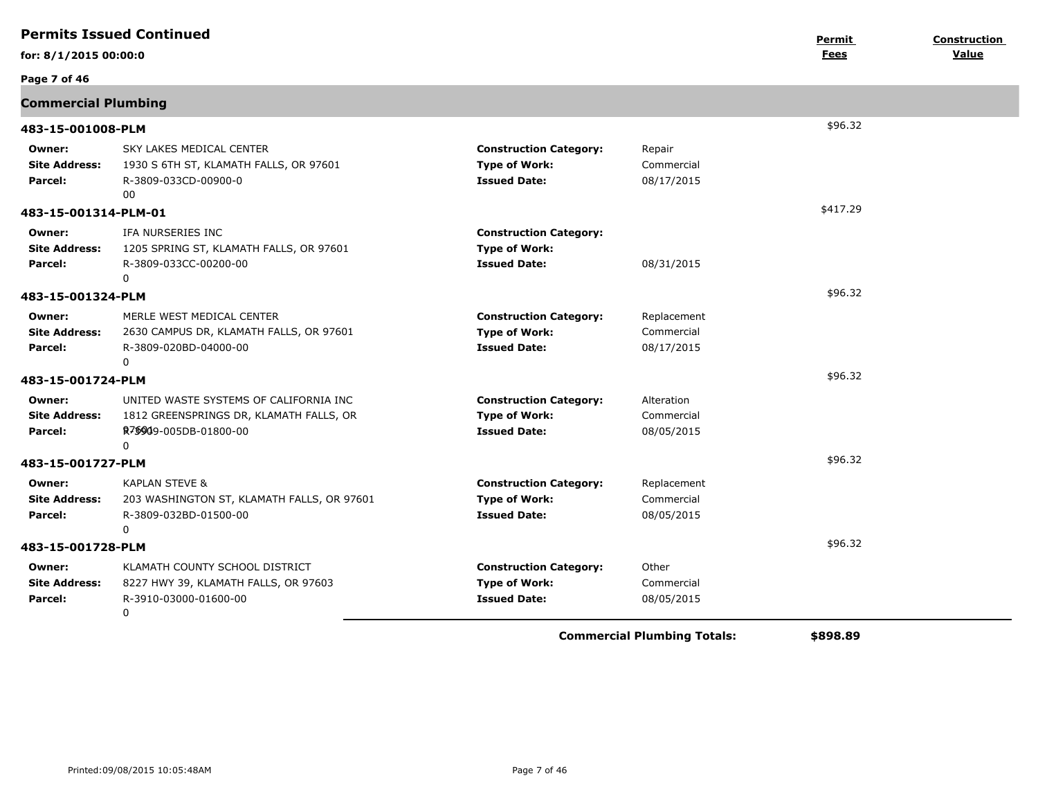## Permits Issued Continued

**for: 8/1/2015 00:00:0**

| | | | | Permit Fees | Construction Value |
|---|---|---|---|---|---|

### Commercial Plumbing

**483-15-001008-PLM** — $96.32

| | | | |
|---|---|---|---|
| **Owner:** | SKY LAKES MEDICAL CENTER | **Construction Category:** | Repair |
| **Site Address:** | 1930 S 6TH ST, KLAMATH FALLS, OR 97601 | **Type of Work:** | Commercial |
| **Parcel:** | R-3809-033CD-00900-0 00 | **Issued Date:** | 08/17/2015 |

**483-15-001314-PLM-01** — $417.29

| | | | |
|---|---|---|---|
| **Owner:** | IFA NURSERIES INC | **Construction Category:** | |
| **Site Address:** | 1205 SPRING ST, KLAMATH FALLS, OR 97601 | **Type of Work:** | |
| **Parcel:** | R-3809-033CC-00200-00 0 | **Issued Date:** | 08/31/2015 |

**483-15-001324-PLM** — $96.32

| | | | |
|---|---|---|---|
| **Owner:** | MERLE WEST MEDICAL CENTER | **Construction Category:** | Replacement |
| **Site Address:** | 2630 CAMPUS DR, KLAMATH FALLS, OR 97601 | **Type of Work:** | Commercial |
| **Parcel:** | R-3809-020BD-04000-00 0 | **Issued Date:** | 08/17/2015 |

**483-15-001724-PLM** — $96.32

| | | | |
|---|---|---|---|
| **Owner:** | UNITED WASTE SYSTEMS OF CALIFORNIA INC | **Construction Category:** | Alteration |
| **Site Address:** | 1812 GREENSPRINGS DR, KLAMATH FALLS, OR 97601 | **Type of Work:** | Commercial |
| **Parcel:** | R-3909-005DB-01800-00 0 | **Issued Date:** | 08/05/2015 |

**483-15-001727-PLM** — $96.32

| | | | |
|---|---|---|---|
| **Owner:** | KAPLAN STEVE & | **Construction Category:** | Replacement |
| **Site Address:** | 203 WASHINGTON ST, KLAMATH FALLS, OR 97601 | **Type of Work:** | Commercial |
| **Parcel:** | R-3809-032BD-01500-00 0 | **Issued Date:** | 08/05/2015 |

**483-15-001728-PLM** — $96.32

| | | | |
|---|---|---|---|
| **Owner:** | KLAMATH COUNTY SCHOOL DISTRICT | **Construction Category:** | Other |
| **Site Address:** | 8227 HWY 39, KLAMATH FALLS, OR 97603 | **Type of Work:** | Commercial |
| **Parcel:** | R-3910-03000-01600-00 0 | **Issued Date:** | 08/05/2015 |

**Commercial Plumbing Totals: $898.89**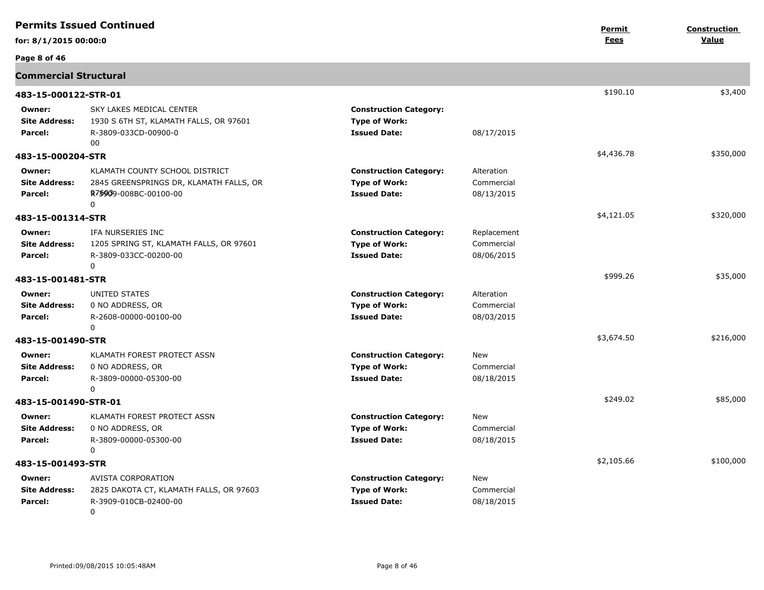## Permits Issued Continued

**for: 8/1/2015 00:00:0**

### Commercial Structural

| Permit | Field | Value | Field | Value | Permit Fees | Construction Value |
|---|---|---|---|---|---|---|
| **483-15-000122-STR-01** | | | | | $190.10 | $3,400 |
| | **Owner:** | SKY LAKES MEDICAL CENTER | **Construction Category:** | | | |
| | **Site Address:** | 1930 S 6TH ST, KLAMATH FALLS, OR 97601 | **Type of Work:** | | | |
| | **Parcel:** | R-3809-033CD-00900-0 00 | **Issued Date:** | 08/17/2015 | | |
| **483-15-000204-STR** | | | | | $4,436.78 | $350,000 |
| | **Owner:** | KLAMATH COUNTY SCHOOL DISTRICT | **Construction Category:** | Alteration | | |
| | **Site Address:** | 2845 GREENSPRINGS DR, KLAMATH FALLS, OR 97603 | **Type of Work:** | Commercial | | |
| | **Parcel:** | R-3909-008BC-00100-00 0 | **Issued Date:** | 08/13/2015 | | |
| **483-15-001314-STR** | | | | | $4,121.05 | $320,000 |
| | **Owner:** | IFA NURSERIES INC | **Construction Category:** | Replacement | | |
| | **Site Address:** | 1205 SPRING ST, KLAMATH FALLS, OR 97601 | **Type of Work:** | Commercial | | |
| | **Parcel:** | R-3809-033CC-00200-00 0 | **Issued Date:** | 08/06/2015 | | |
| **483-15-001481-STR** | | | | | $999.26 | $35,000 |
| | **Owner:** | UNITED STATES | **Construction Category:** | Alteration | | |
| | **Site Address:** | 0 NO ADDRESS, OR | **Type of Work:** | Commercial | | |
| | **Parcel:** | R-2608-00000-00100-00 0 | **Issued Date:** | 08/03/2015 | | |
| **483-15-001490-STR** | | | | | $3,674.50 | $216,000 |
| | **Owner:** | KLAMATH FOREST PROTECT ASSN | **Construction Category:** | New | | |
| | **Site Address:** | 0 NO ADDRESS, OR | **Type of Work:** | Commercial | | |
| | **Parcel:** | R-3809-00000-05300-00 0 | **Issued Date:** | 08/18/2015 | | |
| **483-15-001490-STR-01** | | | | | $249.02 | $85,000 |
| | **Owner:** | KLAMATH FOREST PROTECT ASSN | **Construction Category:** | New | | |
| | **Site Address:** | 0 NO ADDRESS, OR | **Type of Work:** | Commercial | | |
| | **Parcel:** | R-3809-00000-05300-00 0 | **Issued Date:** | 08/18/2015 | | |
| **483-15-001493-STR** | | | | | $2,105.66 | $100,000 |
| | **Owner:** | AVISTA CORPORATION | **Construction Category:** | New | | |
| | **Site Address:** | 2825 DAKOTA CT, KLAMATH FALLS, OR 97603 | **Type of Work:** | Commercial | | |
| | **Parcel:** | R-3909-010CB-02400-00 0 | **Issued Date:** | 08/18/2015 | | |

Printed:09/08/2015 10:05:48AM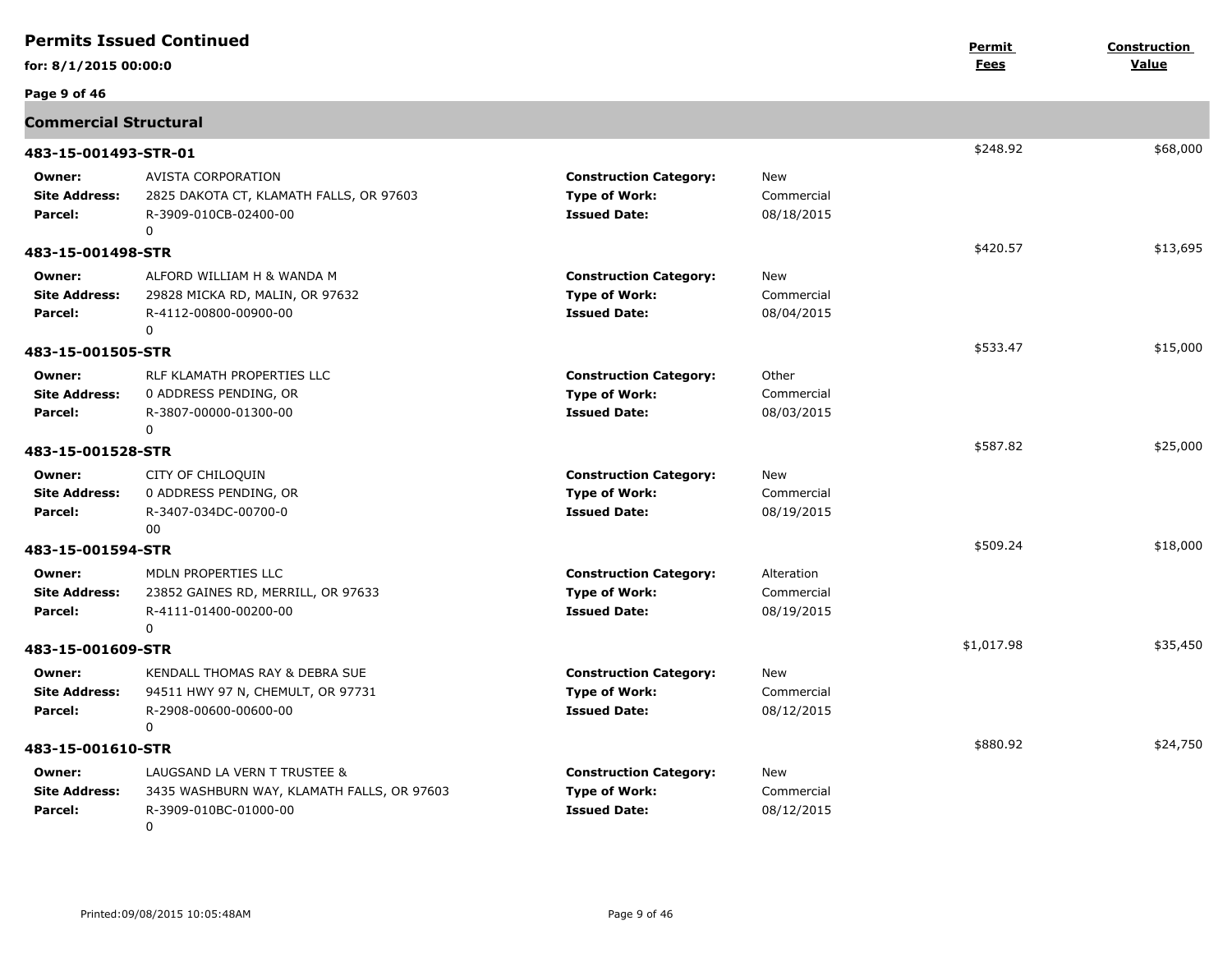## Permits Issued Continued

**for: 8/1/2015 00:00:0**

| | | | | Permit Fees | Construction Value |
|---|---|---|---|---|---|

### Commercial Structural

**483-15-001493-STR-01** — Permit Fees: $248.92 — Construction Value: $68,000

| | | | |
|---|---|---|---|
| **Owner:** | AVISTA CORPORATION | **Construction Category:** | New |
| **Site Address:** | 2825 DAKOTA CT, KLAMATH FALLS, OR 97603 | **Type of Work:** | Commercial |
| **Parcel:** | R-3909-010CB-02400-00 0 | **Issued Date:** | 08/18/2015 |

**483-15-001498-STR** — Permit Fees: $420.57 — Construction Value: $13,695

| | | | |
|---|---|---|---|
| **Owner:** | ALFORD WILLIAM H & WANDA M | **Construction Category:** | New |
| **Site Address:** | 29828 MICKA RD, MALIN, OR 97632 | **Type of Work:** | Commercial |
| **Parcel:** | R-4112-00800-00900-00 0 | **Issued Date:** | 08/04/2015 |

**483-15-001505-STR** — Permit Fees: $533.47 — Construction Value: $15,000

| | | | |
|---|---|---|---|
| **Owner:** | RLF KLAMATH PROPERTIES LLC | **Construction Category:** | Other |
| **Site Address:** | 0 ADDRESS PENDING, OR | **Type of Work:** | Commercial |
| **Parcel:** | R-3807-00000-01300-00 0 | **Issued Date:** | 08/03/2015 |

**483-15-001528-STR** — Permit Fees: $587.82 — Construction Value: $25,000

| | | | |
|---|---|---|---|
| **Owner:** | CITY OF CHILOQUIN | **Construction Category:** | New |
| **Site Address:** | 0 ADDRESS PENDING, OR | **Type of Work:** | Commercial |
| **Parcel:** | R-3407-034DC-00700-0 00 | **Issued Date:** | 08/19/2015 |

**483-15-001594-STR** — Permit Fees: $509.24 — Construction Value: $18,000

| | | | |
|---|---|---|---|
| **Owner:** | MDLN PROPERTIES LLC | **Construction Category:** | Alteration |
| **Site Address:** | 23852 GAINES RD, MERRILL, OR 97633 | **Type of Work:** | Commercial |
| **Parcel:** | R-4111-01400-00200-00 0 | **Issued Date:** | 08/19/2015 |

**483-15-001609-STR** — Permit Fees: $1,017.98 — Construction Value: $35,450

| | | | |
|---|---|---|---|
| **Owner:** | KENDALL THOMAS RAY & DEBRA SUE | **Construction Category:** | New |
| **Site Address:** | 94511 HWY 97 N, CHEMULT, OR 97731 | **Type of Work:** | Commercial |
| **Parcel:** | R-2908-00600-00600-00 0 | **Issued Date:** | 08/12/2015 |

**483-15-001610-STR** — Permit Fees: $880.92 — Construction Value: $24,750

| | | | |
|---|---|---|---|
| **Owner:** | LAUGSAND LA VERN T TRUSTEE & | **Construction Category:** | New |
| **Site Address:** | 3435 WASHBURN WAY, KLAMATH FALLS, OR 97603 | **Type of Work:** | Commercial |
| **Parcel:** | R-3909-010BC-01000-00 0 | **Issued Date:** | 08/12/2015 |

Printed:09/08/2015 10:05:48AM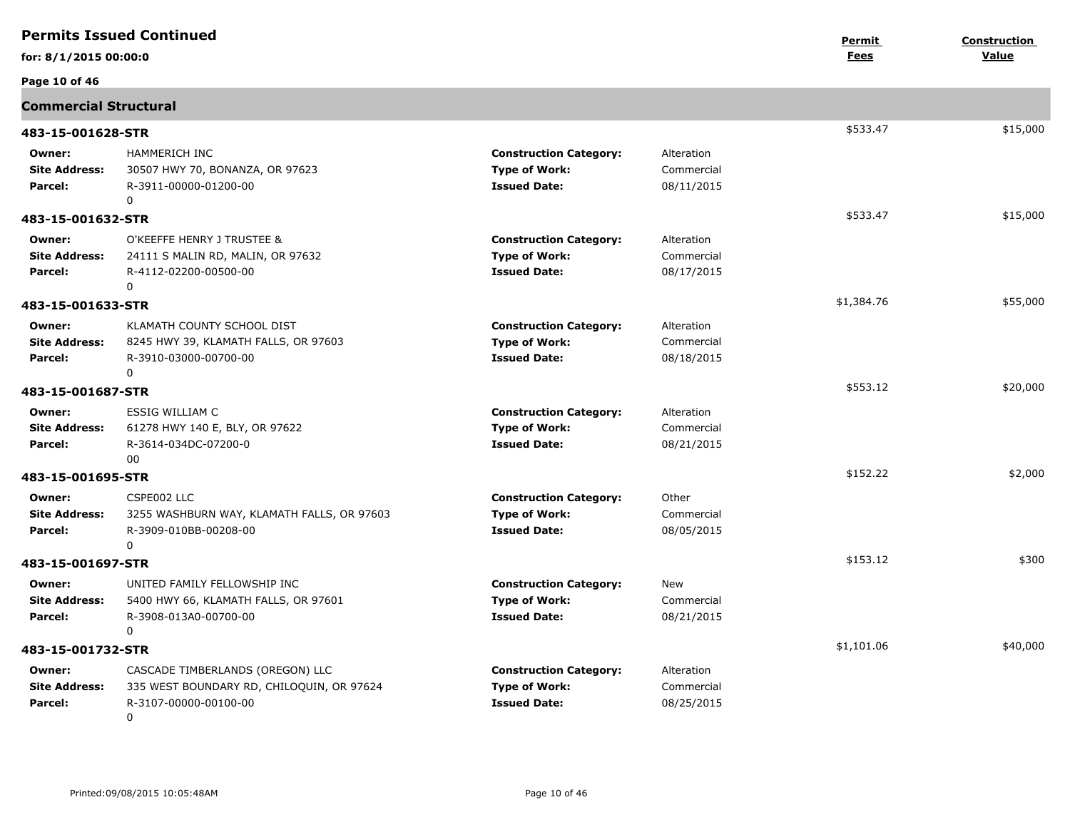# Permits Issued Continued

**for: 8/1/2015 00:00:0**

| | | | | **Permit Fees** | **Construction Value** |
|---|---|---|---|---|---|

## Commercial Structural

### 483-15-001628-STR

**$533.47** | **$15,000**

| | | | |
|---|---|---|---|
| **Owner:** | HAMMERICH INC | **Construction Category:** | Alteration |
| **Site Address:** | 30507 HWY 70, BONANZA, OR 97623 | **Type of Work:** | Commercial |
| **Parcel:** | R-3911-00000-01200-00 0 | **Issued Date:** | 08/11/2015 |

### 483-15-001632-STR

**$533.47** | **$15,000**

| | | | |
|---|---|---|---|
| **Owner:** | O'KEEFFE HENRY J TRUSTEE & | **Construction Category:** | Alteration |
| **Site Address:** | 24111 S MALIN RD, MALIN, OR 97632 | **Type of Work:** | Commercial |
| **Parcel:** | R-4112-02200-00500-00 0 | **Issued Date:** | 08/17/2015 |

### 483-15-001633-STR

**$1,384.76** | **$55,000**

| | | | |
|---|---|---|---|
| **Owner:** | KLAMATH COUNTY SCHOOL DIST | **Construction Category:** | Alteration |
| **Site Address:** | 8245 HWY 39, KLAMATH FALLS, OR 97603 | **Type of Work:** | Commercial |
| **Parcel:** | R-3910-03000-00700-00 0 | **Issued Date:** | 08/18/2015 |

### 483-15-001687-STR

**$553.12** | **$20,000**

| | | | |
|---|---|---|---|
| **Owner:** | ESSIG WILLIAM C | **Construction Category:** | Alteration |
| **Site Address:** | 61278 HWY 140 E, BLY, OR 97622 | **Type of Work:** | Commercial |
| **Parcel:** | R-3614-034DC-07200-0 00 | **Issued Date:** | 08/21/2015 |

### 483-15-001695-STR

**$152.22** | **$2,000**

| | | | |
|---|---|---|---|
| **Owner:** | CSPE002 LLC | **Construction Category:** | Other |
| **Site Address:** | 3255 WASHBURN WAY, KLAMATH FALLS, OR 97603 | **Type of Work:** | Commercial |
| **Parcel:** | R-3909-010BB-00208-00 0 | **Issued Date:** | 08/05/2015 |

### 483-15-001697-STR

**$153.12** | **$300**

| | | | |
|---|---|---|---|
| **Owner:** | UNITED FAMILY FELLOWSHIP INC | **Construction Category:** | New |
| **Site Address:** | 5400 HWY 66, KLAMATH FALLS, OR 97601 | **Type of Work:** | Commercial |
| **Parcel:** | R-3908-013A0-00700-00 0 | **Issued Date:** | 08/21/2015 |

### 483-15-001732-STR

**$1,101.06** | **$40,000**

| | | | |
|---|---|---|---|
| **Owner:** | CASCADE TIMBERLANDS (OREGON) LLC | **Construction Category:** | Alteration |
| **Site Address:** | 335 WEST BOUNDARY RD, CHILOQUIN, OR 97624 | **Type of Work:** | Commercial |
| **Parcel:** | R-3107-00000-00100-00 0 | **Issued Date:** | 08/25/2015 |

Printed:09/08/2015 10:05:48AM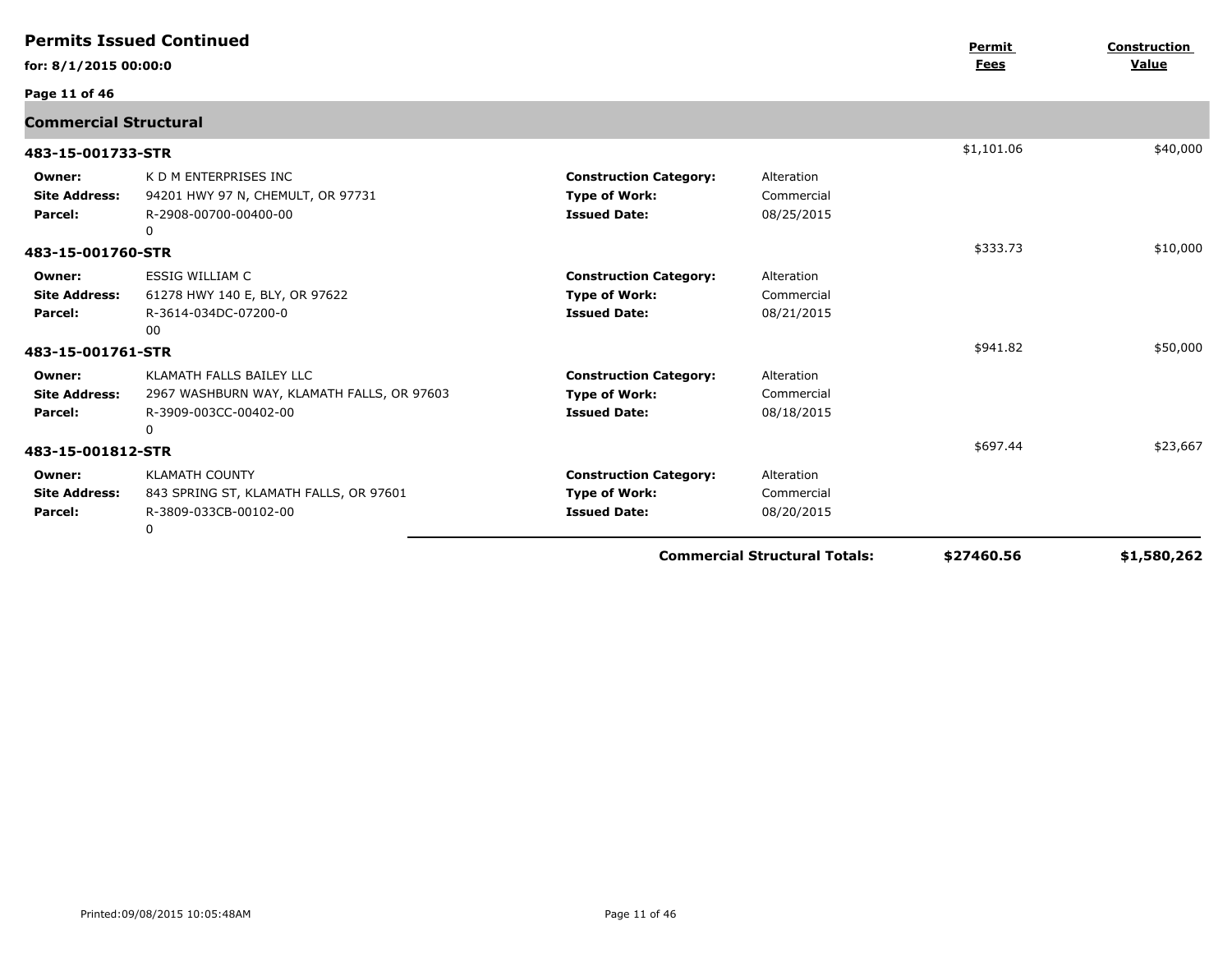# Permits Issued Continued

**for: 8/1/2015 00:00:0**

## Commercial Structural

| Permit | Owner | Site Address | Parcel | Construction Category | Type of Work | Issued Date | Permit Fees | Construction Value |
|---|---|---|---|---|---|---|---|---|
| **483-15-001733-STR** | K D M ENTERPRISES INC | 94201 HWY 97 N, CHEMULT, OR 97731 | R-2908-00700-00400-00 0 | Alteration | Commercial | 08/25/2015 | $1,101.06 | $40,000 |
| **483-15-001760-STR** | ESSIG WILLIAM C | 61278 HWY 140 E, BLY, OR 97622 | R-3614-034DC-07200-0 00 | Alteration | Commercial | 08/21/2015 | $333.73 | $10,000 |
| **483-15-001761-STR** | KLAMATH FALLS BAILEY LLC | 2967 WASHBURN WAY, KLAMATH FALLS, OR 97603 | R-3909-003CC-00402-00 0 | Alteration | Commercial | 08/18/2015 | $941.82 | $50,000 |
| **483-15-001812-STR** | KLAMATH COUNTY | 843 SPRING ST, KLAMATH FALLS, OR 97601 | R-3809-033CB-00102-00 0 | Alteration | Commercial | 08/20/2015 | $697.44 | $23,667 |

**Commercial Structural Totals:** **$27460.56** **$1,580,262**

Printed:09/08/2015 10:05:48AM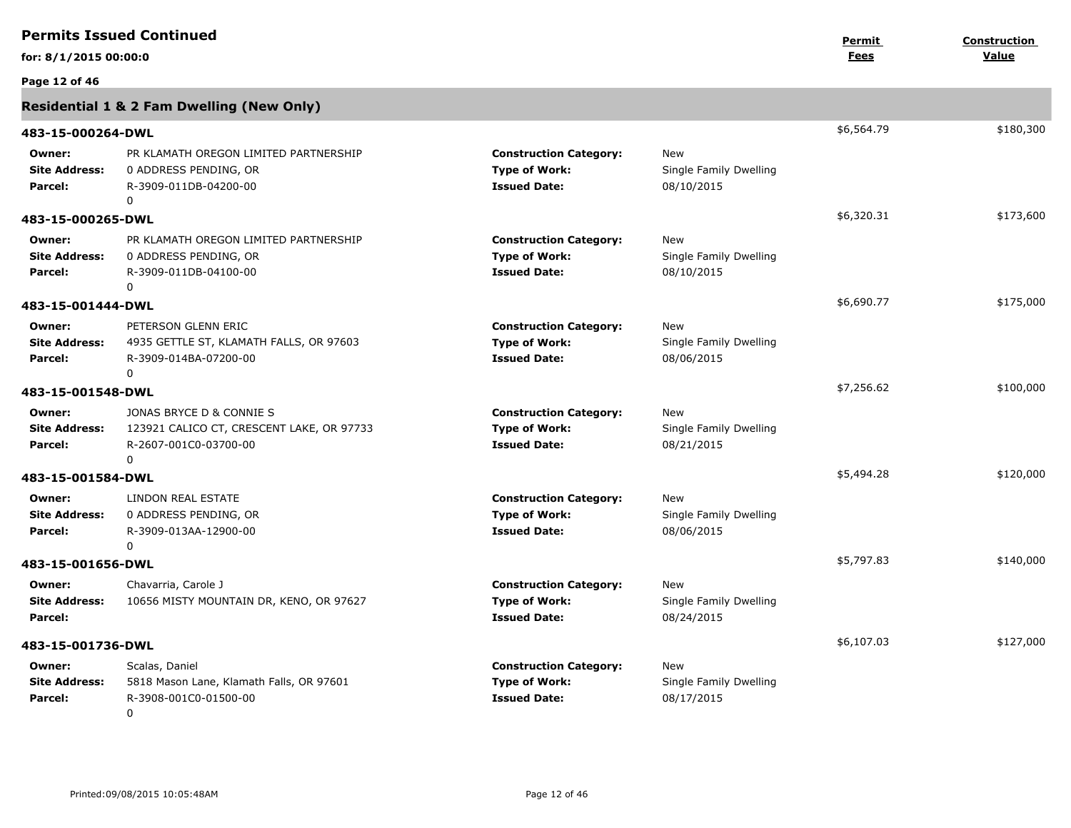## Permits Issued Continued

**for: 8/1/2015 00:00:0**

### Residential 1 & 2 Fam Dwelling (New Only)

| Permit | Owner | Site Address | Parcel | Construction Category | Type of Work | Issued Date | Permit Fees | Construction Value |
|---|---|---|---|---|---|---|---|---|
| **483-15-000264-DWL** | PR KLAMATH OREGON LIMITED PARTNERSHIP | 0 ADDRESS PENDING, OR | R-3909-011DB-04200-00 0 | New | Single Family Dwelling | 08/10/2015 | $6,564.79 | $180,300 |
| **483-15-000265-DWL** | PR KLAMATH OREGON LIMITED PARTNERSHIP | 0 ADDRESS PENDING, OR | R-3909-011DB-04100-00 0 | New | Single Family Dwelling | 08/10/2015 | $6,320.31 | $173,600 |
| **483-15-001444-DWL** | PETERSON GLENN ERIC | 4935 GETTLE ST, KLAMATH FALLS, OR 97603 | R-3909-014BA-07200-00 0 | New | Single Family Dwelling | 08/06/2015 | $6,690.77 | $175,000 |
| **483-15-001548-DWL** | JONAS BRYCE D & CONNIE S | 123921 CALICO CT, CRESCENT LAKE, OR 97733 | R-2607-001C0-03700-00 0 | New | Single Family Dwelling | 08/21/2015 | $7,256.62 | $100,000 |
| **483-15-001584-DWL** | LINDON REAL ESTATE | 0 ADDRESS PENDING, OR | R-3909-013AA-12900-00 0 | New | Single Family Dwelling | 08/06/2015 | $5,494.28 | $120,000 |
| **483-15-001656-DWL** | Chavarria, Carole J | 10656 MISTY MOUNTAIN DR, KENO, OR 97627 | | New | Single Family Dwelling | 08/24/2015 | $5,797.83 | $140,000 |
| **483-15-001736-DWL** | Scalas, Daniel | 5818 Mason Lane, Klamath Falls, OR 97601 | R-3908-001C0-01500-00 0 | New | Single Family Dwelling | 08/17/2015 | $6,107.03 | $127,000 |

Printed:09/08/2015 10:05:48AM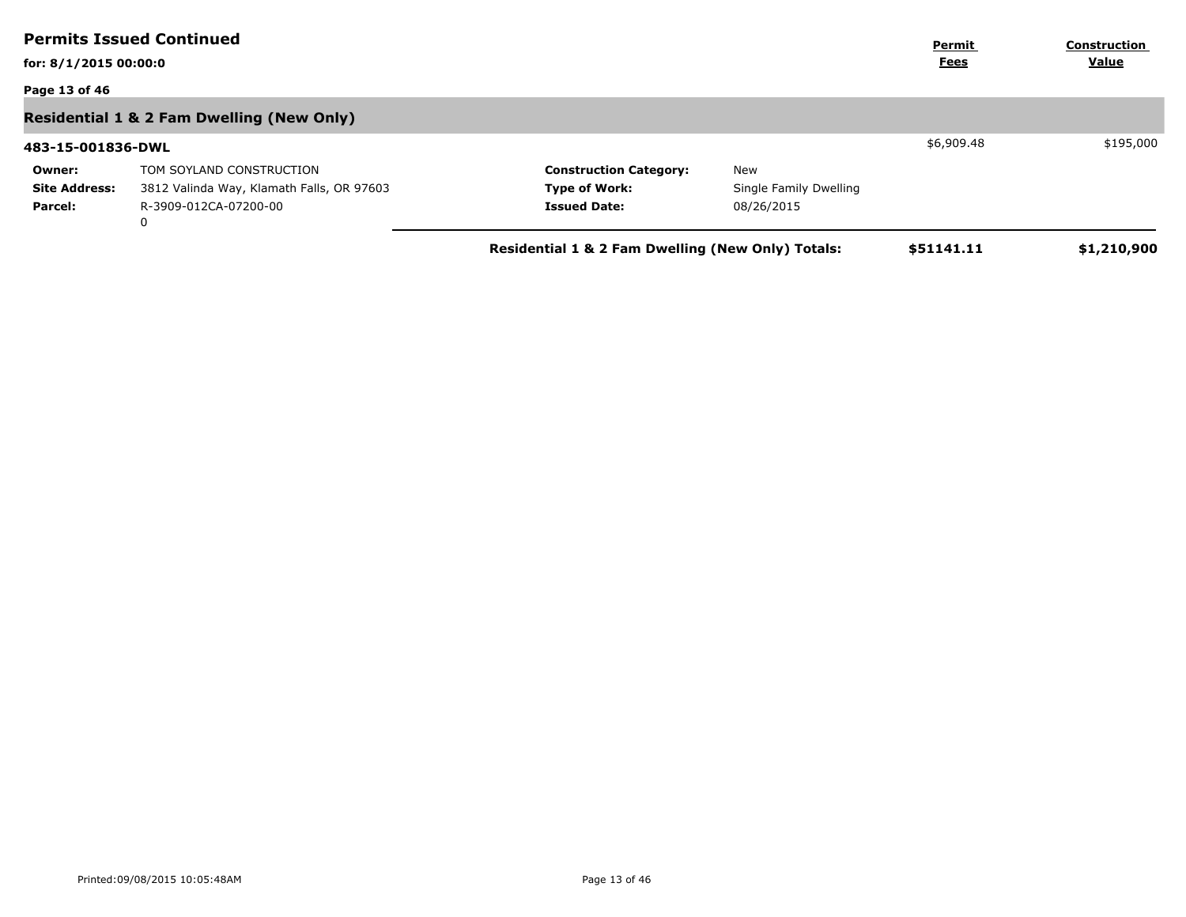## Permits Issued Continued

**for: 8/1/2015 00:00:0**

| | | | | Permit Fees | Construction Value |
|---|---|---|---|---|---|

### Residential 1 & 2 Fam Dwelling (New Only)

**483-15-001836-DWL** — Permit Fees: $6,909.48 — Construction Value: $195,000

| | | | |
|---|---|---|---|
| **Owner:** | TOM SOYLAND CONSTRUCTION | **Construction Category:** | New |
| **Site Address:** | 3812 Valinda Way, Klamath Falls, OR 97603 | **Type of Work:** | Single Family Dwelling |
| **Parcel:** | R-3909-012CA-07200-00<br>0 | **Issued Date:** | 08/26/2015 |

**Residential 1 & 2 Fam Dwelling (New Only) Totals:** **$51141.11** **$1,210,900**

Printed:09/08/2015 10:05:48AM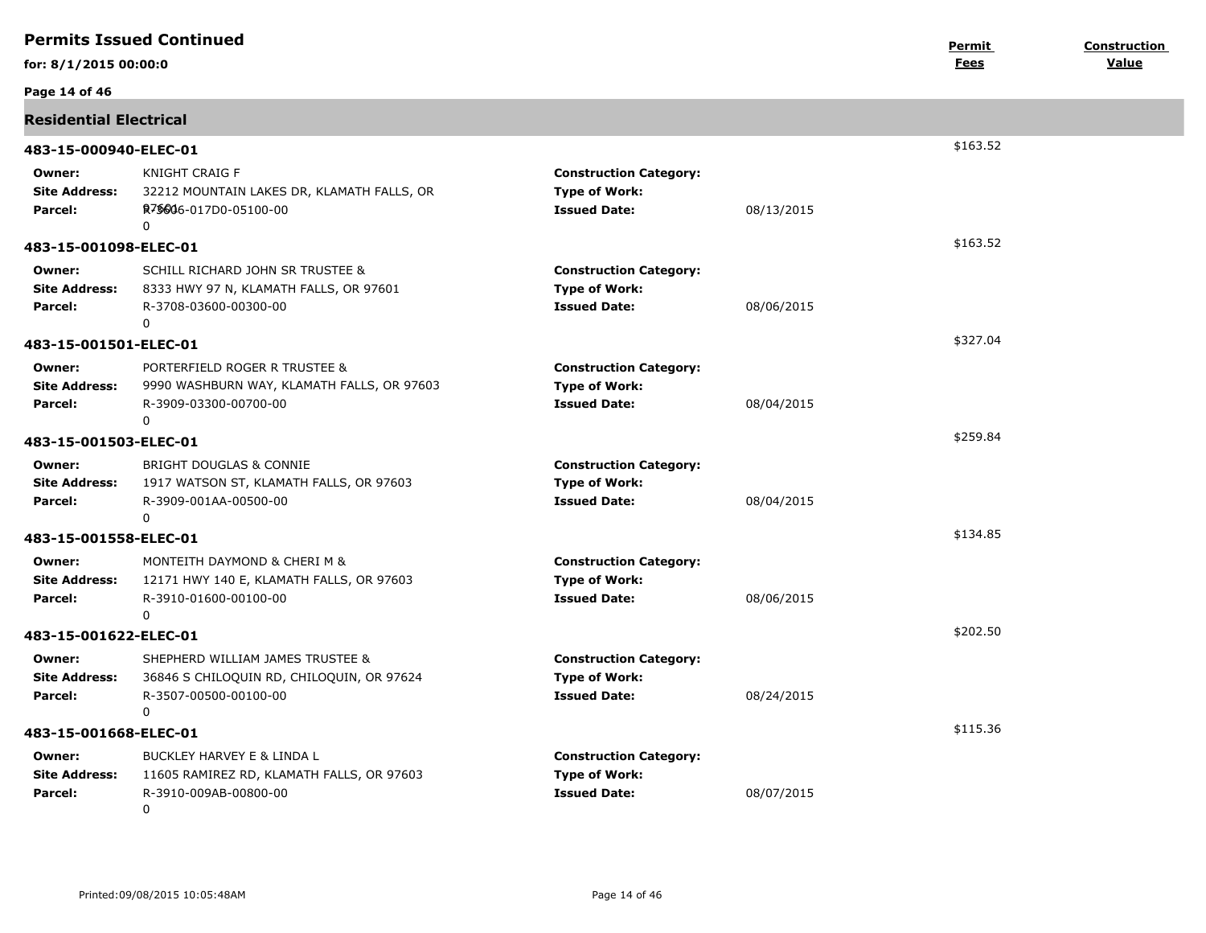## Permits Issued Continued

**for: 8/1/2015 00:00:0**

| | | Permit Fees | Construction Value |
|---|---|---|---|

### Residential Electrical

**483-15-000940-ELEC-01** — $163.52

| | | | |
|---|---|---|---|
| **Owner:** | KNIGHT CRAIG F | **Construction Category:** | |
| **Site Address:** | 32212 MOUNTAIN LAKES DR, KLAMATH FALLS, OR 97601 | **Type of Work:** | |
| **Parcel:** | R-3606-017D0-05100-00 0 | **Issued Date:** | 08/13/2015 |

**483-15-001098-ELEC-01** — $163.52

| | | | |
|---|---|---|---|
| **Owner:** | SCHILL RICHARD JOHN SR TRUSTEE & | **Construction Category:** | |
| **Site Address:** | 8333 HWY 97 N, KLAMATH FALLS, OR 97601 | **Type of Work:** | |
| **Parcel:** | R-3708-03600-00300-00 0 | **Issued Date:** | 08/06/2015 |

**483-15-001501-ELEC-01** — $327.04

| | | | |
|---|---|---|---|
| **Owner:** | PORTERFIELD ROGER R TRUSTEE & | **Construction Category:** | |
| **Site Address:** | 9990 WASHBURN WAY, KLAMATH FALLS, OR 97603 | **Type of Work:** | |
| **Parcel:** | R-3909-03300-00700-00 0 | **Issued Date:** | 08/04/2015 |

**483-15-001503-ELEC-01** — $259.84

| | | | |
|---|---|---|---|
| **Owner:** | BRIGHT DOUGLAS & CONNIE | **Construction Category:** | |
| **Site Address:** | 1917 WATSON ST, KLAMATH FALLS, OR 97603 | **Type of Work:** | |
| **Parcel:** | R-3909-001AA-00500-00 0 | **Issued Date:** | 08/04/2015 |

**483-15-001558-ELEC-01** — $134.85

| | | | |
|---|---|---|---|
| **Owner:** | MONTEITH DAYMOND & CHERI M & | **Construction Category:** | |
| **Site Address:** | 12171 HWY 140 E, KLAMATH FALLS, OR 97603 | **Type of Work:** | |
| **Parcel:** | R-3910-01600-00100-00 0 | **Issued Date:** | 08/06/2015 |

**483-15-001622-ELEC-01** — $202.50

| | | | |
|---|---|---|---|
| **Owner:** | SHEPHERD WILLIAM JAMES TRUSTEE & | **Construction Category:** | |
| **Site Address:** | 36846 S CHILOQUIN RD, CHILOQUIN, OR 97624 | **Type of Work:** | |
| **Parcel:** | R-3507-00500-00100-00 0 | **Issued Date:** | 08/24/2015 |

**483-15-001668-ELEC-01** — $115.36

| | | | |
|---|---|---|---|
| **Owner:** | BUCKLEY HARVEY E & LINDA L | **Construction Category:** | |
| **Site Address:** | 11605 RAMIREZ RD, KLAMATH FALLS, OR 97603 | **Type of Work:** | |
| **Parcel:** | R-3910-009AB-00800-00 0 | **Issued Date:** | 08/07/2015 |

Printed:09/08/2015 10:05:48AM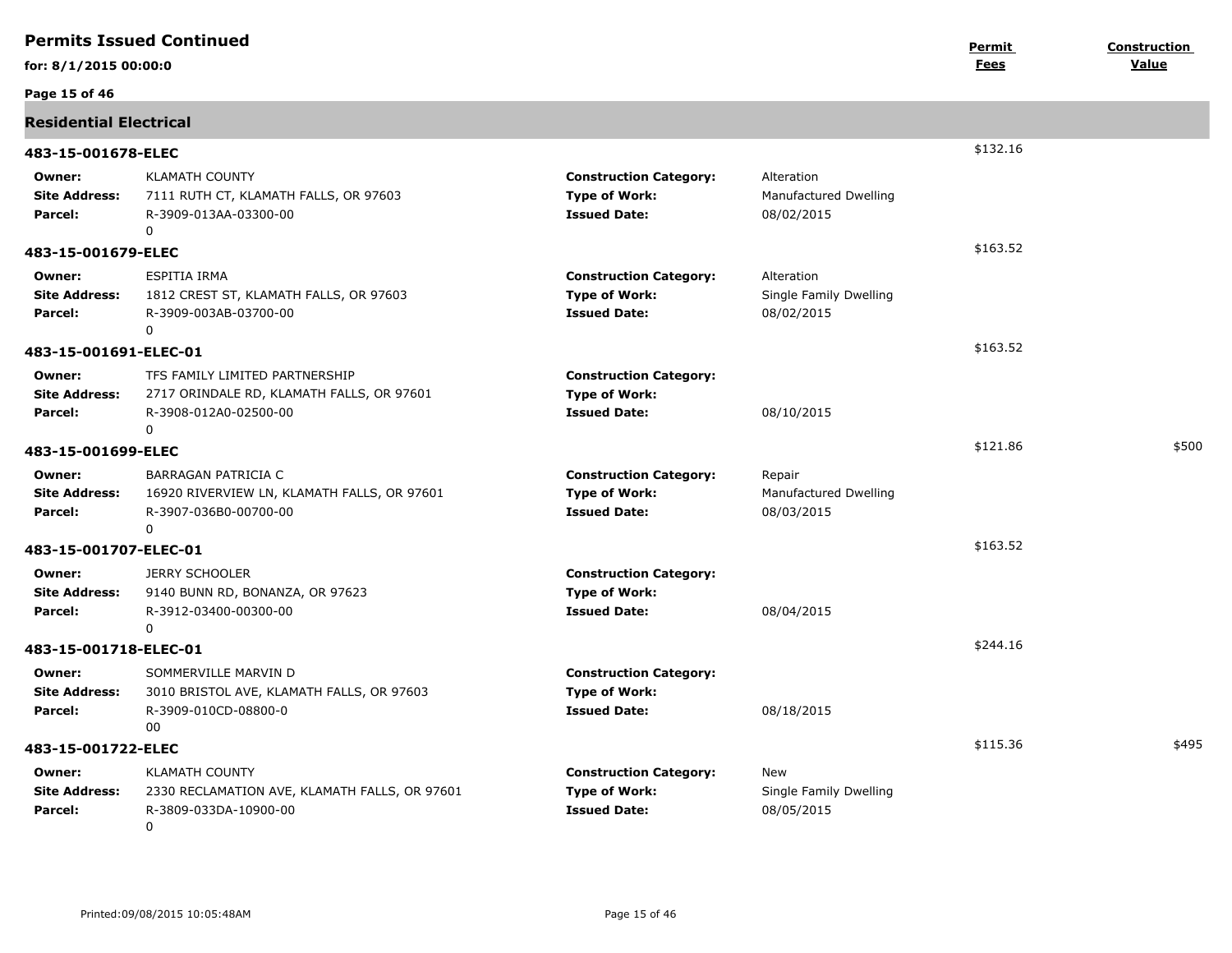# Permits Issued Continued

**for: 8/1/2015 00:00:0**

| | | | | Permit Fees | Construction Value |
|---|---|---|---|---|---|

## Residential Electrical

### 483-15-001678-ELEC

| | | | | Permit Fees | Construction Value |
|---|---|---|---|---|---|
| **Owner:** | KLAMATH COUNTY | **Construction Category:** | Alteration | $132.16 | |
| **Site Address:** | 7111 RUTH CT, KLAMATH FALLS, OR 97603 | **Type of Work:** | Manufactured Dwelling | | |
| **Parcel:** | R-3909-013AA-03300-00 0 | **Issued Date:** | 08/02/2015 | | |

### 483-15-001679-ELEC

| | | | | Permit Fees | Construction Value |
|---|---|---|---|---|---|
| **Owner:** | ESPITIA IRMA | **Construction Category:** | Alteration | $163.52 | |
| **Site Address:** | 1812 CREST ST, KLAMATH FALLS, OR 97603 | **Type of Work:** | Single Family Dwelling | | |
| **Parcel:** | R-3909-003AB-03700-00 0 | **Issued Date:** | 08/02/2015 | | |

### 483-15-001691-ELEC-01

| | | | | Permit Fees | Construction Value |
|---|---|---|---|---|---|
| **Owner:** | TFS FAMILY LIMITED PARTNERSHIP | **Construction Category:** | | $163.52 | |
| **Site Address:** | 2717 ORINDALE RD, KLAMATH FALLS, OR 97601 | **Type of Work:** | | | |
| **Parcel:** | R-3908-012A0-02500-00 0 | **Issued Date:** | 08/10/2015 | | |

### 483-15-001699-ELEC

| | | | | Permit Fees | Construction Value |
|---|---|---|---|---|---|
| **Owner:** | BARRAGAN PATRICIA C | **Construction Category:** | Repair | $121.86 | $500 |
| **Site Address:** | 16920 RIVERVIEW LN, KLAMATH FALLS, OR 97601 | **Type of Work:** | Manufactured Dwelling | | |
| **Parcel:** | R-3907-036B0-00700-00 0 | **Issued Date:** | 08/03/2015 | | |

### 483-15-001707-ELEC-01

| | | | | Permit Fees | Construction Value |
|---|---|---|---|---|---|
| **Owner:** | JERRY SCHOOLER | **Construction Category:** | | $163.52 | |
| **Site Address:** | 9140 BUNN RD, BONANZA, OR 97623 | **Type of Work:** | | | |
| **Parcel:** | R-3912-03400-00300-00 0 | **Issued Date:** | 08/04/2015 | | |

### 483-15-001718-ELEC-01

| | | | | Permit Fees | Construction Value |
|---|---|---|---|---|---|
| **Owner:** | SOMMERVILLE MARVIN D | **Construction Category:** | | $244.16 | |
| **Site Address:** | 3010 BRISTOL AVE, KLAMATH FALLS, OR 97603 | **Type of Work:** | | | |
| **Parcel:** | R-3909-010CD-08800-0 00 | **Issued Date:** | 08/18/2015 | | |

### 483-15-001722-ELEC

| | | | | Permit Fees | Construction Value |
|---|---|---|---|---|---|
| **Owner:** | KLAMATH COUNTY | **Construction Category:** | New | $115.36 | $495 |
| **Site Address:** | 2330 RECLAMATION AVE, KLAMATH FALLS, OR 97601 | **Type of Work:** | Single Family Dwelling | | |
| **Parcel:** | R-3809-033DA-10900-00 0 | **Issued Date:** | 08/05/2015 | | |

Printed:09/08/2015 10:05:48AM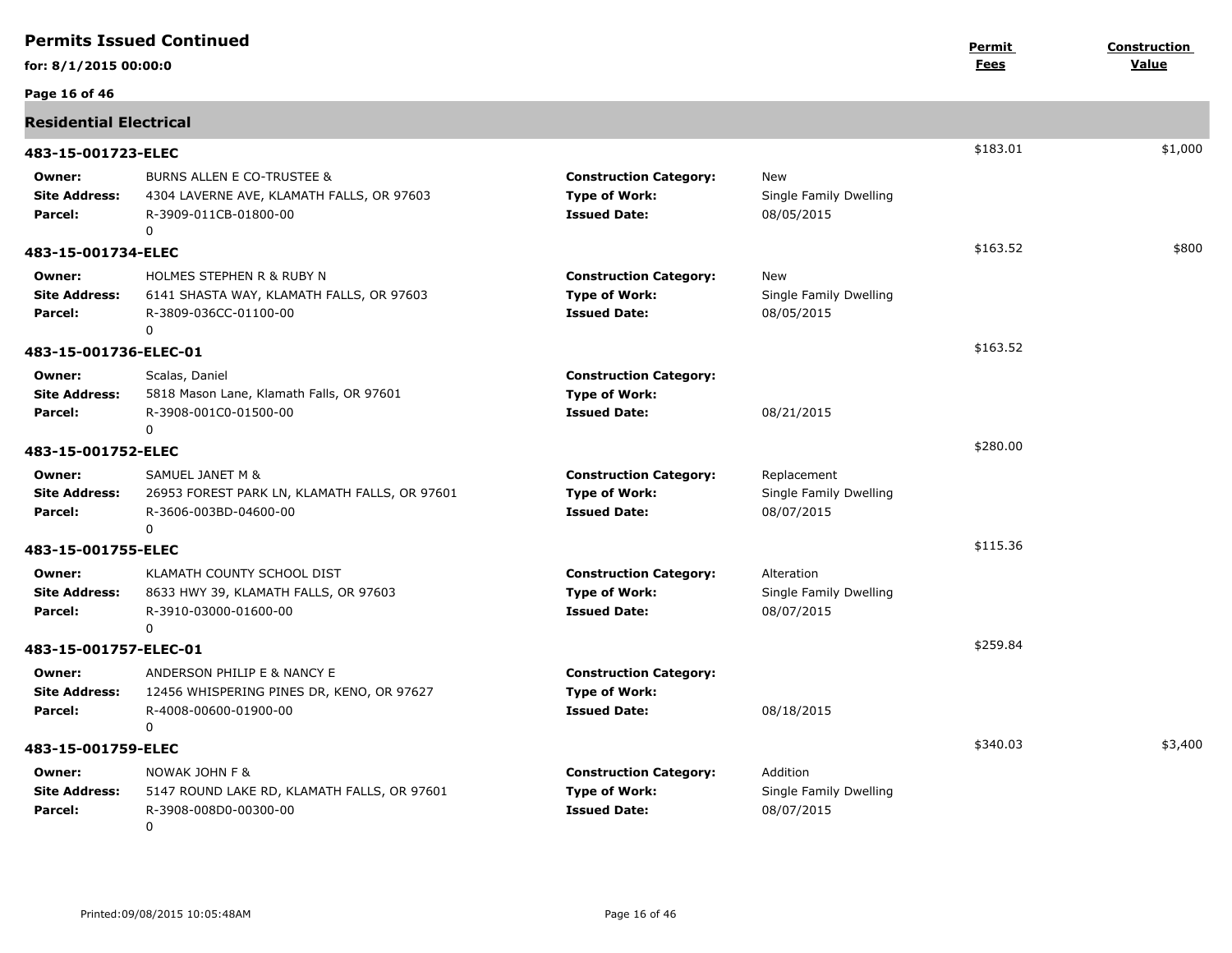# Permits Issued Continued

**for: 8/1/2015 00:00:0**

| | | Permit Fees | Construction Value |
|---|---|---|---|

## Residential Electrical

### 483-15-001723-ELEC

Permit Fees: $183.01 | Construction Value: $1,000

| | | | |
|---|---|---|---|
| **Owner:** | BURNS ALLEN E CO-TRUSTEE & | **Construction Category:** | New |
| **Site Address:** | 4304 LAVERNE AVE, KLAMATH FALLS, OR 97603 | **Type of Work:** | Single Family Dwelling |
| **Parcel:** | R-3909-011CB-01800-00 | **Issued Date:** | 08/05/2015 |
| | 0 | | |

### 483-15-001734-ELEC

Permit Fees: $163.52 | Construction Value: $800

| | | | |
|---|---|---|---|
| **Owner:** | HOLMES STEPHEN R & RUBY N | **Construction Category:** | New |
| **Site Address:** | 6141 SHASTA WAY, KLAMATH FALLS, OR 97603 | **Type of Work:** | Single Family Dwelling |
| **Parcel:** | R-3809-036CC-01100-00 | **Issued Date:** | 08/05/2015 |
| | 0 | | |

### 483-15-001736-ELEC-01

Permit Fees: $163.52

| | | | |
|---|---|---|---|
| **Owner:** | Scalas, Daniel | **Construction Category:** | |
| **Site Address:** | 5818 Mason Lane, Klamath Falls, OR 97601 | **Type of Work:** | |
| **Parcel:** | R-3908-001C0-01500-00 | **Issued Date:** | 08/21/2015 |
| | 0 | | |

### 483-15-001752-ELEC

Permit Fees: $280.00

| | | | |
|---|---|---|---|
| **Owner:** | SAMUEL JANET M & | **Construction Category:** | Replacement |
| **Site Address:** | 26953 FOREST PARK LN, KLAMATH FALLS, OR 97601 | **Type of Work:** | Single Family Dwelling |
| **Parcel:** | R-3606-003BD-04600-00 | **Issued Date:** | 08/07/2015 |
| | 0 | | |

### 483-15-001755-ELEC

Permit Fees: $115.36

| | | | |
|---|---|---|---|
| **Owner:** | KLAMATH COUNTY SCHOOL DIST | **Construction Category:** | Alteration |
| **Site Address:** | 8633 HWY 39, KLAMATH FALLS, OR 97603 | **Type of Work:** | Single Family Dwelling |
| **Parcel:** | R-3910-03000-01600-00 | **Issued Date:** | 08/07/2015 |
| | 0 | | |

### 483-15-001757-ELEC-01

Permit Fees: $259.84

| | | | |
|---|---|---|---|
| **Owner:** | ANDERSON PHILIP E & NANCY E | **Construction Category:** | |
| **Site Address:** | 12456 WHISPERING PINES DR, KENO, OR 97627 | **Type of Work:** | |
| **Parcel:** | R-4008-00600-01900-00 | **Issued Date:** | 08/18/2015 |
| | 0 | | |

### 483-15-001759-ELEC

Permit Fees: $340.03 | Construction Value: $3,400

| | | | |
|---|---|---|---|
| **Owner:** | NOWAK JOHN F & | **Construction Category:** | Addition |
| **Site Address:** | 5147 ROUND LAKE RD, KLAMATH FALLS, OR 97601 | **Type of Work:** | Single Family Dwelling |
| **Parcel:** | R-3908-008D0-00300-00 | **Issued Date:** | 08/07/2015 |
| | 0 | | |

Printed:09/08/2015 10:05:48AM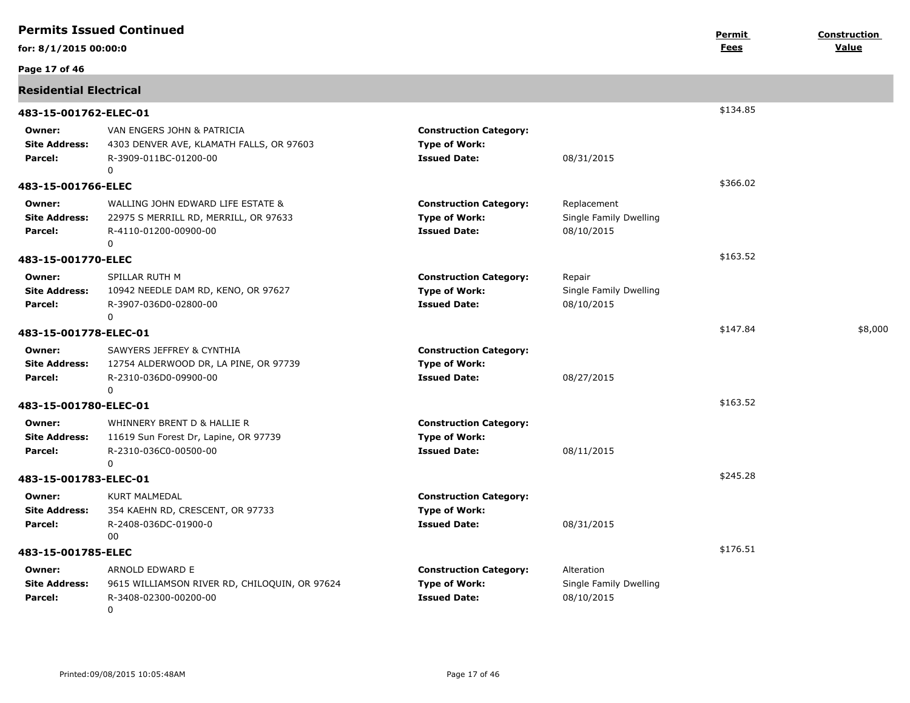## Permits Issued Continued

**for: 8/1/2015 00:00:0**

| | | | | Permit Fees | Construction Value |
|---|---|---|---|---|---|

### Residential Electrical

**483-15-001762-ELEC-01** — Permit Fees: $134.85

| | | | |
|---|---|---|---|
| **Owner:** | VAN ENGERS JOHN & PATRICIA | **Construction Category:** | |
| **Site Address:** | 4303 DENVER AVE, KLAMATH FALLS, OR 97603 | **Type of Work:** | |
| **Parcel:** | R-3909-011BC-01200-00<br>0 | **Issued Date:** | 08/31/2015 |

**483-15-001766-ELEC** — Permit Fees: $366.02

| | | | |
|---|---|---|---|
| **Owner:** | WALLING JOHN EDWARD LIFE ESTATE & | **Construction Category:** | Replacement |
| **Site Address:** | 22975 S MERRILL RD, MERRILL, OR 97633 | **Type of Work:** | Single Family Dwelling |
| **Parcel:** | R-4110-01200-00900-00<br>0 | **Issued Date:** | 08/10/2015 |

**483-15-001770-ELEC** — Permit Fees: $163.52

| | | | |
|---|---|---|---|
| **Owner:** | SPILLAR RUTH M | **Construction Category:** | Repair |
| **Site Address:** | 10942 NEEDLE DAM RD, KENO, OR 97627 | **Type of Work:** | Single Family Dwelling |
| **Parcel:** | R-3907-036D0-02800-00<br>0 | **Issued Date:** | 08/10/2015 |

**483-15-001778-ELEC-01** — Permit Fees: $147.84 — Construction Value: $8,000

| | | | |
|---|---|---|---|
| **Owner:** | SAWYERS JEFFREY & CYNTHIA | **Construction Category:** | |
| **Site Address:** | 12754 ALDERWOOD DR, LA PINE, OR 97739 | **Type of Work:** | |
| **Parcel:** | R-2310-036D0-09900-00<br>0 | **Issued Date:** | 08/27/2015 |

**483-15-001780-ELEC-01** — Permit Fees: $163.52

| | | | |
|---|---|---|---|
| **Owner:** | WHINNERY BRENT D & HALLIE R | **Construction Category:** | |
| **Site Address:** | 11619 Sun Forest Dr, Lapine, OR 97739 | **Type of Work:** | |
| **Parcel:** | R-2310-036C0-00500-00<br>0 | **Issued Date:** | 08/11/2015 |

**483-15-001783-ELEC-01** — Permit Fees: $245.28

| | | | |
|---|---|---|---|
| **Owner:** | KURT MALMEDAL | **Construction Category:** | |
| **Site Address:** | 354 KAEHN RD, CRESCENT, OR 97733 | **Type of Work:** | |
| **Parcel:** | R-2408-036DC-01900-0<br>00 | **Issued Date:** | 08/31/2015 |

**483-15-001785-ELEC** — Permit Fees: $176.51

| | | | |
|---|---|---|---|
| **Owner:** | ARNOLD EDWARD E | **Construction Category:** | Alteration |
| **Site Address:** | 9615 WILLIAMSON RIVER RD, CHILOQUIN, OR 97624 | **Type of Work:** | Single Family Dwelling |
| **Parcel:** | R-3408-02300-00200-00<br>0 | **Issued Date:** | 08/10/2015 |

Printed:09/08/2015 10:05:48AM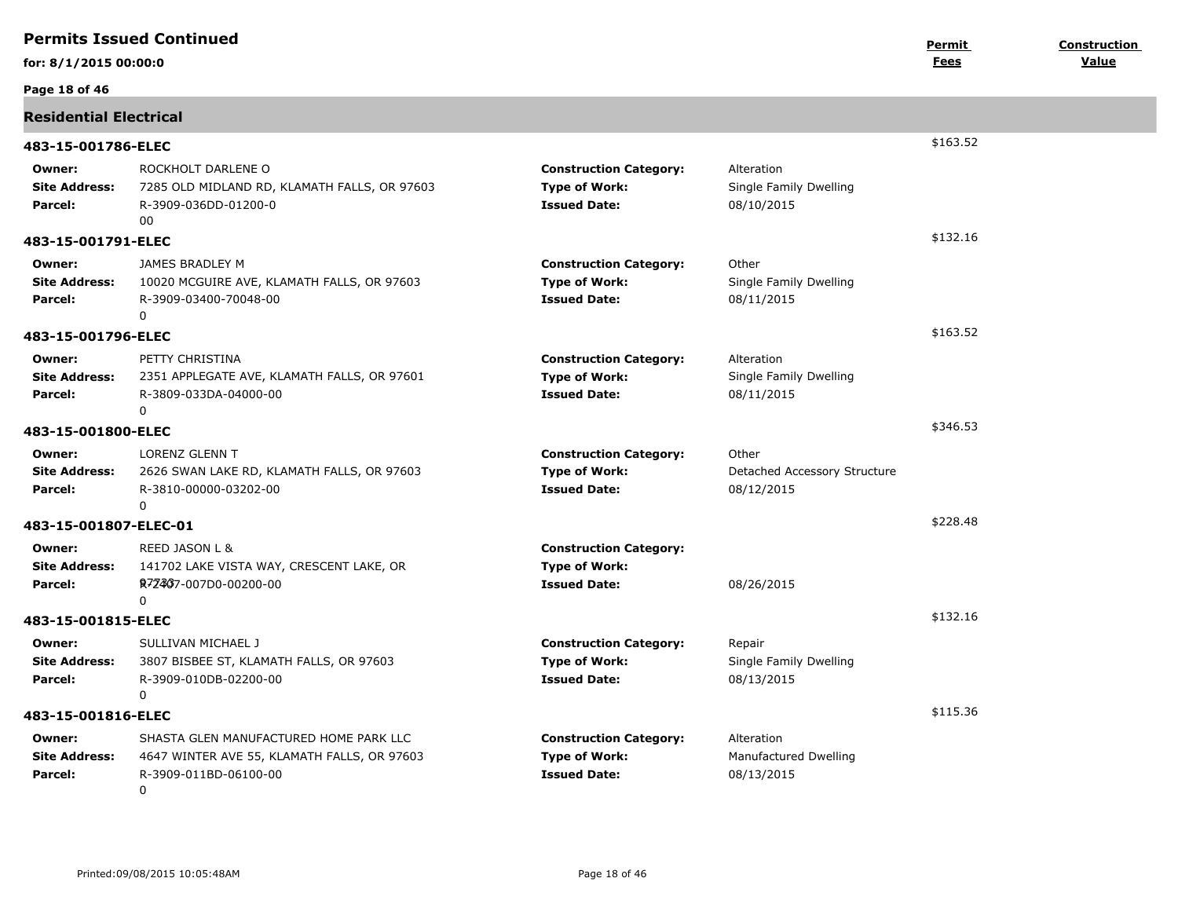# Permits Issued Continued

**for: 8/1/2015 00:00:0**

| | **Permit Fees** | **Construction Value** |
|---|---|---|

## Residential Electrical

### 483-15-001786-ELEC — $163.52

| | | | |
|---|---|---|---|
| **Owner:** | ROCKHOLT DARLENE O | **Construction Category:** | Alteration |
| **Site Address:** | 7285 OLD MIDLAND RD, KLAMATH FALLS, OR 97603 | **Type of Work:** | Single Family Dwelling |
| **Parcel:** | R-3909-036DD-01200-0 00 | **Issued Date:** | 08/10/2015 |

### 483-15-001791-ELEC — $132.16

| | | | |
|---|---|---|---|
| **Owner:** | JAMES BRADLEY M | **Construction Category:** | Other |
| **Site Address:** | 10020 MCGUIRE AVE, KLAMATH FALLS, OR 97603 | **Type of Work:** | Single Family Dwelling |
| **Parcel:** | R-3909-03400-70048-00 0 | **Issued Date:** | 08/11/2015 |

### 483-15-001796-ELEC — $163.52

| | | | |
|---|---|---|---|
| **Owner:** | PETTY CHRISTINA | **Construction Category:** | Alteration |
| **Site Address:** | 2351 APPLEGATE AVE, KLAMATH FALLS, OR 97601 | **Type of Work:** | Single Family Dwelling |
| **Parcel:** | R-3809-033DA-04000-00 0 | **Issued Date:** | 08/11/2015 |

### 483-15-001800-ELEC — $346.53

| | | | |
|---|---|---|---|
| **Owner:** | LORENZ GLENN T | **Construction Category:** | Other |
| **Site Address:** | 2626 SWAN LAKE RD, KLAMATH FALLS, OR 97603 | **Type of Work:** | Detached Accessory Structure |
| **Parcel:** | R-3810-00000-03202-00 0 | **Issued Date:** | 08/12/2015 |

### 483-15-001807-ELEC-01 — $228.48

| | | | |
|---|---|---|---|
| **Owner:** | REED JASON L & | **Construction Category:** | |
| **Site Address:** | 141702 LAKE VISTA WAY, CRESCENT LAKE, OR 97733 | **Type of Work:** | |
| **Parcel:** | R-2407-007D0-00200-00 0 | **Issued Date:** | 08/26/2015 |

### 483-15-001815-ELEC — $132.16

| | | | |
|---|---|---|---|
| **Owner:** | SULLIVAN MICHAEL J | **Construction Category:** | Repair |
| **Site Address:** | 3807 BISBEE ST, KLAMATH FALLS, OR 97603 | **Type of Work:** | Single Family Dwelling |
| **Parcel:** | R-3909-010DB-02200-00 0 | **Issued Date:** | 08/13/2015 |

### 483-15-001816-ELEC — $115.36

| | | | |
|---|---|---|---|
| **Owner:** | SHASTA GLEN MANUFACTURED HOME PARK LLC | **Construction Category:** | Alteration |
| **Site Address:** | 4647 WINTER AVE 55, KLAMATH FALLS, OR 97603 | **Type of Work:** | Manufactured Dwelling |
| **Parcel:** | R-3909-011BD-06100-00 0 | **Issued Date:** | 08/13/2015 |

Printed:09/08/2015 10:05:48AM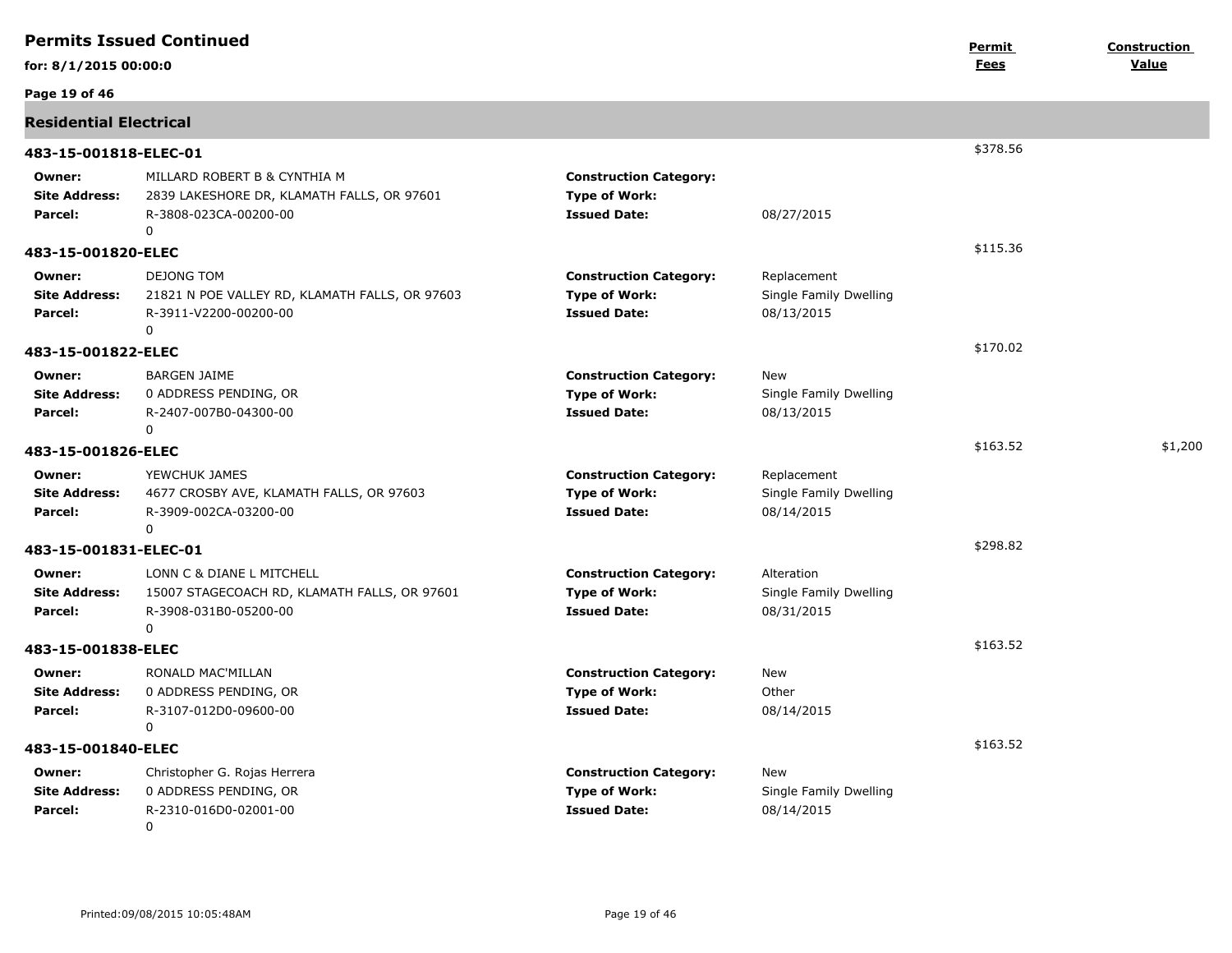## Permits Issued Continued

**for: 8/1/2015 00:00:0**

| | | | | Permit Fees | Construction Value |
|---|---|---|---|---|---|

### Residential Electrical

**483-15-001818-ELEC-01** — Permit Fees: $378.56

| | | | |
|---|---|---|---|
| **Owner:** | MILLARD ROBERT B & CYNTHIA M | **Construction Category:** | |
| **Site Address:** | 2839 LAKESHORE DR, KLAMATH FALLS, OR 97601 | **Type of Work:** | |
| **Parcel:** | R-3808-023CA-00200-00 | **Issued Date:** | 08/27/2015 |
| | 0 | | |

**483-15-001820-ELEC** — Permit Fees: $115.36

| | | | |
|---|---|---|---|
| **Owner:** | DEJONG TOM | **Construction Category:** | Replacement |
| **Site Address:** | 21821 N POE VALLEY RD, KLAMATH FALLS, OR 97603 | **Type of Work:** | Single Family Dwelling |
| **Parcel:** | R-3911-V2200-00200-00 | **Issued Date:** | 08/13/2015 |
| | 0 | | |

**483-15-001822-ELEC** — Permit Fees: $170.02

| | | | |
|---|---|---|---|
| **Owner:** | BARGEN JAIME | **Construction Category:** | New |
| **Site Address:** | 0 ADDRESS PENDING, OR | **Type of Work:** | Single Family Dwelling |
| **Parcel:** | R-2407-007B0-04300-00 | **Issued Date:** | 08/13/2015 |
| | 0 | | |

**483-15-001826-ELEC** — Permit Fees: $163.52 — Construction Value: $1,200

| | | | |
|---|---|---|---|
| **Owner:** | YEWCHUK JAMES | **Construction Category:** | Replacement |
| **Site Address:** | 4677 CROSBY AVE, KLAMATH FALLS, OR 97603 | **Type of Work:** | Single Family Dwelling |
| **Parcel:** | R-3909-002CA-03200-00 | **Issued Date:** | 08/14/2015 |
| | 0 | | |

**483-15-001831-ELEC-01** — Permit Fees: $298.82

| | | | |
|---|---|---|---|
| **Owner:** | LONN C & DIANE L MITCHELL | **Construction Category:** | Alteration |
| **Site Address:** | 15007 STAGECOACH RD, KLAMATH FALLS, OR 97601 | **Type of Work:** | Single Family Dwelling |
| **Parcel:** | R-3908-031B0-05200-00 | **Issued Date:** | 08/31/2015 |
| | 0 | | |

**483-15-001838-ELEC** — Permit Fees: $163.52

| | | | |
|---|---|---|---|
| **Owner:** | RONALD MAC'MILLAN | **Construction Category:** | New |
| **Site Address:** | 0 ADDRESS PENDING, OR | **Type of Work:** | Other |
| **Parcel:** | R-3107-012D0-09600-00 | **Issued Date:** | 08/14/2015 |
| | 0 | | |

**483-15-001840-ELEC** — Permit Fees: $163.52

| | | | |
|---|---|---|---|
| **Owner:** | Christopher G. Rojas Herrera | **Construction Category:** | New |
| **Site Address:** | 0 ADDRESS PENDING, OR | **Type of Work:** | Single Family Dwelling |
| **Parcel:** | R-2310-016D0-02001-00 | **Issued Date:** | 08/14/2015 |
| | 0 | | |

Printed:09/08/2015 10:05:48AM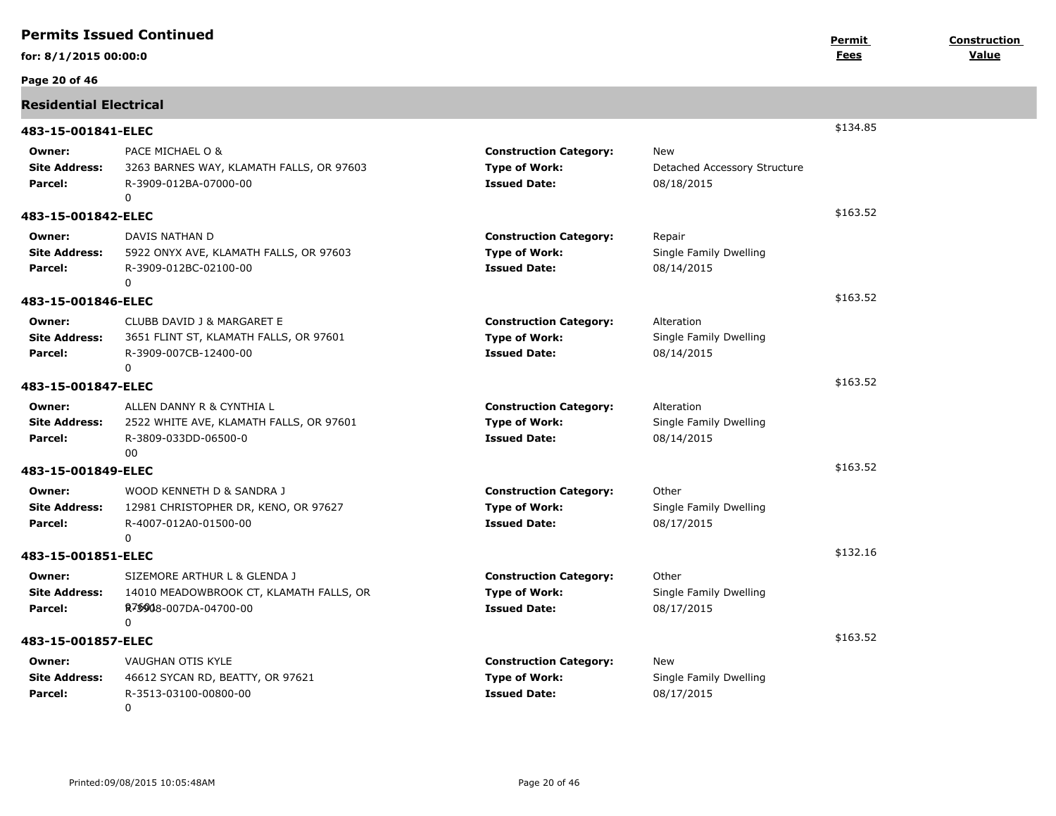# Permits Issued Continued

**for: 8/1/2015 00:00:0**

| | | **Permit Fees** | **Construction Value** |
|---|---|---|---|

## Residential Electrical

### 483-15-001841-ELEC

$134.85

| | | | |
|---|---|---|---|
| **Owner:** | PACE MICHAEL O & | **Construction Category:** | New |
| **Site Address:** | 3263 BARNES WAY, KLAMATH FALLS, OR 97603 | **Type of Work:** | Detached Accessory Structure |
| **Parcel:** | R-3909-012BA-07000-00<br>0 | **Issued Date:** | 08/18/2015 |

### 483-15-001842-ELEC

$163.52

| | | | |
|---|---|---|---|
| **Owner:** | DAVIS NATHAN D | **Construction Category:** | Repair |
| **Site Address:** | 5922 ONYX AVE, KLAMATH FALLS, OR 97603 | **Type of Work:** | Single Family Dwelling |
| **Parcel:** | R-3909-012BC-02100-00<br>0 | **Issued Date:** | 08/14/2015 |

### 483-15-001846-ELEC

$163.52

| | | | |
|---|---|---|---|
| **Owner:** | CLUBB DAVID J & MARGARET E | **Construction Category:** | Alteration |
| **Site Address:** | 3651 FLINT ST, KLAMATH FALLS, OR 97601 | **Type of Work:** | Single Family Dwelling |
| **Parcel:** | R-3909-007CB-12400-00<br>0 | **Issued Date:** | 08/14/2015 |

### 483-15-001847-ELEC

$163.52

| | | | |
|---|---|---|---|
| **Owner:** | ALLEN DANNY R & CYNTHIA L | **Construction Category:** | Alteration |
| **Site Address:** | 2522 WHITE AVE, KLAMATH FALLS, OR 97601 | **Type of Work:** | Single Family Dwelling |
| **Parcel:** | R-3809-033DD-06500-0<br>00 | **Issued Date:** | 08/14/2015 |

### 483-15-001849-ELEC

$163.52

| | | | |
|---|---|---|---|
| **Owner:** | WOOD KENNETH D & SANDRA J | **Construction Category:** | Other |
| **Site Address:** | 12981 CHRISTOPHER DR, KENO, OR 97627 | **Type of Work:** | Single Family Dwelling |
| **Parcel:** | R-4007-012A0-01500-00<br>0 | **Issued Date:** | 08/17/2015 |

### 483-15-001851-ELEC

$132.16

| | | | |
|---|---|---|---|
| **Owner:** | SIZEMORE ARTHUR L & GLENDA J | **Construction Category:** | Other |
| **Site Address:** | 14010 MEADOWBROOK CT, KLAMATH FALLS, OR 97601 | **Type of Work:** | Single Family Dwelling |
| **Parcel:** | R-3908-007DA-04700-00<br>0 | **Issued Date:** | 08/17/2015 |

### 483-15-001857-ELEC

$163.52

| | | | |
|---|---|---|---|
| **Owner:** | VAUGHAN OTIS KYLE | **Construction Category:** | New |
| **Site Address:** | 46612 SYCAN RD, BEATTY, OR 97621 | **Type of Work:** | Single Family Dwelling |
| **Parcel:** | R-3513-03100-00800-00<br>0 | **Issued Date:** | 08/17/2015 |

Printed:09/08/2015 10:05:48AM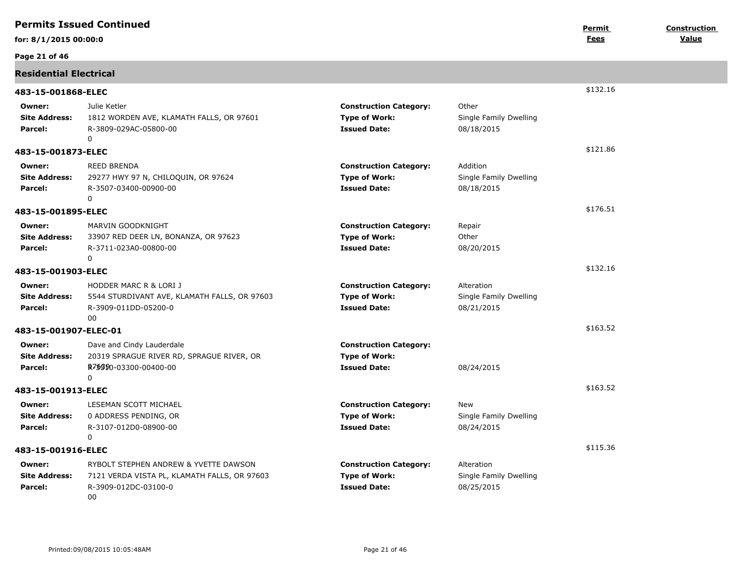# Permits Issued Continued

**for: 8/1/2015 00:00:0**

| | | | | Permit Fees | Construction Value |
|---|---|---|---|---|---|

## Residential Electrical

### 483-15-001868-ELEC — $132.16

| | | | |
|---|---|---|---|
| **Owner:** | Julie Ketler | **Construction Category:** | Other |
| **Site Address:** | 1812 WORDEN AVE, KLAMATH FALLS, OR 97601 | **Type of Work:** | Single Family Dwelling |
| **Parcel:** | R-3809-029AC-05800-00 0 | **Issued Date:** | 08/18/2015 |

### 483-15-001873-ELEC — $121.86

| | | | |
|---|---|---|---|
| **Owner:** | REED BRENDA | **Construction Category:** | Addition |
| **Site Address:** | 29277 HWY 97 N, CHILOQUIN, OR 97624 | **Type of Work:** | Single Family Dwelling |
| **Parcel:** | R-3507-03400-00900-00 0 | **Issued Date:** | 08/18/2015 |

### 483-15-001895-ELEC — $176.51

| | | | |
|---|---|---|---|
| **Owner:** | MARVIN GOODKNIGHT | **Construction Category:** | Repair |
| **Site Address:** | 33907 RED DEER LN, BONANZA, OR 97623 | **Type of Work:** | Other |
| **Parcel:** | R-3711-023A0-00800-00 0 | **Issued Date:** | 08/20/2015 |

### 483-15-001903-ELEC — $132.16

| | | | |
|---|---|---|---|
| **Owner:** | HODDER MARC R & LORI J | **Construction Category:** | Alteration |
| **Site Address:** | 5544 STURDIVANT AVE, KLAMATH FALLS, OR 97603 | **Type of Work:** | Single Family Dwelling |
| **Parcel:** | R-3909-011DD-05200-0 00 | **Issued Date:** | 08/21/2015 |

### 483-15-001907-ELEC-01 — $163.52

| | | | |
|---|---|---|---|
| **Owner:** | Dave and Cindy Lauderdale | **Construction Category:** | |
| **Site Address:** | 20319 SPRAGUE RIVER RD, SPRAGUE RIVER, OR 97639 | **Type of Work:** | |
| **Parcel:** | R-3510-03300-00400-00 0 | **Issued Date:** | 08/24/2015 |

### 483-15-001913-ELEC — $163.52

| | | | |
|---|---|---|---|
| **Owner:** | LESEMAN SCOTT MICHAEL | **Construction Category:** | New |
| **Site Address:** | 0 ADDRESS PENDING, OR | **Type of Work:** | Single Family Dwelling |
| **Parcel:** | R-3107-012D0-08900-00 0 | **Issued Date:** | 08/24/2015 |

### 483-15-001916-ELEC — $115.36

| | | | |
|---|---|---|---|
| **Owner:** | RYBOLT STEPHEN ANDREW & YVETTE DAWSON | **Construction Category:** | Alteration |
| **Site Address:** | 7121 VERDA VISTA PL, KLAMATH FALLS, OR 97603 | **Type of Work:** | Single Family Dwelling |
| **Parcel:** | R-3909-012DC-03100-0 00 | **Issued Date:** | 08/25/2015 |

Printed:09/08/2015 10:05:48AM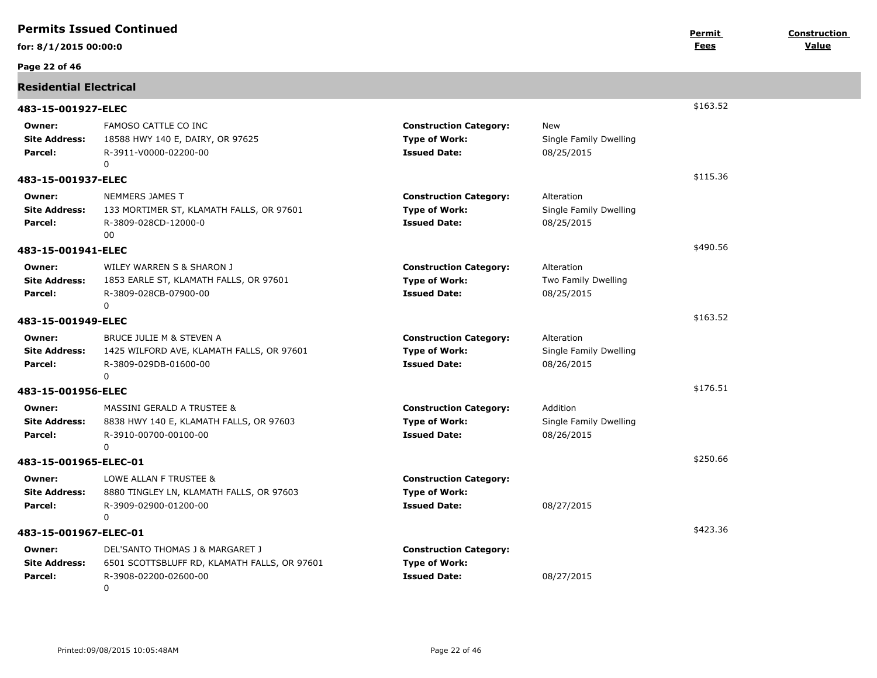## Permits Issued Continued

**for: 8/1/2015 00:00:0**

| | | | | Permit Fees | Construction Value |
|---|---|---|---|---|---|

### Residential Electrical

**483-15-001927-ELEC** — $163.52

| | | | |
|---|---|---|---|
| **Owner:** | FAMOSO CATTLE CO INC | **Construction Category:** | New |
| **Site Address:** | 18588 HWY 140 E, DAIRY, OR 97625 | **Type of Work:** | Single Family Dwelling |
| **Parcel:** | R-3911-V0000-02200-00 0 | **Issued Date:** | 08/25/2015 |

**483-15-001937-ELEC** — $115.36

| | | | |
|---|---|---|---|
| **Owner:** | NEMMERS JAMES T | **Construction Category:** | Alteration |
| **Site Address:** | 133 MORTIMER ST, KLAMATH FALLS, OR 97601 | **Type of Work:** | Single Family Dwelling |
| **Parcel:** | R-3809-028CD-12000-0 00 | **Issued Date:** | 08/25/2015 |

**483-15-001941-ELEC** — $490.56

| | | | |
|---|---|---|---|
| **Owner:** | WILEY WARREN S & SHARON J | **Construction Category:** | Alteration |
| **Site Address:** | 1853 EARLE ST, KLAMATH FALLS, OR 97601 | **Type of Work:** | Two Family Dwelling |
| **Parcel:** | R-3809-028CB-07900-00 0 | **Issued Date:** | 08/25/2015 |

**483-15-001949-ELEC** — $163.52

| | | | |
|---|---|---|---|
| **Owner:** | BRUCE JULIE M & STEVEN A | **Construction Category:** | Alteration |
| **Site Address:** | 1425 WILFORD AVE, KLAMATH FALLS, OR 97601 | **Type of Work:** | Single Family Dwelling |
| **Parcel:** | R-3809-029DB-01600-00 0 | **Issued Date:** | 08/26/2015 |

**483-15-001956-ELEC** — $176.51

| | | | |
|---|---|---|---|
| **Owner:** | MASSINI GERALD A TRUSTEE & | **Construction Category:** | Addition |
| **Site Address:** | 8838 HWY 140 E, KLAMATH FALLS, OR 97603 | **Type of Work:** | Single Family Dwelling |
| **Parcel:** | R-3910-00700-00100-00 0 | **Issued Date:** | 08/26/2015 |

**483-15-001965-ELEC-01** — $250.66

| | | | |
|---|---|---|---|
| **Owner:** | LOWE ALLAN F TRUSTEE & | **Construction Category:** | |
| **Site Address:** | 8880 TINGLEY LN, KLAMATH FALLS, OR 97603 | **Type of Work:** | |
| **Parcel:** | R-3909-02900-01200-00 0 | **Issued Date:** | 08/27/2015 |

**483-15-001967-ELEC-01** — $423.36

| | | | |
|---|---|---|---|
| **Owner:** | DEL'SANTO THOMAS J & MARGARET J | **Construction Category:** | |
| **Site Address:** | 6501 SCOTTSBLUFF RD, KLAMATH FALLS, OR 97601 | **Type of Work:** | |
| **Parcel:** | R-3908-02200-02600-00 0 | **Issued Date:** | 08/27/2015 |

Printed:09/08/2015 10:05:48AM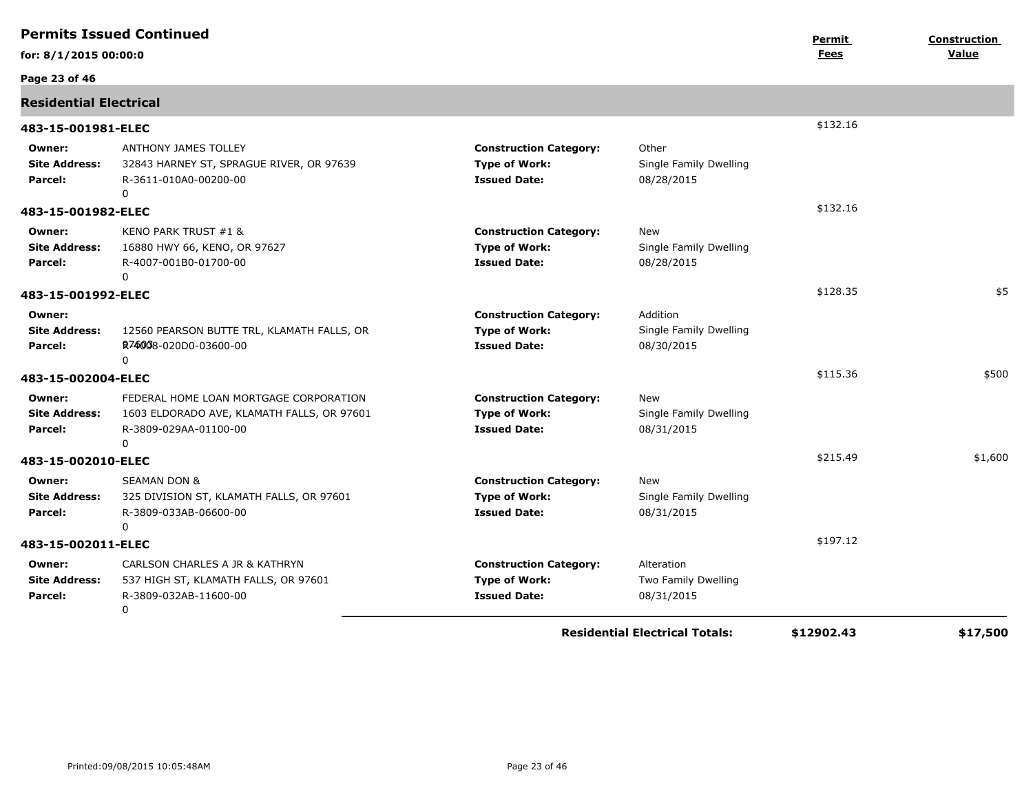## Permits Issued Continued

**for: 8/1/2015 00:00:0**

| | | | | Permit Fees | Construction Value |
|---|---|---|---|---|---|

### Residential Electrical

**483-15-001981-ELEC** — $132.16

| | | | |
|---|---|---|---|
| **Owner:** | ANTHONY JAMES TOLLEY | **Construction Category:** | Other |
| **Site Address:** | 32843 HARNEY ST, SPRAGUE RIVER, OR 97639 | **Type of Work:** | Single Family Dwelling |
| **Parcel:** | R-3611-010A0-00200-00<br>0 | **Issued Date:** | 08/28/2015 |

**483-15-001982-ELEC** — $132.16

| | | | |
|---|---|---|---|
| **Owner:** | KENO PARK TRUST #1 & | **Construction Category:** | New |
| **Site Address:** | 16880 HWY 66, KENO, OR 97627 | **Type of Work:** | Single Family Dwelling |
| **Parcel:** | R-4007-001B0-01700-00<br>0 | **Issued Date:** | 08/28/2015 |

**483-15-001992-ELEC** — $128.35 — $5

| | | | |
|---|---|---|---|
| **Owner:** | | **Construction Category:** | Addition |
| **Site Address:** | 12560 PEARSON BUTTE TRL, KLAMATH FALLS, OR 97603 | **Type of Work:** | Single Family Dwelling |
| **Parcel:** | R-4008-020D0-03600-00<br>0 | **Issued Date:** | 08/30/2015 |

**483-15-002004-ELEC** — $115.36 — $500

| | | | |
|---|---|---|---|
| **Owner:** | FEDERAL HOME LOAN MORTGAGE CORPORATION | **Construction Category:** | New |
| **Site Address:** | 1603 ELDORADO AVE, KLAMATH FALLS, OR 97601 | **Type of Work:** | Single Family Dwelling |
| **Parcel:** | R-3809-029AA-01100-00<br>0 | **Issued Date:** | 08/31/2015 |

**483-15-002010-ELEC** — $215.49 — $1,600

| | | | |
|---|---|---|---|
| **Owner:** | SEAMAN DON & | **Construction Category:** | New |
| **Site Address:** | 325 DIVISION ST, KLAMATH FALLS, OR 97601 | **Type of Work:** | Single Family Dwelling |
| **Parcel:** | R-3809-033AB-06600-00<br>0 | **Issued Date:** | 08/31/2015 |

**483-15-002011-ELEC** — $197.12

| | | | |
|---|---|---|---|
| **Owner:** | CARLSON CHARLES A JR & KATHRYN | **Construction Category:** | Alteration |
| **Site Address:** | 537 HIGH ST, KLAMATH FALLS, OR 97601 | **Type of Work:** | Two Family Dwelling |
| **Parcel:** | R-3809-032AB-11600-00<br>0 | **Issued Date:** | 08/31/2015 |

**Residential Electrical Totals: $12902.43 — $17,500**

Printed:09/08/2015 10:05:48AM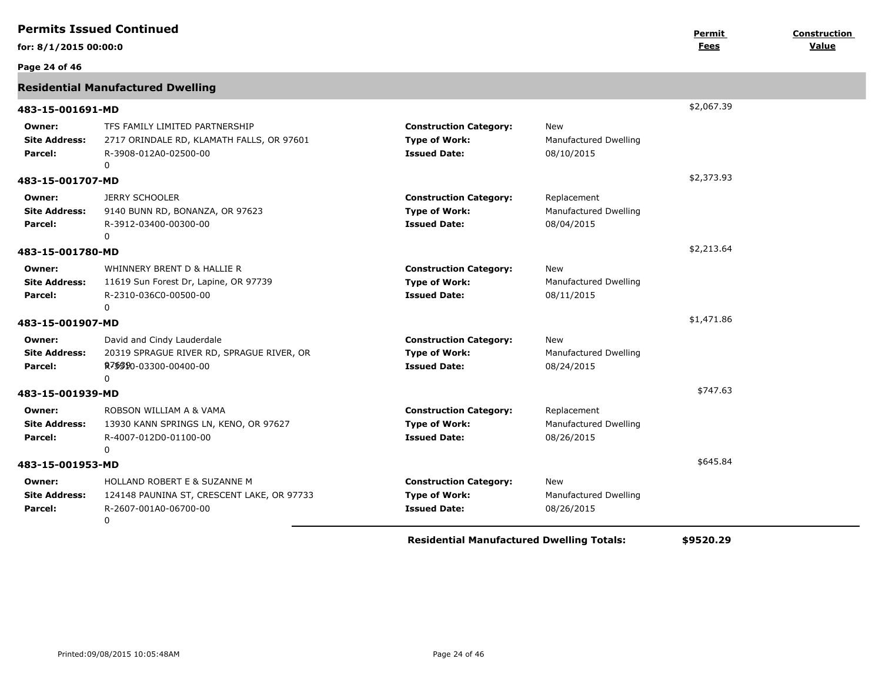## Permits Issued Continued

**for: 8/1/2015 00:00:0**

| | | | | Permit Fees | Construction Value |
|---|---|---|---|---|---|

### Residential Manufactured Dwelling

**483-15-001691-MD** — $2,067.39

| | | | |
|---|---|---|---|
| **Owner:** | TFS FAMILY LIMITED PARTNERSHIP | **Construction Category:** | New |
| **Site Address:** | 2717 ORINDALE RD, KLAMATH FALLS, OR 97601 | **Type of Work:** | Manufactured Dwelling |
| **Parcel:** | R-3908-012A0-02500-00 | **Issued Date:** | 08/10/2015 |
| | 0 | | |

**483-15-001707-MD** — $2,373.93

| | | | |
|---|---|---|---|
| **Owner:** | JERRY SCHOOLER | **Construction Category:** | Replacement |
| **Site Address:** | 9140 BUNN RD, BONANZA, OR 97623 | **Type of Work:** | Manufactured Dwelling |
| **Parcel:** | R-3912-03400-00300-00 | **Issued Date:** | 08/04/2015 |
| | 0 | | |

**483-15-001780-MD** — $2,213.64

| | | | |
|---|---|---|---|
| **Owner:** | WHINNERY BRENT D & HALLIE R | **Construction Category:** | New |
| **Site Address:** | 11619 Sun Forest Dr, Lapine, OR 97739 | **Type of Work:** | Manufactured Dwelling |
| **Parcel:** | R-2310-036C0-00500-00 | **Issued Date:** | 08/11/2015 |
| | 0 | | |

**483-15-001907-MD** — $1,471.86

| | | | |
|---|---|---|---|
| **Owner:** | David and Cindy Lauderdale | **Construction Category:** | New |
| **Site Address:** | 20319 SPRAGUE RIVER RD, SPRAGUE RIVER, OR 97639 | **Type of Work:** | Manufactured Dwelling |
| **Parcel:** | R-3510-03300-00400-00 | **Issued Date:** | 08/24/2015 |
| | 0 | | |

**483-15-001939-MD** — $747.63

| | | | |
|---|---|---|---|
| **Owner:** | ROBSON WILLIAM A & VAMA | **Construction Category:** | Replacement |
| **Site Address:** | 13930 KANN SPRINGS LN, KENO, OR 97627 | **Type of Work:** | Manufactured Dwelling |
| **Parcel:** | R-4007-012D0-01100-00 | **Issued Date:** | 08/26/2015 |
| | 0 | | |

**483-15-001953-MD** — $645.84

| | | | |
|---|---|---|---|
| **Owner:** | HOLLAND ROBERT E & SUZANNE M | **Construction Category:** | New |
| **Site Address:** | 124148 PAUNINA ST, CRESCENT LAKE, OR 97733 | **Type of Work:** | Manufactured Dwelling |
| **Parcel:** | R-2607-001A0-06700-00 | **Issued Date:** | 08/26/2015 |
| | 0 | | |

**Residential Manufactured Dwelling Totals:** **$9520.29**

Printed:09/08/2015 10:05:48AM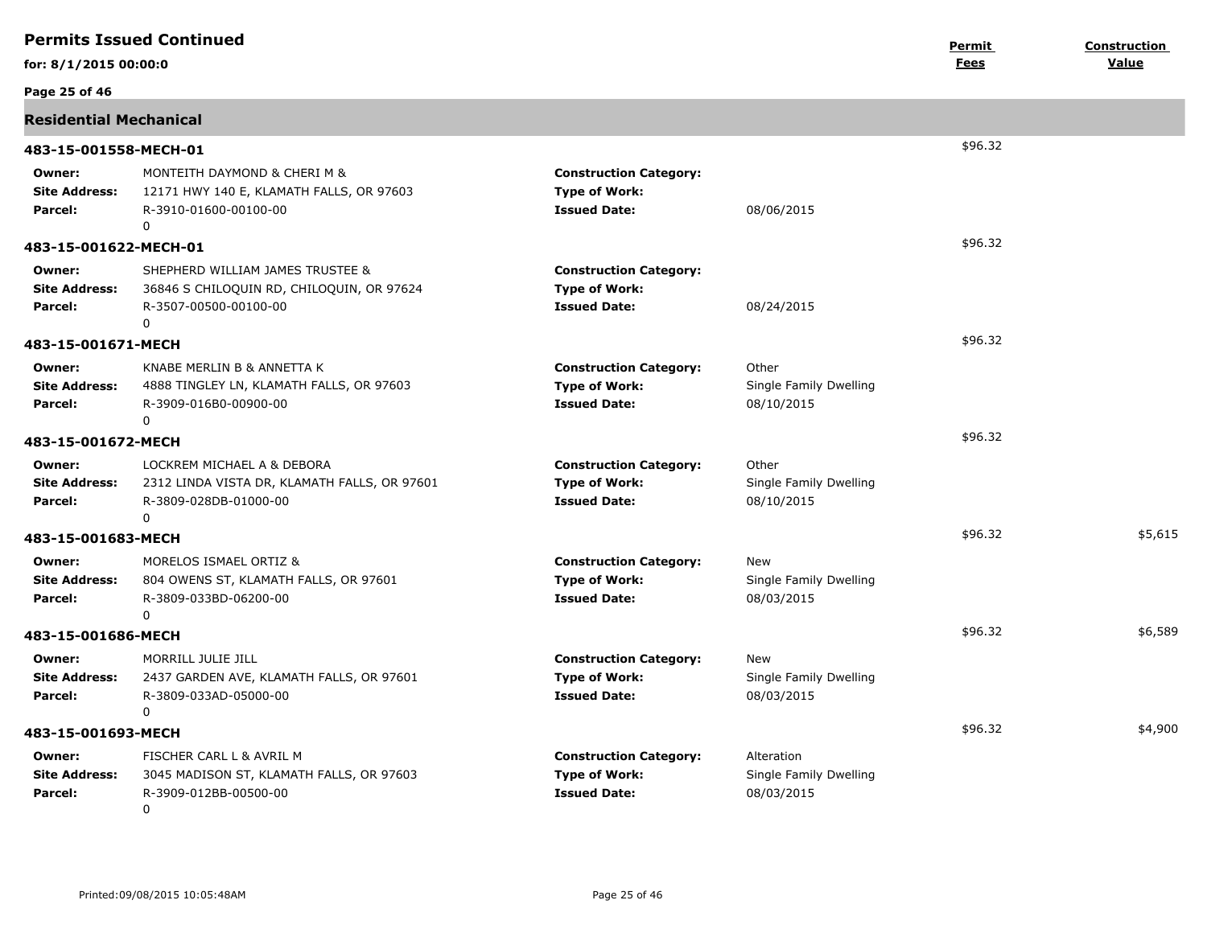## Permits Issued Continued

**for: 8/1/2015 00:00:0**

| | | | | Permit Fees | Construction Value |
|---|---|---|---|---|---|

### Residential Mechanical

**483-15-001558-MECH-01** — Permit Fees: $96.32

| | | | |
|---|---|---|---|
| **Owner:** | MONTEITH DAYMOND & CHERI M & | **Construction Category:** | |
| **Site Address:** | 12171 HWY 140 E, KLAMATH FALLS, OR 97603 | **Type of Work:** | |
| **Parcel:** | R-3910-01600-00100-00<br>0 | **Issued Date:** | 08/06/2015 |

**483-15-001622-MECH-01** — Permit Fees: $96.32

| | | | |
|---|---|---|---|
| **Owner:** | SHEPHERD WILLIAM JAMES TRUSTEE & | **Construction Category:** | |
| **Site Address:** | 36846 S CHILOQUIN RD, CHILOQUIN, OR 97624 | **Type of Work:** | |
| **Parcel:** | R-3507-00500-00100-00<br>0 | **Issued Date:** | 08/24/2015 |

**483-15-001671-MECH** — Permit Fees: $96.32

| | | | |
|---|---|---|---|
| **Owner:** | KNABE MERLIN B & ANNETTA K | **Construction Category:** | Other |
| **Site Address:** | 4888 TINGLEY LN, KLAMATH FALLS, OR 97603 | **Type of Work:** | Single Family Dwelling |
| **Parcel:** | R-3909-016B0-00900-00<br>0 | **Issued Date:** | 08/10/2015 |

**483-15-001672-MECH** — Permit Fees: $96.32

| | | | |
|---|---|---|---|
| **Owner:** | LOCKREM MICHAEL A & DEBORA | **Construction Category:** | Other |
| **Site Address:** | 2312 LINDA VISTA DR, KLAMATH FALLS, OR 97601 | **Type of Work:** | Single Family Dwelling |
| **Parcel:** | R-3809-028DB-01000-00<br>0 | **Issued Date:** | 08/10/2015 |

**483-15-001683-MECH** — Permit Fees: $96.32 — Construction Value: $5,615

| | | | |
|---|---|---|---|
| **Owner:** | MORELOS ISMAEL ORTIZ & | **Construction Category:** | New |
| **Site Address:** | 804 OWENS ST, KLAMATH FALLS, OR 97601 | **Type of Work:** | Single Family Dwelling |
| **Parcel:** | R-3809-033BD-06200-00<br>0 | **Issued Date:** | 08/03/2015 |

**483-15-001686-MECH** — Permit Fees: $96.32 — Construction Value: $6,589

| | | | |
|---|---|---|---|
| **Owner:** | MORRILL JULIE JILL | **Construction Category:** | New |
| **Site Address:** | 2437 GARDEN AVE, KLAMATH FALLS, OR 97601 | **Type of Work:** | Single Family Dwelling |
| **Parcel:** | R-3809-033AD-05000-00<br>0 | **Issued Date:** | 08/03/2015 |

**483-15-001693-MECH** — Permit Fees: $96.32 — Construction Value: $4,900

| | | | |
|---|---|---|---|
| **Owner:** | FISCHER CARL L & AVRIL M | **Construction Category:** | Alteration |
| **Site Address:** | 3045 MADISON ST, KLAMATH FALLS, OR 97603 | **Type of Work:** | Single Family Dwelling |
| **Parcel:** | R-3909-012BB-00500-00<br>0 | **Issued Date:** | 08/03/2015 |

Printed:09/08/2015 10:05:48AM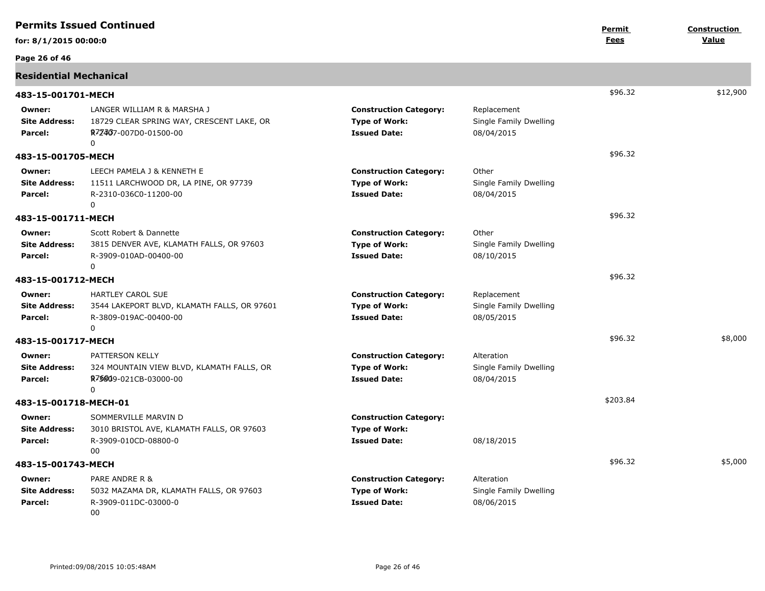## Permits Issued Continued

**for: 8/1/2015 00:00:0**

| | | | | Permit Fees | Construction Value |
|---|---|---|---|---|---|

### Residential Mechanical

**483-15-001701-MECH** — Permit Fees: $96.32 — Construction Value: $12,900

| | | | |
|---|---|---|---|
| **Owner:** | LANGER WILLIAM R & MARSHA J | **Construction Category:** | Replacement |
| **Site Address:** | 18729 CLEAR SPRING WAY, CRESCENT LAKE, OR 97733 | **Type of Work:** | Single Family Dwelling |
| **Parcel:** | R-2407-007D0-01500-000 | **Issued Date:** | 08/04/2015 |

**483-15-001705-MECH** — Permit Fees: $96.32

| | | | |
|---|---|---|---|
| **Owner:** | LEECH PAMELA J & KENNETH E | **Construction Category:** | Other |
| **Site Address:** | 11511 LARCHWOOD DR, LA PINE, OR 97739 | **Type of Work:** | Single Family Dwelling |
| **Parcel:** | R-2310-036C0-11200-000 | **Issued Date:** | 08/04/2015 |

**483-15-001711-MECH** — Permit Fees: $96.32

| | | | |
|---|---|---|---|
| **Owner:** | Scott Robert & Dannette | **Construction Category:** | Other |
| **Site Address:** | 3815 DENVER AVE, KLAMATH FALLS, OR 97603 | **Type of Work:** | Single Family Dwelling |
| **Parcel:** | R-3909-010AD-00400-000 | **Issued Date:** | 08/10/2015 |

**483-15-001712-MECH** — Permit Fees: $96.32

| | | | |
|---|---|---|---|
| **Owner:** | HARTLEY CAROL SUE | **Construction Category:** | Replacement |
| **Site Address:** | 3544 LAKEPORT BLVD, KLAMATH FALLS, OR 97601 | **Type of Work:** | Single Family Dwelling |
| **Parcel:** | R-3809-019AC-00400-000 | **Issued Date:** | 08/05/2015 |

**483-15-001717-MECH** — Permit Fees: $96.32 — Construction Value: $8,000

| | | | |
|---|---|---|---|
| **Owner:** | PATTERSON KELLY | **Construction Category:** | Alteration |
| **Site Address:** | 324 MOUNTAIN VIEW BLVD, KLAMATH FALLS, OR 97601 | **Type of Work:** | Single Family Dwelling |
| **Parcel:** | R-3809-021CB-03000-000 | **Issued Date:** | 08/04/2015 |

**483-15-001718-MECH-01** — Permit Fees: $203.84

| | | | |
|---|---|---|---|
| **Owner:** | SOMMERVILLE MARVIN D | **Construction Category:** | |
| **Site Address:** | 3010 BRISTOL AVE, KLAMATH FALLS, OR 97603 | **Type of Work:** | |
| **Parcel:** | R-3909-010CD-08800-000 | **Issued Date:** | 08/18/2015 |

**483-15-001743-MECH** — Permit Fees: $96.32 — Construction Value: $5,000

| | | | |
|---|---|---|---|
| **Owner:** | PARE ANDRE R & | **Construction Category:** | Alteration |
| **Site Address:** | 5032 MAZAMA DR, KLAMATH FALLS, OR 97603 | **Type of Work:** | Single Family Dwelling |
| **Parcel:** | R-3909-011DC-03000-000 | **Issued Date:** | 08/06/2015 |

Printed:09/08/2015 10:05:48AM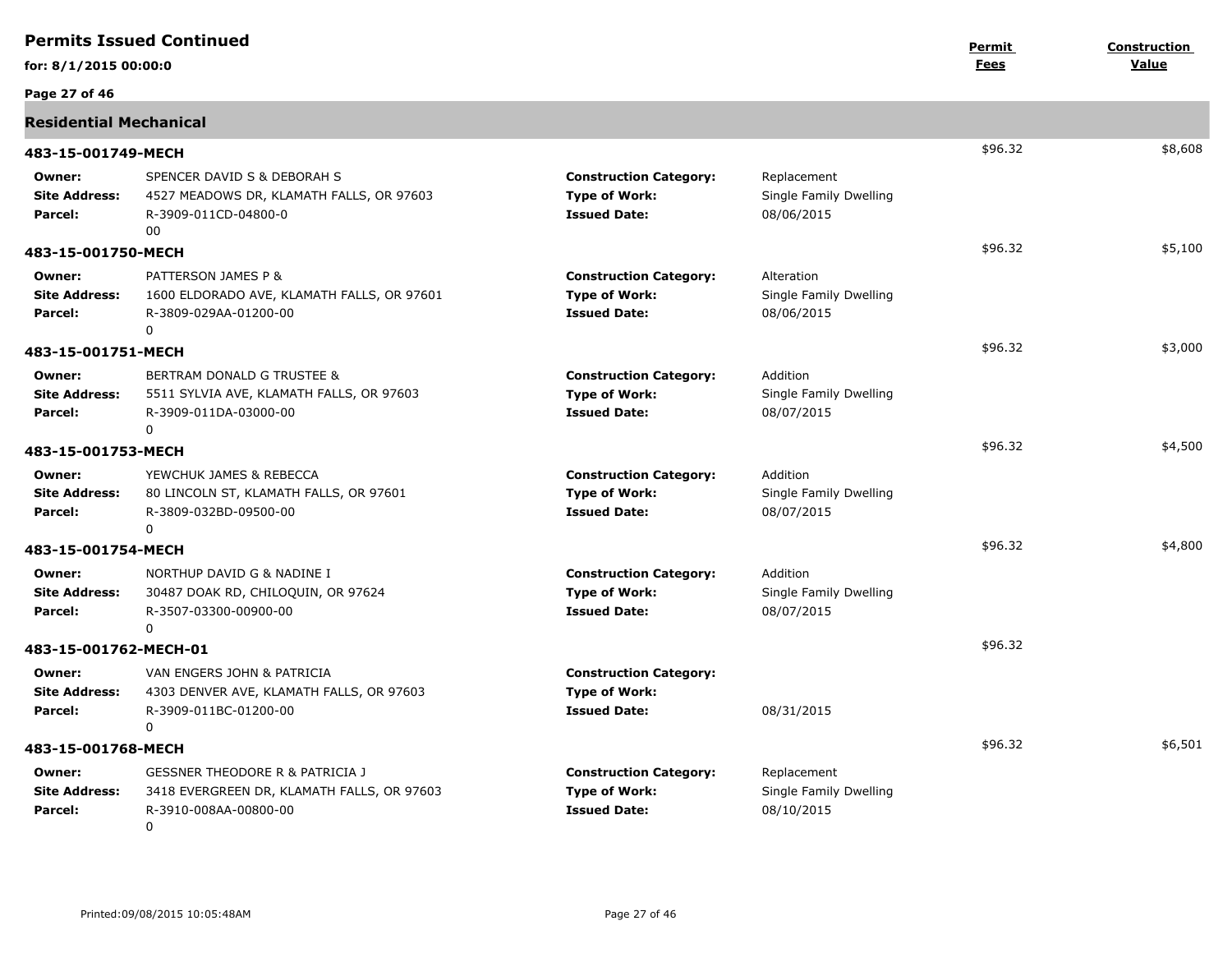## Permits Issued Continued

**for: 8/1/2015 00:00:0**

| | | | | Permit Fees | Construction Value |
|---|---|---|---|---|---|

### Residential Mechanical

**483-15-001749-MECH** — Permit Fees: $96.32 — Construction Value: $8,608

| | | | |
|---|---|---|---|
| **Owner:** | SPENCER DAVID S & DEBORAH S | **Construction Category:** | Replacement |
| **Site Address:** | 4527 MEADOWS DR, KLAMATH FALLS, OR 97603 | **Type of Work:** | Single Family Dwelling |
| **Parcel:** | R-3909-011CD-04800-0 00 | **Issued Date:** | 08/06/2015 |

**483-15-001750-MECH** — Permit Fees: $96.32 — Construction Value: $5,100

| | | | |
|---|---|---|---|
| **Owner:** | PATTERSON JAMES P & | **Construction Category:** | Alteration |
| **Site Address:** | 1600 ELDORADO AVE, KLAMATH FALLS, OR 97601 | **Type of Work:** | Single Family Dwelling |
| **Parcel:** | R-3809-029AA-01200-00 0 | **Issued Date:** | 08/06/2015 |

**483-15-001751-MECH** — Permit Fees: $96.32 — Construction Value: $3,000

| | | | |
|---|---|---|---|
| **Owner:** | BERTRAM DONALD G TRUSTEE & | **Construction Category:** | Addition |
| **Site Address:** | 5511 SYLVIA AVE, KLAMATH FALLS, OR 97603 | **Type of Work:** | Single Family Dwelling |
| **Parcel:** | R-3909-011DA-03000-00 0 | **Issued Date:** | 08/07/2015 |

**483-15-001753-MECH** — Permit Fees: $96.32 — Construction Value: $4,500

| | | | |
|---|---|---|---|
| **Owner:** | YEWCHUK JAMES & REBECCA | **Construction Category:** | Addition |
| **Site Address:** | 80 LINCOLN ST, KLAMATH FALLS, OR 97601 | **Type of Work:** | Single Family Dwelling |
| **Parcel:** | R-3809-032BD-09500-00 0 | **Issued Date:** | 08/07/2015 |

**483-15-001754-MECH** — Permit Fees: $96.32 — Construction Value: $4,800

| | | | |
|---|---|---|---|
| **Owner:** | NORTHUP DAVID G & NADINE I | **Construction Category:** | Addition |
| **Site Address:** | 30487 DOAK RD, CHILOQUIN, OR 97624 | **Type of Work:** | Single Family Dwelling |
| **Parcel:** | R-3507-03300-00900-00 0 | **Issued Date:** | 08/07/2015 |

**483-15-001762-MECH-01** — Permit Fees: $96.32

| | | | |
|---|---|---|---|
| **Owner:** | VAN ENGERS JOHN & PATRICIA | **Construction Category:** | |
| **Site Address:** | 4303 DENVER AVE, KLAMATH FALLS, OR 97603 | **Type of Work:** | |
| **Parcel:** | R-3909-011BC-01200-00 0 | **Issued Date:** | 08/31/2015 |

**483-15-001768-MECH** — Permit Fees: $96.32 — Construction Value: $6,501

| | | | |
|---|---|---|---|
| **Owner:** | GESSNER THEODORE R & PATRICIA J | **Construction Category:** | Replacement |
| **Site Address:** | 3418 EVERGREEN DR, KLAMATH FALLS, OR 97603 | **Type of Work:** | Single Family Dwelling |
| **Parcel:** | R-3910-008AA-00800-00 0 | **Issued Date:** | 08/10/2015 |

Printed:09/08/2015 10:05:48AM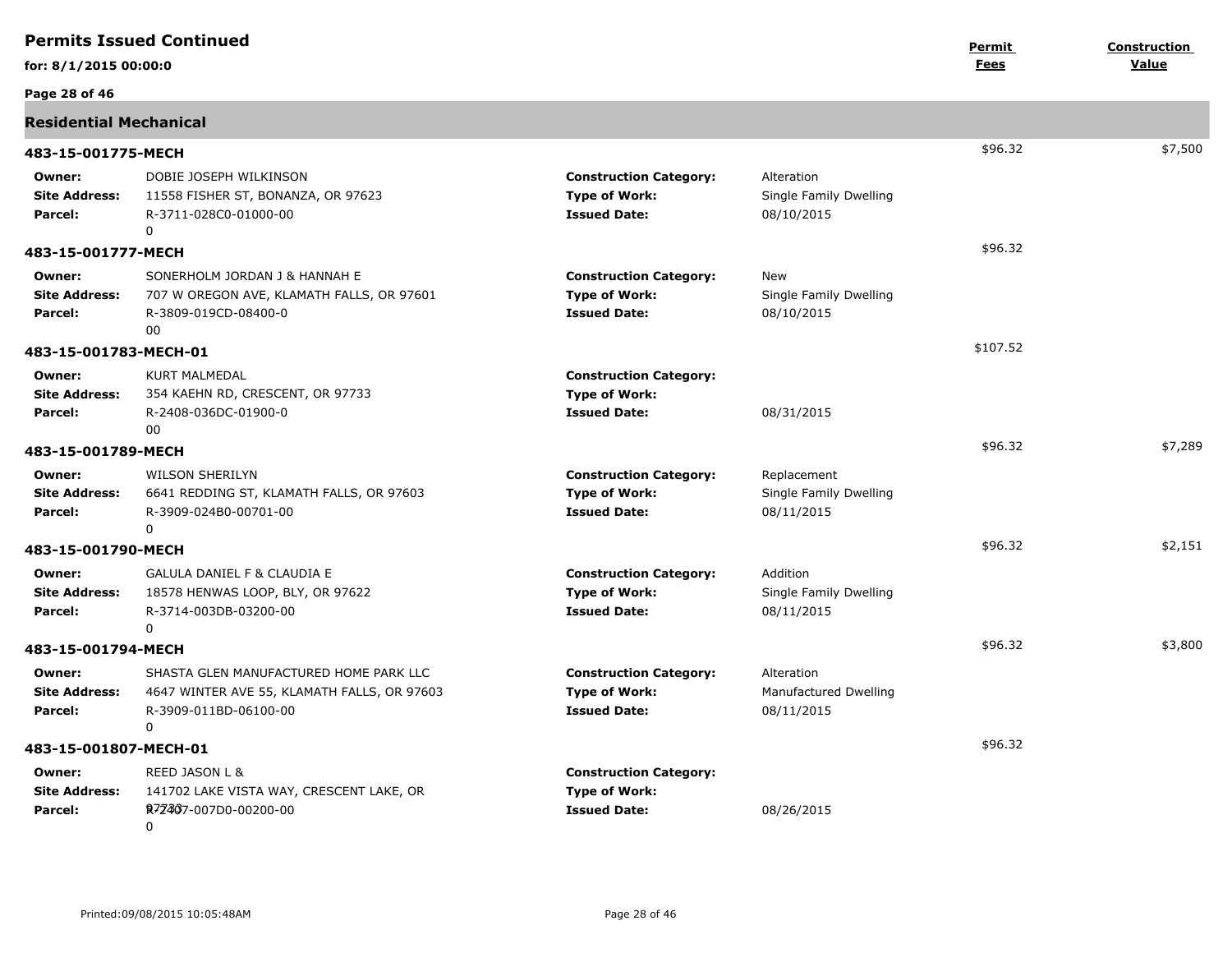# Permits Issued Continued

**for: 8/1/2015 00:00:0**

| | | | | Permit Fees | Construction Value |
|---|---|---|---|---|---|

## Residential Mechanical

### 483-15-001775-MECH

$96.32 — $7,500

**Owner:** DOBIE JOSEPH WILKINSON
**Site Address:** 11558 FISHER ST, BONANZA, OR 97623
**Parcel:** R-3711-028C0-01000-00
0
**Construction Category:** Alteration
**Type of Work:** Single Family Dwelling
**Issued Date:** 08/10/2015

### 483-15-001777-MECH

$96.32

**Owner:** SONERHOLM JORDAN J & HANNAH E
**Site Address:** 707 W OREGON AVE, KLAMATH FALLS, OR 97601
**Parcel:** R-3809-019CD-08400-0
00
**Construction Category:** New
**Type of Work:** Single Family Dwelling
**Issued Date:** 08/10/2015

### 483-15-001783-MECH-01

$107.52

**Owner:** KURT MALMEDAL
**Site Address:** 354 KAEHN RD, CRESCENT, OR 97733
**Parcel:** R-2408-036DC-01900-0
00
**Construction Category:**
**Type of Work:**
**Issued Date:** 08/31/2015

### 483-15-001789-MECH

$96.32 — $7,289

**Owner:** WILSON SHERILYN
**Site Address:** 6641 REDDING ST, KLAMATH FALLS, OR 97603
**Parcel:** R-3909-024B0-00701-00
0
**Construction Category:** Replacement
**Type of Work:** Single Family Dwelling
**Issued Date:** 08/11/2015

### 483-15-001790-MECH

$96.32 — $2,151

**Owner:** GALULA DANIEL F & CLAUDIA E
**Site Address:** 18578 HENWAS LOOP, BLY, OR 97622
**Parcel:** R-3714-003DB-03200-00
0
**Construction Category:** Addition
**Type of Work:** Single Family Dwelling
**Issued Date:** 08/11/2015

### 483-15-001794-MECH

$96.32 — $3,800

**Owner:** SHASTA GLEN MANUFACTURED HOME PARK LLC
**Site Address:** 4647 WINTER AVE 55, KLAMATH FALLS, OR 97603
**Parcel:** R-3909-011BD-06100-00
0
**Construction Category:** Alteration
**Type of Work:** Manufactured Dwelling
**Issued Date:** 08/11/2015

### 483-15-001807-MECH-01

$96.32

**Owner:** REED JASON L &
**Site Address:** 141702 LAKE VISTA WAY, CRESCENT LAKE, OR 97733
**Parcel:** R-2407-007D0-00200-00
0
**Construction Category:**
**Type of Work:**
**Issued Date:** 08/26/2015

Printed:09/08/2015 10:05:48AM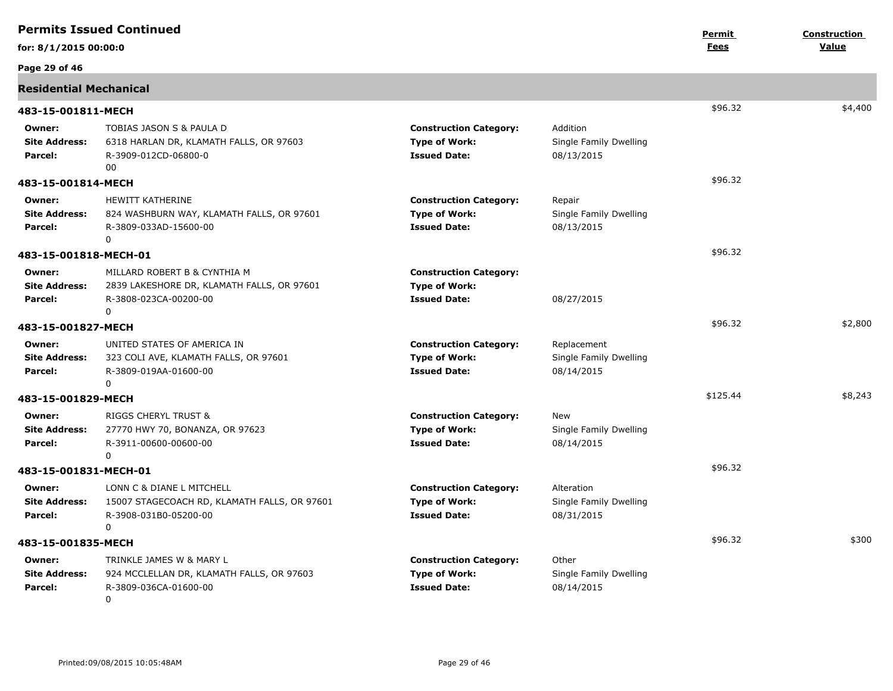## Permits Issued Continued

**for: 8/1/2015 00:00:0**

| | | | | Permit Fees | Construction Value |
|---|---|---|---|---|---|

### Residential Mechanical

**483-15-001811-MECH** — Permit Fees: $96.32 — Construction Value: $4,400

| | | | |
|---|---|---|---|
| **Owner:** | TOBIAS JASON S & PAULA D | **Construction Category:** | Addition |
| **Site Address:** | 6318 HARLAN DR, KLAMATH FALLS, OR 97603 | **Type of Work:** | Single Family Dwelling |
| **Parcel:** | R-3909-012CD-06800-0 00 | **Issued Date:** | 08/13/2015 |

**483-15-001814-MECH** — Permit Fees: $96.32

| | | | |
|---|---|---|---|
| **Owner:** | HEWITT KATHERINE | **Construction Category:** | Repair |
| **Site Address:** | 824 WASHBURN WAY, KLAMATH FALLS, OR 97601 | **Type of Work:** | Single Family Dwelling |
| **Parcel:** | R-3809-033AD-15600-00 0 | **Issued Date:** | 08/13/2015 |

**483-15-001818-MECH-01** — Permit Fees: $96.32

| | | | |
|---|---|---|---|
| **Owner:** | MILLARD ROBERT B & CYNTHIA M | **Construction Category:** | |
| **Site Address:** | 2839 LAKESHORE DR, KLAMATH FALLS, OR 97601 | **Type of Work:** | |
| **Parcel:** | R-3808-023CA-00200-00 0 | **Issued Date:** | 08/27/2015 |

**483-15-001827-MECH** — Permit Fees: $96.32 — Construction Value: $2,800

| | | | |
|---|---|---|---|
| **Owner:** | UNITED STATES OF AMERICA IN | **Construction Category:** | Replacement |
| **Site Address:** | 323 COLI AVE, KLAMATH FALLS, OR 97601 | **Type of Work:** | Single Family Dwelling |
| **Parcel:** | R-3809-019AA-01600-00 0 | **Issued Date:** | 08/14/2015 |

**483-15-001829-MECH** — Permit Fees: $125.44 — Construction Value: $8,243

| | | | |
|---|---|---|---|
| **Owner:** | RIGGS CHERYL TRUST & | **Construction Category:** | New |
| **Site Address:** | 27770 HWY 70, BONANZA, OR 97623 | **Type of Work:** | Single Family Dwelling |
| **Parcel:** | R-3911-00600-00600-00 0 | **Issued Date:** | 08/14/2015 |

**483-15-001831-MECH-01** — Permit Fees: $96.32

| | | | |
|---|---|---|---|
| **Owner:** | LONN C & DIANE L MITCHELL | **Construction Category:** | Alteration |
| **Site Address:** | 15007 STAGECOACH RD, KLAMATH FALLS, OR 97601 | **Type of Work:** | Single Family Dwelling |
| **Parcel:** | R-3908-031B0-05200-00 0 | **Issued Date:** | 08/31/2015 |

**483-15-001835-MECH** — Permit Fees: $96.32 — Construction Value: $300

| | | | |
|---|---|---|---|
| **Owner:** | TRINKLE JAMES W & MARY L | **Construction Category:** | Other |
| **Site Address:** | 924 MCCLELLAN DR, KLAMATH FALLS, OR 97603 | **Type of Work:** | Single Family Dwelling |
| **Parcel:** | R-3809-036CA-01600-00 0 | **Issued Date:** | 08/14/2015 |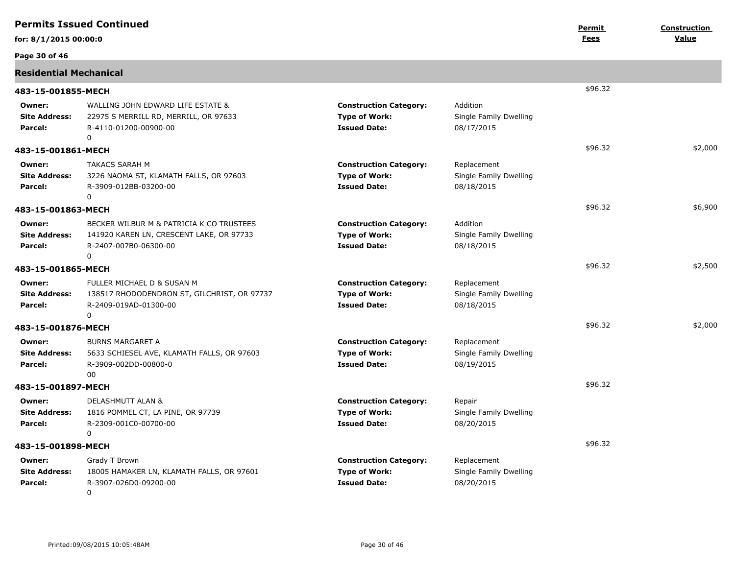# Permits Issued Continued

**for: 8/1/2015 00:00:0**

| | | | | Permit Fees | Construction Value |
|---|---|---|---|---|---|

## Residential Mechanical

### 483-15-001855-MECH

**Permit Fees:** $96.32

| | | | |
|---|---|---|---|
| **Owner:** | WALLING JOHN EDWARD LIFE ESTATE & | **Construction Category:** | Addition |
| **Site Address:** | 22975 S MERRILL RD, MERRILL, OR 97633 | **Type of Work:** | Single Family Dwelling |
| **Parcel:** | R-4110-01200-00900-00<br>0 | **Issued Date:** | 08/17/2015 |

### 483-15-001861-MECH

**Permit Fees:** $96.32 **Construction Value:** $2,000

| | | | |
|---|---|---|---|
| **Owner:** | TAKACS SARAH M | **Construction Category:** | Replacement |
| **Site Address:** | 3226 NAOMA ST, KLAMATH FALLS, OR 97603 | **Type of Work:** | Single Family Dwelling |
| **Parcel:** | R-3909-012BB-03200-00<br>0 | **Issued Date:** | 08/18/2015 |

### 483-15-001863-MECH

**Permit Fees:** $96.32 **Construction Value:** $6,900

| | | | |
|---|---|---|---|
| **Owner:** | BECKER WILBUR M & PATRICIA K CO TRUSTEES | **Construction Category:** | Addition |
| **Site Address:** | 141920 KAREN LN, CRESCENT LAKE, OR 97733 | **Type of Work:** | Single Family Dwelling |
| **Parcel:** | R-2407-007B0-06300-00<br>0 | **Issued Date:** | 08/18/2015 |

### 483-15-001865-MECH

**Permit Fees:** $96.32 **Construction Value:** $2,500

| | | | |
|---|---|---|---|
| **Owner:** | FULLER MICHAEL D & SUSAN M | **Construction Category:** | Replacement |
| **Site Address:** | 138517 RHODODENDRON ST, GILCHRIST, OR 97737 | **Type of Work:** | Single Family Dwelling |
| **Parcel:** | R-2409-019AD-01300-00<br>0 | **Issued Date:** | 08/18/2015 |

### 483-15-001876-MECH

**Permit Fees:** $96.32 **Construction Value:** $2,000

| | | | |
|---|---|---|---|
| **Owner:** | BURNS MARGARET A | **Construction Category:** | Replacement |
| **Site Address:** | 5633 SCHIESEL AVE, KLAMATH FALLS, OR 97603 | **Type of Work:** | Single Family Dwelling |
| **Parcel:** | R-3909-002DD-00800-0<br>00 | **Issued Date:** | 08/19/2015 |

### 483-15-001897-MECH

**Permit Fees:** $96.32

| | | | |
|---|---|---|---|
| **Owner:** | DELASHMUTT ALAN & | **Construction Category:** | Repair |
| **Site Address:** | 1816 POMMEL CT, LA PINE, OR 97739 | **Type of Work:** | Single Family Dwelling |
| **Parcel:** | R-2309-001C0-00700-00<br>0 | **Issued Date:** | 08/20/2015 |

### 483-15-001898-MECH

**Permit Fees:** $96.32

| | | | |
|---|---|---|---|
| **Owner:** | Grady T Brown | **Construction Category:** | Replacement |
| **Site Address:** | 18005 HAMAKER LN, KLAMATH FALLS, OR 97601 | **Type of Work:** | Single Family Dwelling |
| **Parcel:** | R-3907-026D0-09200-00<br>0 | **Issued Date:** | 08/20/2015 |

Printed:09/08/2015 10:05:48AM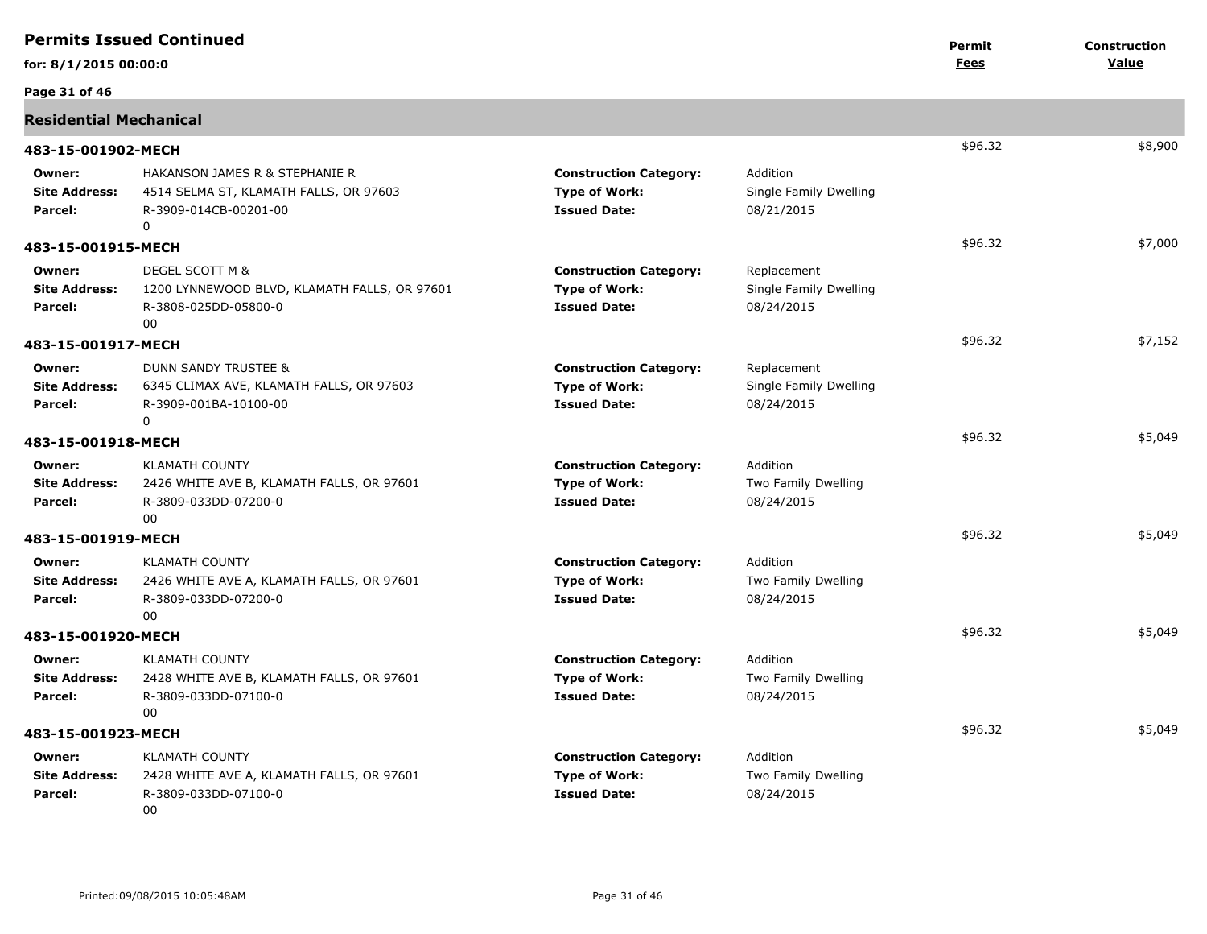## Permits Issued Continued

**for: 8/1/2015 00:00:0**

| | | | | **Permit Fees** | **Construction Value** |
|---|---|---|---|---|---|

### Residential Mechanical

**483-15-001902-MECH** — $96.32 — $8,900

| | | | |
|---|---|---|---|
| **Owner:** | HAKANSON JAMES R & STEPHANIE R | **Construction Category:** | Addition |
| **Site Address:** | 4514 SELMA ST, KLAMATH FALLS, OR 97603 | **Type of Work:** | Single Family Dwelling |
| **Parcel:** | R-3909-014CB-00201-00 0 | **Issued Date:** | 08/21/2015 |

**483-15-001915-MECH** — $96.32 — $7,000

| | | | |
|---|---|---|---|
| **Owner:** | DEGEL SCOTT M & | **Construction Category:** | Replacement |
| **Site Address:** | 1200 LYNNEWOOD BLVD, KLAMATH FALLS, OR 97601 | **Type of Work:** | Single Family Dwelling |
| **Parcel:** | R-3808-025DD-05800-0 00 | **Issued Date:** | 08/24/2015 |

**483-15-001917-MECH** — $96.32 — $7,152

| | | | |
|---|---|---|---|
| **Owner:** | DUNN SANDY TRUSTEE & | **Construction Category:** | Replacement |
| **Site Address:** | 6345 CLIMAX AVE, KLAMATH FALLS, OR 97603 | **Type of Work:** | Single Family Dwelling |
| **Parcel:** | R-3909-001BA-10100-00 0 | **Issued Date:** | 08/24/2015 |

**483-15-001918-MECH** — $96.32 — $5,049

| | | | |
|---|---|---|---|
| **Owner:** | KLAMATH COUNTY | **Construction Category:** | Addition |
| **Site Address:** | 2426 WHITE AVE B, KLAMATH FALLS, OR 97601 | **Type of Work:** | Two Family Dwelling |
| **Parcel:** | R-3809-033DD-07200-0 00 | **Issued Date:** | 08/24/2015 |

**483-15-001919-MECH** — $96.32 — $5,049

| | | | |
|---|---|---|---|
| **Owner:** | KLAMATH COUNTY | **Construction Category:** | Addition |
| **Site Address:** | 2426 WHITE AVE A, KLAMATH FALLS, OR 97601 | **Type of Work:** | Two Family Dwelling |
| **Parcel:** | R-3809-033DD-07200-0 00 | **Issued Date:** | 08/24/2015 |

**483-15-001920-MECH** — $96.32 — $5,049

| | | | |
|---|---|---|---|
| **Owner:** | KLAMATH COUNTY | **Construction Category:** | Addition |
| **Site Address:** | 2428 WHITE AVE B, KLAMATH FALLS, OR 97601 | **Type of Work:** | Two Family Dwelling |
| **Parcel:** | R-3809-033DD-07100-0 00 | **Issued Date:** | 08/24/2015 |

**483-15-001923-MECH** — $96.32 — $5,049

| | | | |
|---|---|---|---|
| **Owner:** | KLAMATH COUNTY | **Construction Category:** | Addition |
| **Site Address:** | 2428 WHITE AVE A, KLAMATH FALLS, OR 97601 | **Type of Work:** | Two Family Dwelling |
| **Parcel:** | R-3809-033DD-07100-0 00 | **Issued Date:** | 08/24/2015 |

Printed:09/08/2015 10:05:48AM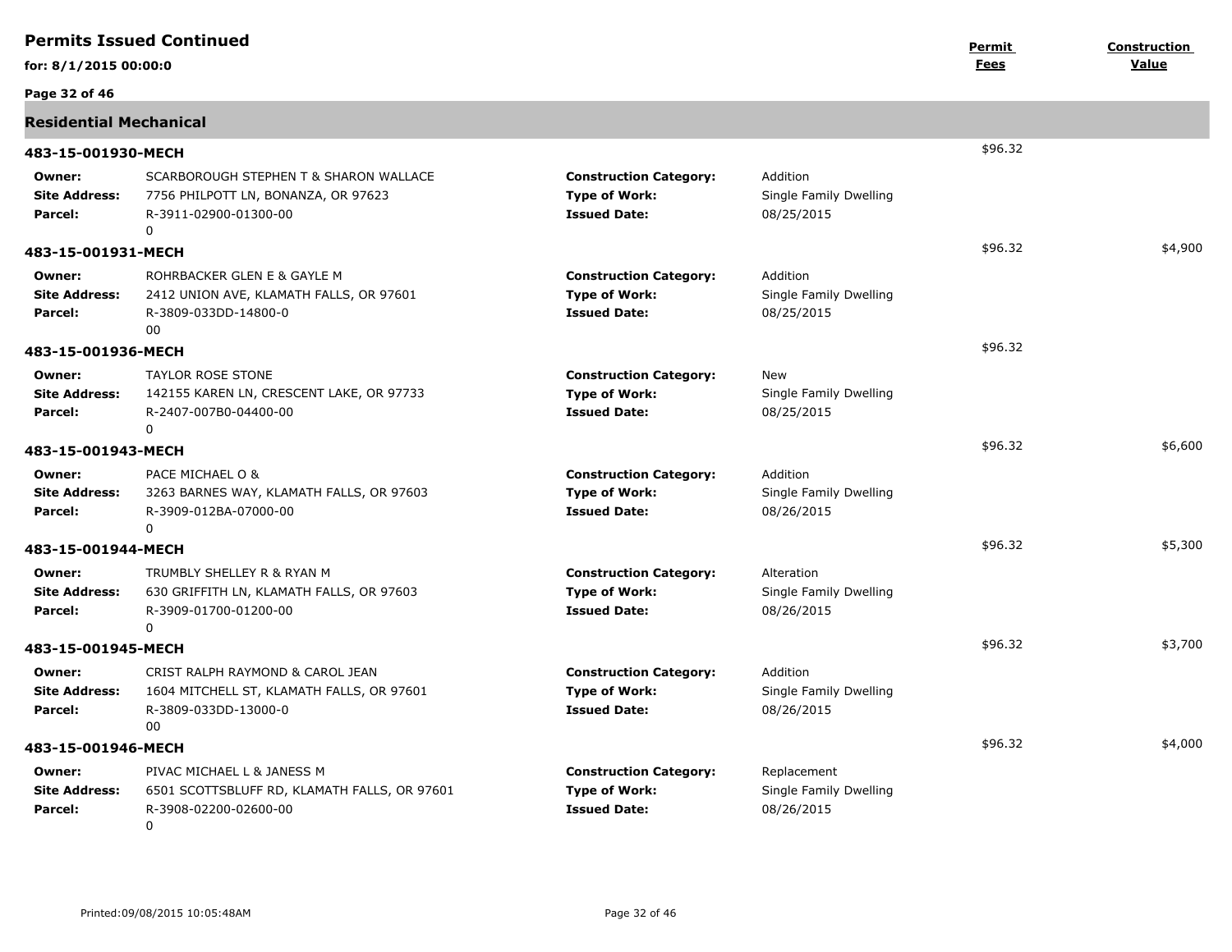# Permits Issued Continued

**for: 8/1/2015 00:00:0**

| | Permit Fees | Construction Value |
|---|---|---|

## Residential Mechanical

### 483-15-001930-MECH

| | | | | Permit Fees | Construction Value |
|---|---|---|---|---|---|
| **Owner:** | SCARBOROUGH STEPHEN T & SHARON WALLACE | **Construction Category:** | Addition | $96.32 | |
| **Site Address:** | 7756 PHILPOTT LN, BONANZA, OR 97623 | **Type of Work:** | Single Family Dwelling | | |
| **Parcel:** | R-3911-02900-01300-00 0 | **Issued Date:** | 08/25/2015 | | |

### 483-15-001931-MECH

| | | | | Permit Fees | Construction Value |
|---|---|---|---|---|---|
| **Owner:** | ROHRBACKER GLEN E & GAYLE M | **Construction Category:** | Addition | $96.32 | $4,900 |
| **Site Address:** | 2412 UNION AVE, KLAMATH FALLS, OR 97601 | **Type of Work:** | Single Family Dwelling | | |
| **Parcel:** | R-3809-033DD-14800-0 00 | **Issued Date:** | 08/25/2015 | | |

### 483-15-001936-MECH

| | | | | Permit Fees | Construction Value |
|---|---|---|---|---|---|
| **Owner:** | TAYLOR ROSE STONE | **Construction Category:** | New | $96.32 | |
| **Site Address:** | 142155 KAREN LN, CRESCENT LAKE, OR 97733 | **Type of Work:** | Single Family Dwelling | | |
| **Parcel:** | R-2407-007B0-04400-00 0 | **Issued Date:** | 08/25/2015 | | |

### 483-15-001943-MECH

| | | | | Permit Fees | Construction Value |
|---|---|---|---|---|---|
| **Owner:** | PACE MICHAEL O & | **Construction Category:** | Addition | $96.32 | $6,600 |
| **Site Address:** | 3263 BARNES WAY, KLAMATH FALLS, OR 97603 | **Type of Work:** | Single Family Dwelling | | |
| **Parcel:** | R-3909-012BA-07000-00 0 | **Issued Date:** | 08/26/2015 | | |

### 483-15-001944-MECH

| | | | | Permit Fees | Construction Value |
|---|---|---|---|---|---|
| **Owner:** | TRUMBLY SHELLEY R & RYAN M | **Construction Category:** | Alteration | $96.32 | $5,300 |
| **Site Address:** | 630 GRIFFITH LN, KLAMATH FALLS, OR 97603 | **Type of Work:** | Single Family Dwelling | | |
| **Parcel:** | R-3909-01700-01200-00 0 | **Issued Date:** | 08/26/2015 | | |

### 483-15-001945-MECH

| | | | | Permit Fees | Construction Value |
|---|---|---|---|---|---|
| **Owner:** | CRIST RALPH RAYMOND & CAROL JEAN | **Construction Category:** | Addition | $96.32 | $3,700 |
| **Site Address:** | 1604 MITCHELL ST, KLAMATH FALLS, OR 97601 | **Type of Work:** | Single Family Dwelling | | |
| **Parcel:** | R-3809-033DD-13000-0 00 | **Issued Date:** | 08/26/2015 | | |

### 483-15-001946-MECH

| | | | | Permit Fees | Construction Value |
|---|---|---|---|---|---|
| **Owner:** | PIVAC MICHAEL L & JANESS M | **Construction Category:** | Replacement | $96.32 | $4,000 |
| **Site Address:** | 6501 SCOTTSBLUFF RD, KLAMATH FALLS, OR 97601 | **Type of Work:** | Single Family Dwelling | | |
| **Parcel:** | R-3908-02200-02600-00 0 | **Issued Date:** | 08/26/2015 | | |

Printed:09/08/2015 10:05:48AM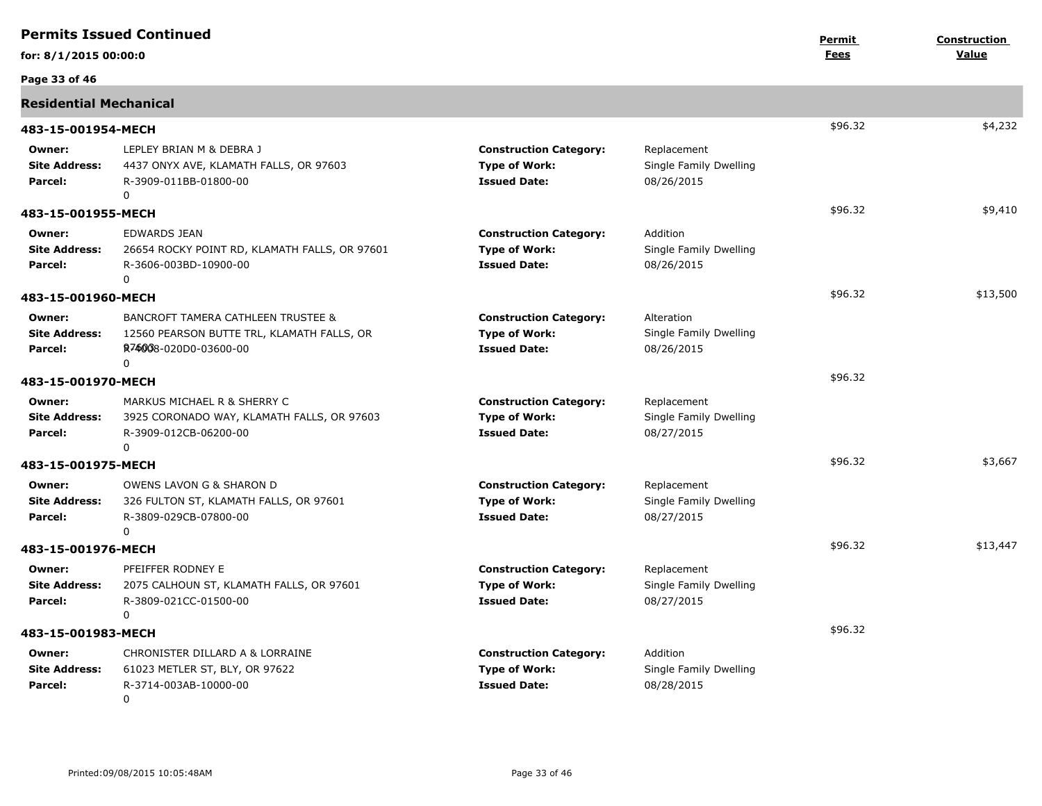# Permits Issued Continued

**for: 8/1/2015 00:00:0**

## Residential Mechanical

| Permit | | | | Permit Fees | Construction Value |
|---|---|---|---|---|---|
| **483-15-001954-MECH** | | | | $96.32 | $4,232 |
| **Owner:** | LEPLEY BRIAN M & DEBRA J | **Construction Category:** | Replacement | | |
| **Site Address:** | 4437 ONYX AVE, KLAMATH FALLS, OR 97603 | **Type of Work:** | Single Family Dwelling | | |
| **Parcel:** | R-3909-011BB-01800-00 0 | **Issued Date:** | 08/26/2015 | | |
| **483-15-001955-MECH** | | | | $96.32 | $9,410 |
| **Owner:** | EDWARDS JEAN | **Construction Category:** | Addition | | |
| **Site Address:** | 26654 ROCKY POINT RD, KLAMATH FALLS, OR 97601 | **Type of Work:** | Single Family Dwelling | | |
| **Parcel:** | R-3606-003BD-10900-00 0 | **Issued Date:** | 08/26/2015 | | |
| **483-15-001960-MECH** | | | | $96.32 | $13,500 |
| **Owner:** | BANCROFT TAMERA CATHLEEN TRUSTEE & | **Construction Category:** | Alteration | | |
| **Site Address:** | 12560 PEARSON BUTTE TRL, KLAMATH FALLS, OR 97603 | **Type of Work:** | Single Family Dwelling | | |
| **Parcel:** | R-4008-020D0-03600-00 0 | **Issued Date:** | 08/26/2015 | | |
| **483-15-001970-MECH** | | | | $96.32 | |
| **Owner:** | MARKUS MICHAEL R & SHERRY C | **Construction Category:** | Replacement | | |
| **Site Address:** | 3925 CORONADO WAY, KLAMATH FALLS, OR 97603 | **Type of Work:** | Single Family Dwelling | | |
| **Parcel:** | R-3909-012CB-06200-00 0 | **Issued Date:** | 08/27/2015 | | |
| **483-15-001975-MECH** | | | | $96.32 | $3,667 |
| **Owner:** | OWENS LAVON G & SHARON D | **Construction Category:** | Replacement | | |
| **Site Address:** | 326 FULTON ST, KLAMATH FALLS, OR 97601 | **Type of Work:** | Single Family Dwelling | | |
| **Parcel:** | R-3809-029CB-07800-00 0 | **Issued Date:** | 08/27/2015 | | |
| **483-15-001976-MECH** | | | | $96.32 | $13,447 |
| **Owner:** | PFEIFFER RODNEY E | **Construction Category:** | Replacement | | |
| **Site Address:** | 2075 CALHOUN ST, KLAMATH FALLS, OR 97601 | **Type of Work:** | Single Family Dwelling | | |
| **Parcel:** | R-3809-021CC-01500-00 0 | **Issued Date:** | 08/27/2015 | | |
| **483-15-001983-MECH** | | | | $96.32 | |
| **Owner:** | CHRONISTER DILLARD A & LORRAINE | **Construction Category:** | Addition | | |
| **Site Address:** | 61023 METLER ST, BLY, OR 97622 | **Type of Work:** | Single Family Dwelling | | |
| **Parcel:** | R-3714-003AB-10000-00 0 | **Issued Date:** | 08/28/2015 | | |

Printed:09/08/2015 10:05:48AM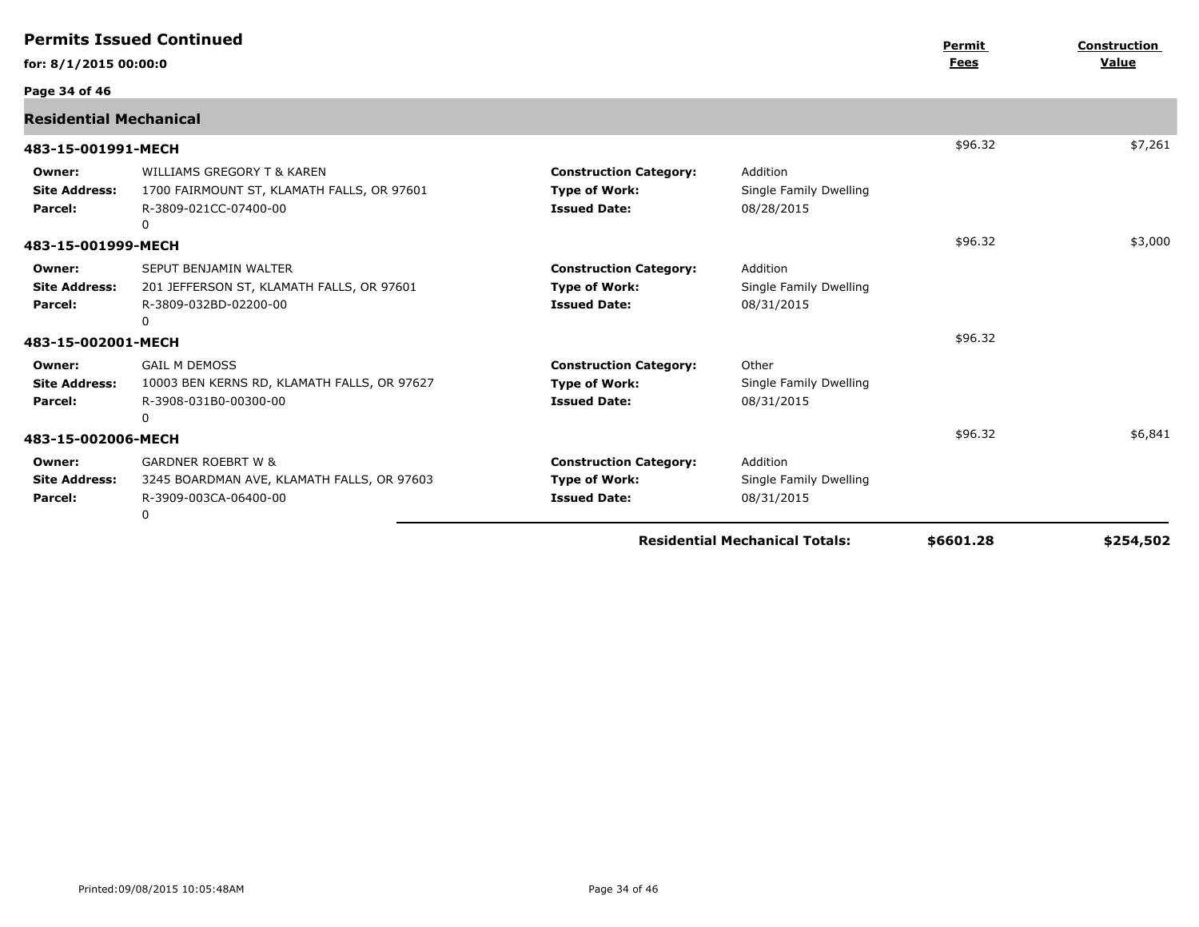## Permits Issued Continued

**for: 8/1/2015 00:00:0**

### Residential Mechanical

| | | | | Permit Fees | Construction Value |
|---|---|---|---|---|---|
| **483-15-001991-MECH** | | | | $96.32 | $7,261 |
| **Owner:** | WILLIAMS GREGORY T & KAREN | **Construction Category:** | Addition | | |
| **Site Address:** | 1700 FAIRMOUNT ST, KLAMATH FALLS, OR 97601 | **Type of Work:** | Single Family Dwelling | | |
| **Parcel:** | R-3809-021CC-07400-00<br>0 | **Issued Date:** | 08/28/2015 | | |
| **483-15-001999-MECH** | | | | $96.32 | $3,000 |
| **Owner:** | SEPUT BENJAMIN WALTER | **Construction Category:** | Addition | | |
| **Site Address:** | 201 JEFFERSON ST, KLAMATH FALLS, OR 97601 | **Type of Work:** | Single Family Dwelling | | |
| **Parcel:** | R-3809-032BD-02200-00<br>0 | **Issued Date:** | 08/31/2015 | | |
| **483-15-002001-MECH** | | | | $96.32 | |
| **Owner:** | GAIL M DEMOSS | **Construction Category:** | Other | | |
| **Site Address:** | 10003 BEN KERNS RD, KLAMATH FALLS, OR 97627 | **Type of Work:** | Single Family Dwelling | | |
| **Parcel:** | R-3908-031B0-00300-00<br>0 | **Issued Date:** | 08/31/2015 | | |
| **483-15-002006-MECH** | | | | $96.32 | $6,841 |
| **Owner:** | GARDNER ROEBRT W & | **Construction Category:** | Addition | | |
| **Site Address:** | 3245 BOARDMAN AVE, KLAMATH FALLS, OR 97603 | **Type of Work:** | Single Family Dwelling | | |
| **Parcel:** | R-3909-003CA-06400-00<br>0 | **Issued Date:** | 08/31/2015 | | |
| | | | **Residential Mechanical Totals:** | **$6601.28** | **$254,502** |

Printed:09/08/2015 10:05:48AM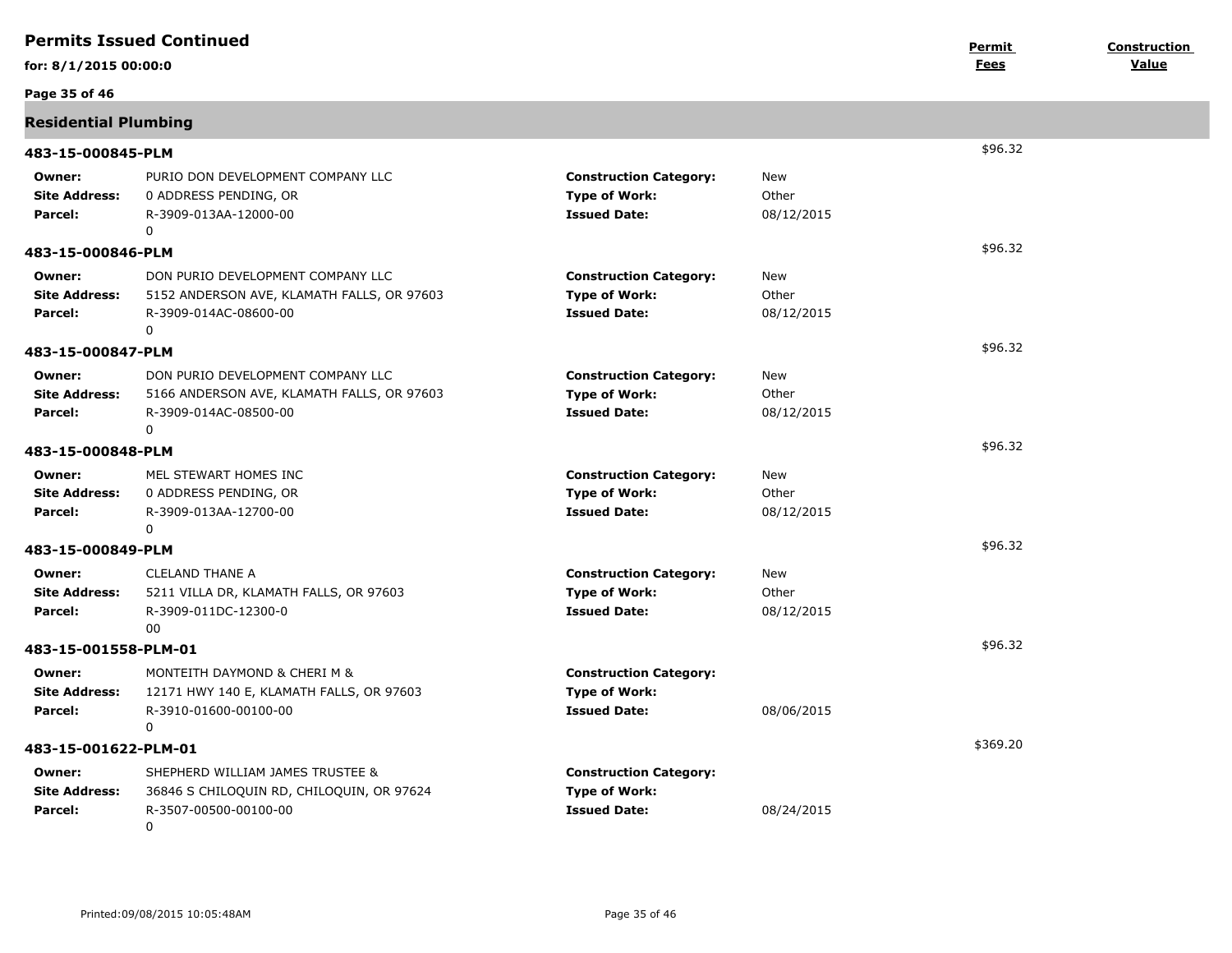## Permits Issued Continued

**for: 8/1/2015 00:00:0**

| | | | | Permit Fees | Construction Value |
|---|---|---|---|---|---|

### Residential Plumbing

**483-15-000845-PLM** — $96.32

| | | | |
|---|---|---|---|
| **Owner:** | PURIO DON DEVELOPMENT COMPANY LLC | **Construction Category:** | New |
| **Site Address:** | 0 ADDRESS PENDING, OR | **Type of Work:** | Other |
| **Parcel:** | R-3909-013AA-12000-00 0 | **Issued Date:** | 08/12/2015 |

**483-15-000846-PLM** — $96.32

| | | | |
|---|---|---|---|
| **Owner:** | DON PURIO DEVELOPMENT COMPANY LLC | **Construction Category:** | New |
| **Site Address:** | 5152 ANDERSON AVE, KLAMATH FALLS, OR 97603 | **Type of Work:** | Other |
| **Parcel:** | R-3909-014AC-08600-00 0 | **Issued Date:** | 08/12/2015 |

**483-15-000847-PLM** — $96.32

| | | | |
|---|---|---|---|
| **Owner:** | DON PURIO DEVELOPMENT COMPANY LLC | **Construction Category:** | New |
| **Site Address:** | 5166 ANDERSON AVE, KLAMATH FALLS, OR 97603 | **Type of Work:** | Other |
| **Parcel:** | R-3909-014AC-08500-00 0 | **Issued Date:** | 08/12/2015 |

**483-15-000848-PLM** — $96.32

| | | | |
|---|---|---|---|
| **Owner:** | MEL STEWART HOMES INC | **Construction Category:** | New |
| **Site Address:** | 0 ADDRESS PENDING, OR | **Type of Work:** | Other |
| **Parcel:** | R-3909-013AA-12700-00 0 | **Issued Date:** | 08/12/2015 |

**483-15-000849-PLM** — $96.32

| | | | |
|---|---|---|---|
| **Owner:** | CLELAND THANE A | **Construction Category:** | New |
| **Site Address:** | 5211 VILLA DR, KLAMATH FALLS, OR 97603 | **Type of Work:** | Other |
| **Parcel:** | R-3909-011DC-12300-0 00 | **Issued Date:** | 08/12/2015 |

**483-15-001558-PLM-01** — $96.32

| | | | |
|---|---|---|---|
| **Owner:** | MONTEITH DAYMOND & CHERI M & | **Construction Category:** | |
| **Site Address:** | 12171 HWY 140 E, KLAMATH FALLS, OR 97603 | **Type of Work:** | |
| **Parcel:** | R-3910-01600-00100-00 0 | **Issued Date:** | 08/06/2015 |

**483-15-001622-PLM-01** — $369.20

| | | | |
|---|---|---|---|
| **Owner:** | SHEPHERD WILLIAM JAMES TRUSTEE & | **Construction Category:** | |
| **Site Address:** | 36846 S CHILOQUIN RD, CHILOQUIN, OR 97624 | **Type of Work:** | |
| **Parcel:** | R-3507-00500-00100-00 0 | **Issued Date:** | 08/24/2015 |

Printed:09/08/2015 10:05:48AM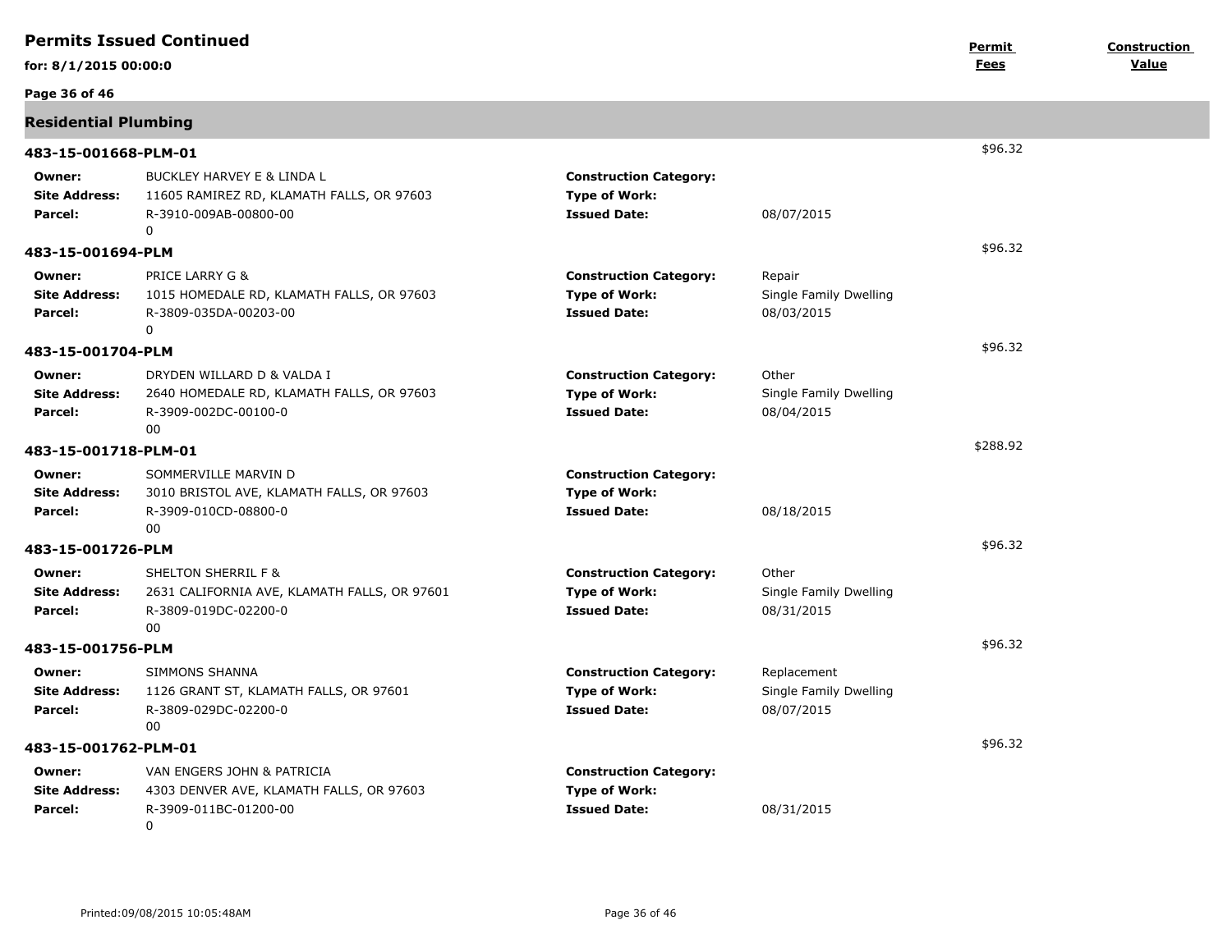# Permits Issued Continued

**for: 8/1/2015 00:00:0**

| | | **Permit Fees** | **Construction Value** |
|---|---|---|---|

## Residential Plumbing

### 483-15-001668-PLM-01

$96.32

| | | | |
|---|---|---|---|
| **Owner:** | BUCKLEY HARVEY E & LINDA L | **Construction Category:** | |
| **Site Address:** | 11605 RAMIREZ RD, KLAMATH FALLS, OR 97603 | **Type of Work:** | |
| **Parcel:** | R-3910-009AB-00800-00 0 | **Issued Date:** | 08/07/2015 |

### 483-15-001694-PLM

$96.32

| | | | |
|---|---|---|---|
| **Owner:** | PRICE LARRY G & | **Construction Category:** | Repair |
| **Site Address:** | 1015 HOMEDALE RD, KLAMATH FALLS, OR 97603 | **Type of Work:** | Single Family Dwelling |
| **Parcel:** | R-3809-035DA-00203-00 0 | **Issued Date:** | 08/03/2015 |

### 483-15-001704-PLM

$96.32

| | | | |
|---|---|---|---|
| **Owner:** | DRYDEN WILLARD D & VALDA I | **Construction Category:** | Other |
| **Site Address:** | 2640 HOMEDALE RD, KLAMATH FALLS, OR 97603 | **Type of Work:** | Single Family Dwelling |
| **Parcel:** | R-3909-002DC-00100-0 00 | **Issued Date:** | 08/04/2015 |

### 483-15-001718-PLM-01

$288.92

| | | | |
|---|---|---|---|
| **Owner:** | SOMMERVILLE MARVIN D | **Construction Category:** | |
| **Site Address:** | 3010 BRISTOL AVE, KLAMATH FALLS, OR 97603 | **Type of Work:** | |
| **Parcel:** | R-3909-010CD-08800-0 00 | **Issued Date:** | 08/18/2015 |

### 483-15-001726-PLM

$96.32

| | | | |
|---|---|---|---|
| **Owner:** | SHELTON SHERRIL F & | **Construction Category:** | Other |
| **Site Address:** | 2631 CALIFORNIA AVE, KLAMATH FALLS, OR 97601 | **Type of Work:** | Single Family Dwelling |
| **Parcel:** | R-3809-019DC-02200-0 00 | **Issued Date:** | 08/31/2015 |

### 483-15-001756-PLM

$96.32

| | | | |
|---|---|---|---|
| **Owner:** | SIMMONS SHANNA | **Construction Category:** | Replacement |
| **Site Address:** | 1126 GRANT ST, KLAMATH FALLS, OR 97601 | **Type of Work:** | Single Family Dwelling |
| **Parcel:** | R-3809-029DC-02200-0 00 | **Issued Date:** | 08/07/2015 |

### 483-15-001762-PLM-01

$96.32

| | | | |
|---|---|---|---|
| **Owner:** | VAN ENGERS JOHN & PATRICIA | **Construction Category:** | |
| **Site Address:** | 4303 DENVER AVE, KLAMATH FALLS, OR 97603 | **Type of Work:** | |
| **Parcel:** | R-3909-011BC-01200-00 0 | **Issued Date:** | 08/31/2015 |

Printed:09/08/2015 10:05:48AM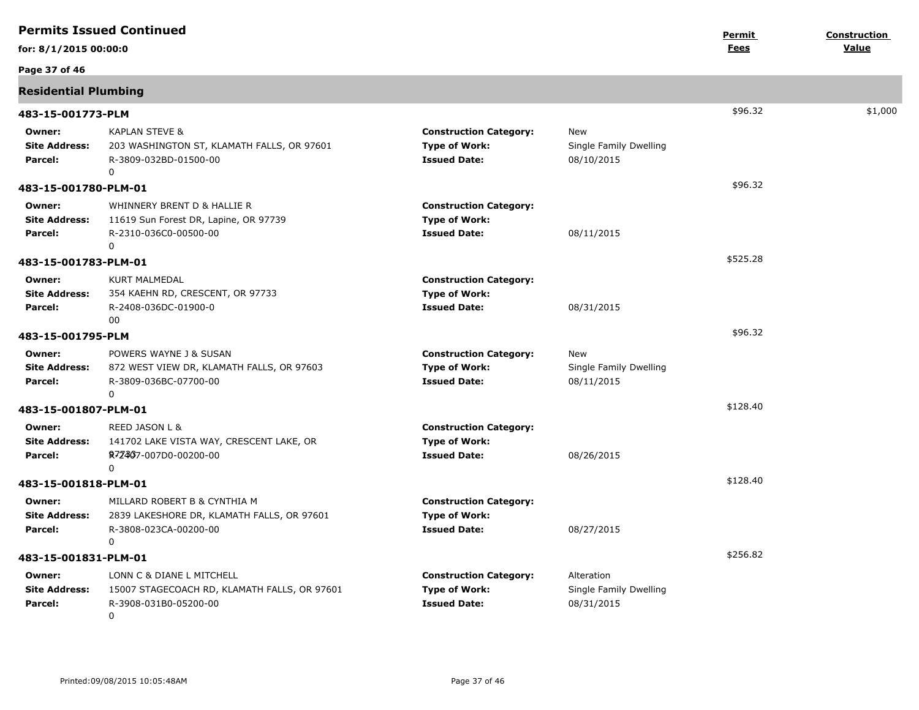# Permits Issued Continued

**for: 8/1/2015 00:00:0**

| | | | | Permit Fees | Construction Value |
|---|---|---|---|---|---|

## Residential Plumbing

### 483-15-001773-PLM

$96.32 | $1,000

| | | | |
|---|---|---|---|
| **Owner:** | KAPLAN STEVE & | **Construction Category:** | New |
| **Site Address:** | 203 WASHINGTON ST, KLAMATH FALLS, OR 97601 | **Type of Work:** | Single Family Dwelling |
| **Parcel:** | R-3809-032BD-01500-00 0 | **Issued Date:** | 08/10/2015 |

### 483-15-001780-PLM-01

$96.32

| | | | |
|---|---|---|---|
| **Owner:** | WHINNERY BRENT D & HALLIE R | **Construction Category:** | |
| **Site Address:** | 11619 Sun Forest DR, Lapine, OR 97739 | **Type of Work:** | |
| **Parcel:** | R-2310-036C0-00500-00 0 | **Issued Date:** | 08/11/2015 |

### 483-15-001783-PLM-01

$525.28

| | | | |
|---|---|---|---|
| **Owner:** | KURT MALMEDAL | **Construction Category:** | |
| **Site Address:** | 354 KAEHN RD, CRESCENT, OR 97733 | **Type of Work:** | |
| **Parcel:** | R-2408-036DC-01900-0 00 | **Issued Date:** | 08/31/2015 |

### 483-15-001795-PLM

$96.32

| | | | |
|---|---|---|---|
| **Owner:** | POWERS WAYNE J & SUSAN | **Construction Category:** | New |
| **Site Address:** | 872 WEST VIEW DR, KLAMATH FALLS, OR 97603 | **Type of Work:** | Single Family Dwelling |
| **Parcel:** | R-3809-036BC-07700-00 0 | **Issued Date:** | 08/11/2015 |

### 483-15-001807-PLM-01

$128.40

| | | | |
|---|---|---|---|
| **Owner:** | REED JASON L & | **Construction Category:** | |
| **Site Address:** | 141702 LAKE VISTA WAY, CRESCENT LAKE, OR 97733 | **Type of Work:** | |
| **Parcel:** | R-2407-007D0-00200-00 0 | **Issued Date:** | 08/26/2015 |

### 483-15-001818-PLM-01

$128.40

| | | | |
|---|---|---|---|
| **Owner:** | MILLARD ROBERT B & CYNTHIA M | **Construction Category:** | |
| **Site Address:** | 2839 LAKESHORE DR, KLAMATH FALLS, OR 97601 | **Type of Work:** | |
| **Parcel:** | R-3808-023CA-00200-00 0 | **Issued Date:** | 08/27/2015 |

### 483-15-001831-PLM-01

$256.82

| | | | |
|---|---|---|---|
| **Owner:** | LONN C & DIANE L MITCHELL | **Construction Category:** | Alteration |
| **Site Address:** | 15007 STAGECOACH RD, KLAMATH FALLS, OR 97601 | **Type of Work:** | Single Family Dwelling |
| **Parcel:** | R-3908-031B0-05200-00 0 | **Issued Date:** | 08/31/2015 |

Printed:09/08/2015 10:05:48AM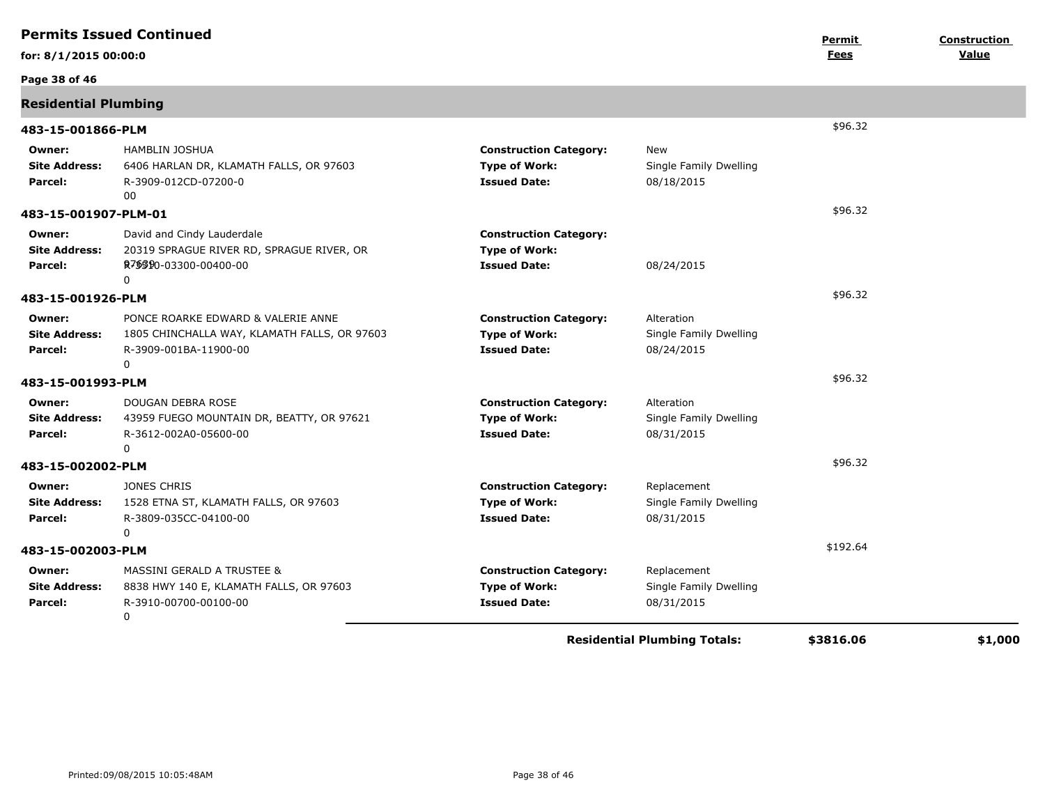## Permits Issued Continued

**for: 8/1/2015 00:00:0**

| | | | | Permit Fees | Construction Value |
|---|---|---|---|---|---|

### Residential Plumbing

**483-15-001866-PLM** — $96.32

| | | | |
|---|---|---|---|
| **Owner:** | HAMBLIN JOSHUA | **Construction Category:** | New |
| **Site Address:** | 6406 HARLAN DR, KLAMATH FALLS, OR 97603 | **Type of Work:** | Single Family Dwelling |
| **Parcel:** | R-3909-012CD-07200-0 00 | **Issued Date:** | 08/18/2015 |

**483-15-001907-PLM-01** — $96.32

| | | | |
|---|---|---|---|
| **Owner:** | David and Cindy Lauderdale | **Construction Category:** | |
| **Site Address:** | 20319 SPRAGUE RIVER RD, SPRAGUE RIVER, OR 97639 | **Type of Work:** | |
| **Parcel:** | R-3510-03300-00400-00 0 | **Issued Date:** | 08/24/2015 |

**483-15-001926-PLM** — $96.32

| | | | |
|---|---|---|---|
| **Owner:** | PONCE ROARKE EDWARD & VALERIE ANNE | **Construction Category:** | Alteration |
| **Site Address:** | 1805 CHINCHALLA WAY, KLAMATH FALLS, OR 97603 | **Type of Work:** | Single Family Dwelling |
| **Parcel:** | R-3909-001BA-11900-00 0 | **Issued Date:** | 08/24/2015 |

**483-15-001993-PLM** — $96.32

| | | | |
|---|---|---|---|
| **Owner:** | DOUGAN DEBRA ROSE | **Construction Category:** | Alteration |
| **Site Address:** | 43959 FUEGO MOUNTAIN DR, BEATTY, OR 97621 | **Type of Work:** | Single Family Dwelling |
| **Parcel:** | R-3612-002A0-05600-00 0 | **Issued Date:** | 08/31/2015 |

**483-15-002002-PLM** — $96.32

| | | | |
|---|---|---|---|
| **Owner:** | JONES CHRIS | **Construction Category:** | Replacement |
| **Site Address:** | 1528 ETNA ST, KLAMATH FALLS, OR 97603 | **Type of Work:** | Single Family Dwelling |
| **Parcel:** | R-3809-035CC-04100-00 0 | **Issued Date:** | 08/31/2015 |

**483-15-002003-PLM** — $192.64

| | | | |
|---|---|---|---|
| **Owner:** | MASSINI GERALD A TRUSTEE & | **Construction Category:** | Replacement |
| **Site Address:** | 8838 HWY 140 E, KLAMATH FALLS, OR 97603 | **Type of Work:** | Single Family Dwelling |
| **Parcel:** | R-3910-00700-00100-00 0 | **Issued Date:** | 08/31/2015 |

**Residential Plumbing Totals:** **$3816.06** **$1,000**

Printed:09/08/2015 10:05:48AM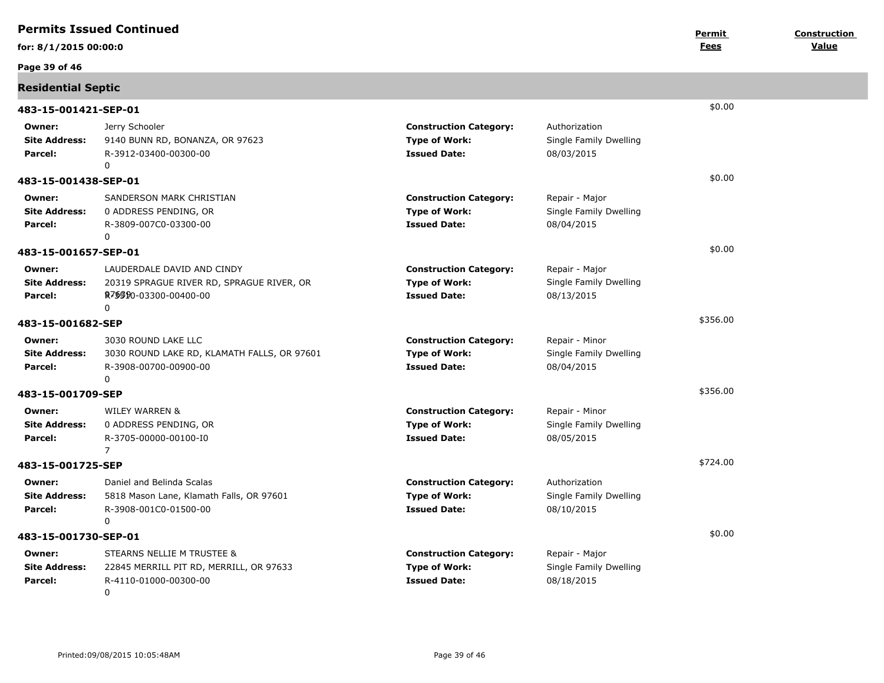# Permits Issued Continued

**for: 8/1/2015 00:00:0**

**Permit Fees** | **Construction Value**

## Residential Septic

### 483-15-001421-SEP-01

$0.00

| | | | |
|---|---|---|---|
| **Owner:** | Jerry Schooler | **Construction Category:** | Authorization |
| **Site Address:** | 9140 BUNN RD, BONANZA, OR 97623 | **Type of Work:** | Single Family Dwelling |
| **Parcel:** | R-3912-03400-00300-00<br>0 | **Issued Date:** | 08/03/2015 |

### 483-15-001438-SEP-01

$0.00

| | | | |
|---|---|---|---|
| **Owner:** | SANDERSON MARK CHRISTIAN | **Construction Category:** | Repair - Major |
| **Site Address:** | 0 ADDRESS PENDING, OR | **Type of Work:** | Single Family Dwelling |
| **Parcel:** | R-3809-007C0-03300-00<br>0 | **Issued Date:** | 08/04/2015 |

### 483-15-001657-SEP-01

$0.00

| | | | |
|---|---|---|---|
| **Owner:** | LAUDERDALE DAVID AND CINDY | **Construction Category:** | Repair - Major |
| **Site Address:** | 20319 SPRAGUE RIVER RD, SPRAGUE RIVER, OR 97639 | **Type of Work:** | Single Family Dwelling |
| **Parcel:** | R-3510-03300-00400-00<br>0 | **Issued Date:** | 08/13/2015 |

### 483-15-001682-SEP

$356.00

| | | | |
|---|---|---|---|
| **Owner:** | 3030 ROUND LAKE LLC | **Construction Category:** | Repair - Minor |
| **Site Address:** | 3030 ROUND LAKE RD, KLAMATH FALLS, OR 97601 | **Type of Work:** | Single Family Dwelling |
| **Parcel:** | R-3908-00700-00900-00<br>0 | **Issued Date:** | 08/04/2015 |

### 483-15-001709-SEP

$356.00

| | | | |
|---|---|---|---|
| **Owner:** | WILEY WARREN & | **Construction Category:** | Repair - Minor |
| **Site Address:** | 0 ADDRESS PENDING, OR | **Type of Work:** | Single Family Dwelling |
| **Parcel:** | R-3705-00000-00100-I0<br>7 | **Issued Date:** | 08/05/2015 |

### 483-15-001725-SEP

$724.00

| | | | |
|---|---|---|---|
| **Owner:** | Daniel and Belinda Scalas | **Construction Category:** | Authorization |
| **Site Address:** | 5818 Mason Lane, Klamath Falls, OR 97601 | **Type of Work:** | Single Family Dwelling |
| **Parcel:** | R-3908-001C0-01500-00<br>0 | **Issued Date:** | 08/10/2015 |

### 483-15-001730-SEP-01

$0.00

| | | | |
|---|---|---|---|
| **Owner:** | STEARNS NELLIE M TRUSTEE & | **Construction Category:** | Repair - Major |
| **Site Address:** | 22845 MERRILL PIT RD, MERRILL, OR 97633 | **Type of Work:** | Single Family Dwelling |
| **Parcel:** | R-4110-01000-00300-00<br>0 | **Issued Date:** | 08/18/2015 |

Printed:09/08/2015 10:05:48AM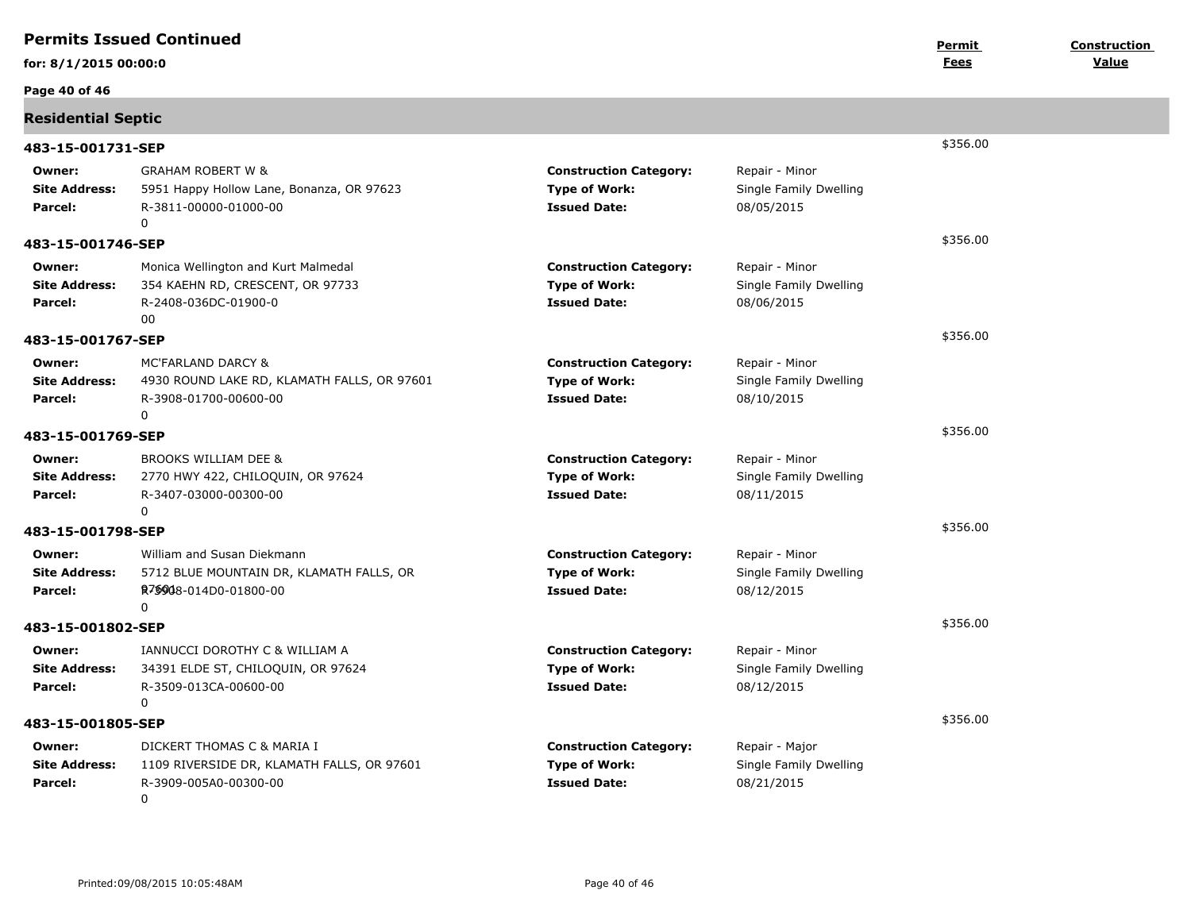## Permits Issued Continued

**for: 8/1/2015 00:00:0**

| | | | | Permit Fees | Construction Value |
|---|---|---|---|---|---|

### Residential Septic

**483-15-001731-SEP** — $356.00

| | | | |
|---|---|---|---|
| **Owner:** | GRAHAM ROBERT W & | **Construction Category:** | Repair - Minor |
| **Site Address:** | 5951 Happy Hollow Lane, Bonanza, OR 97623 | **Type of Work:** | Single Family Dwelling |
| **Parcel:** | R-3811-00000-01000-00 0 | **Issued Date:** | 08/05/2015 |

**483-15-001746-SEP** — $356.00

| | | | |
|---|---|---|---|
| **Owner:** | Monica Wellington and Kurt Malmedal | **Construction Category:** | Repair - Minor |
| **Site Address:** | 354 KAEHN RD, CRESCENT, OR 97733 | **Type of Work:** | Single Family Dwelling |
| **Parcel:** | R-2408-036DC-01900-0 00 | **Issued Date:** | 08/06/2015 |

**483-15-001767-SEP** — $356.00

| | | | |
|---|---|---|---|
| **Owner:** | MC'FARLAND DARCY & | **Construction Category:** | Repair - Minor |
| **Site Address:** | 4930 ROUND LAKE RD, KLAMATH FALLS, OR 97601 | **Type of Work:** | Single Family Dwelling |
| **Parcel:** | R-3908-01700-00600-00 0 | **Issued Date:** | 08/10/2015 |

**483-15-001769-SEP** — $356.00

| | | | |
|---|---|---|---|
| **Owner:** | BROOKS WILLIAM DEE & | **Construction Category:** | Repair - Minor |
| **Site Address:** | 2770 HWY 422, CHILOQUIN, OR 97624 | **Type of Work:** | Single Family Dwelling |
| **Parcel:** | R-3407-03000-00300-00 0 | **Issued Date:** | 08/11/2015 |

**483-15-001798-SEP** — $356.00

| | | | |
|---|---|---|---|
| **Owner:** | William and Susan Diekmann | **Construction Category:** | Repair - Minor |
| **Site Address:** | 5712 BLUE MOUNTAIN DR, KLAMATH FALLS, OR 97601 | **Type of Work:** | Single Family Dwelling |
| **Parcel:** | R-3908-014D0-01800-00 0 | **Issued Date:** | 08/12/2015 |

**483-15-001802-SEP** — $356.00

| | | | |
|---|---|---|---|
| **Owner:** | IANNUCCI DOROTHY C & WILLIAM A | **Construction Category:** | Repair - Minor |
| **Site Address:** | 34391 ELDE ST, CHILOQUIN, OR 97624 | **Type of Work:** | Single Family Dwelling |
| **Parcel:** | R-3509-013CA-00600-00 0 | **Issued Date:** | 08/12/2015 |

**483-15-001805-SEP** — $356.00

| | | | |
|---|---|---|---|
| **Owner:** | DICKERT THOMAS C & MARIA I | **Construction Category:** | Repair - Major |
| **Site Address:** | 1109 RIVERSIDE DR, KLAMATH FALLS, OR 97601 | **Type of Work:** | Single Family Dwelling |
| **Parcel:** | R-3909-005A0-00300-00 0 | **Issued Date:** | 08/21/2015 |

Printed:09/08/2015 10:05:48AM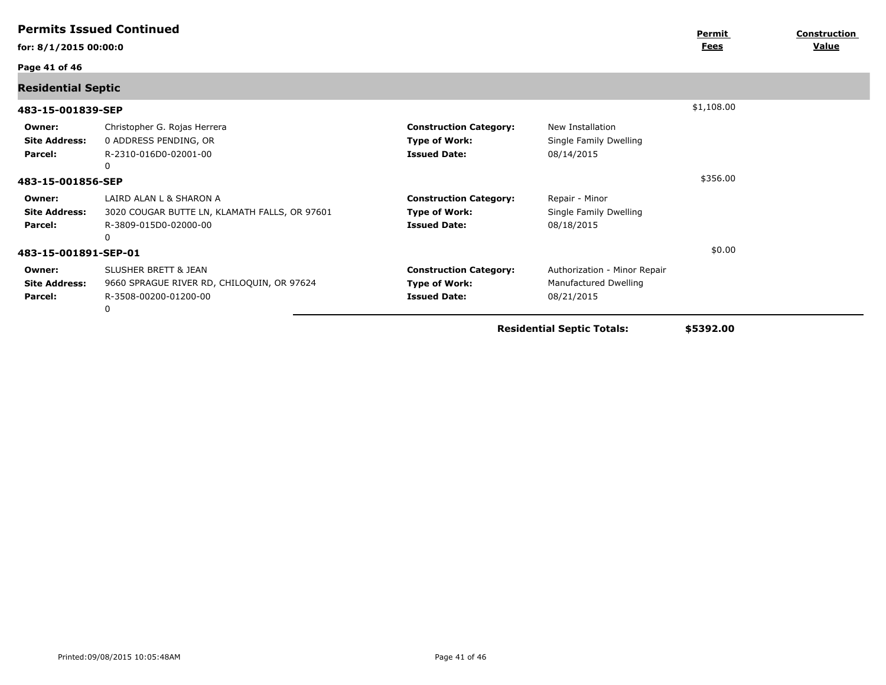**Permits Issued Continued**

**for: 8/1/2015 00:00:0**

| | | **Permit Fees** | **Construction Value** |
|---|---|---|---|

## Residential Septic

**483-15-001839-SEP** — $1,108.00

| | | | |
|---|---|---|---|
| **Owner:** | Christopher G. Rojas Herrera | **Construction Category:** | New Installation |
| **Site Address:** | 0 ADDRESS PENDING, OR | **Type of Work:** | Single Family Dwelling |
| **Parcel:** | R-2310-016D0-02001-00<br>0 | **Issued Date:** | 08/14/2015 |

**483-15-001856-SEP** — $356.00

| | | | |
|---|---|---|---|
| **Owner:** | LAIRD ALAN L & SHARON A | **Construction Category:** | Repair - Minor |
| **Site Address:** | 3020 COUGAR BUTTE LN, KLAMATH FALLS, OR 97601 | **Type of Work:** | Single Family Dwelling |
| **Parcel:** | R-3809-015D0-02000-00<br>0 | **Issued Date:** | 08/18/2015 |

**483-15-001891-SEP-01** — $0.00

| | | | |
|---|---|---|---|
| **Owner:** | SLUSHER BRETT & JEAN | **Construction Category:** | Authorization - Minor Repair |
| **Site Address:** | 9660 SPRAGUE RIVER RD, CHILOQUIN, OR 97624 | **Type of Work:** | Manufactured Dwelling |
| **Parcel:** | R-3508-00200-01200-00<br>0 | **Issued Date:** | 08/21/2015 |

**Residential Septic Totals:** **$5392.00**

Printed:09/08/2015 10:05:48AM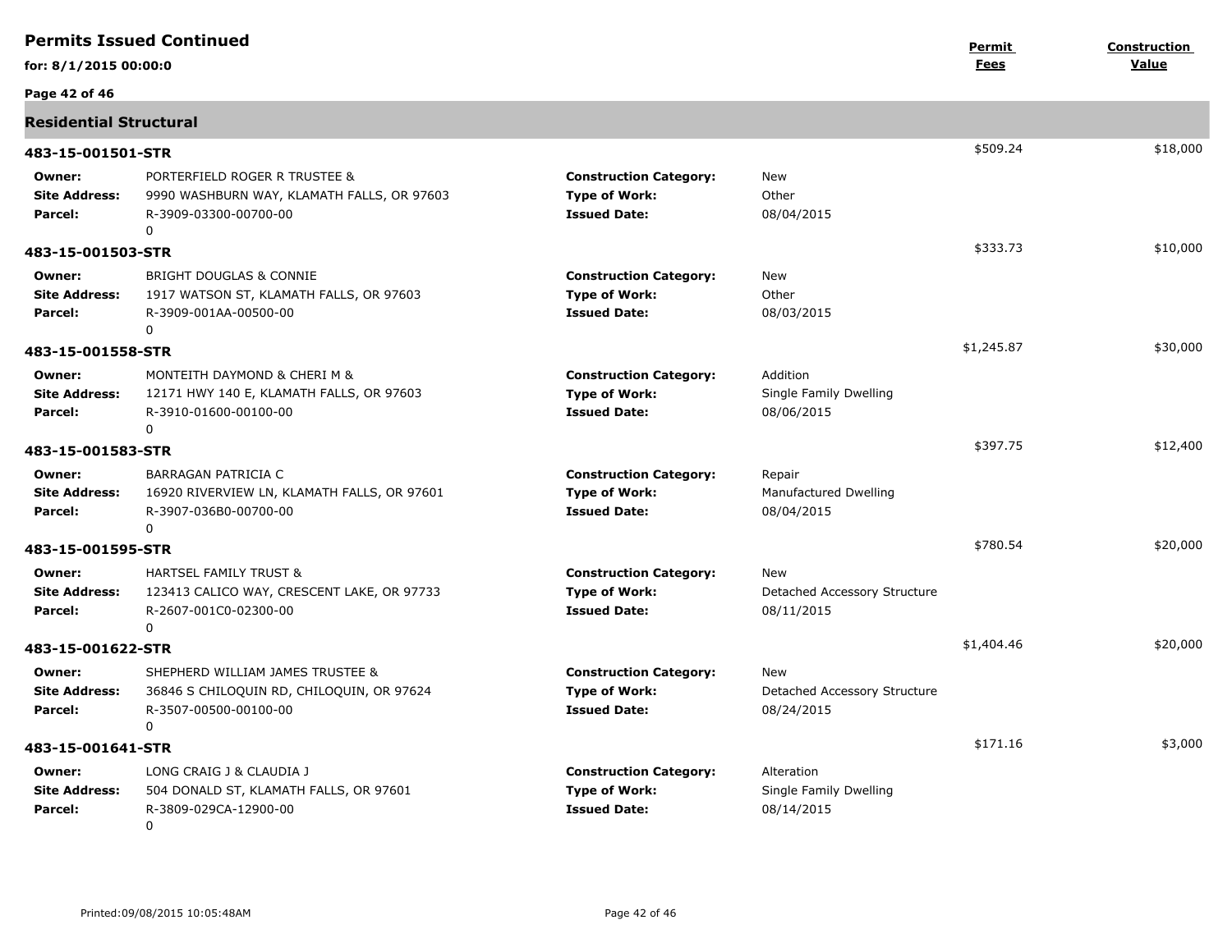## Permits Issued Continued

**for: 8/1/2015 00:00:0**

### Residential Structural

| Permit | Details | | Construction Details | | Permit Fees | Construction Value |
|---|---|---|---|---|---|---|
| **483-15-001501-STR** | | | | | $509.24 | $18,000 |
| | **Owner:** | PORTERFIELD ROGER R TRUSTEE & | **Construction Category:** | New | | |
| | **Site Address:** | 9990 WASHBURN WAY, KLAMATH FALLS, OR 97603 | **Type of Work:** | Other | | |
| | **Parcel:** | R-3909-03300-00700-00 0 | **Issued Date:** | 08/04/2015 | | |
| **483-15-001503-STR** | | | | | $333.73 | $10,000 |
| | **Owner:** | BRIGHT DOUGLAS & CONNIE | **Construction Category:** | New | | |
| | **Site Address:** | 1917 WATSON ST, KLAMATH FALLS, OR 97603 | **Type of Work:** | Other | | |
| | **Parcel:** | R-3909-001AA-00500-00 0 | **Issued Date:** | 08/03/2015 | | |
| **483-15-001558-STR** | | | | | $1,245.87 | $30,000 |
| | **Owner:** | MONTEITH DAYMOND & CHERI M & | **Construction Category:** | Addition | | |
| | **Site Address:** | 12171 HWY 140 E, KLAMATH FALLS, OR 97603 | **Type of Work:** | Single Family Dwelling | | |
| | **Parcel:** | R-3910-01600-00100-00 0 | **Issued Date:** | 08/06/2015 | | |
| **483-15-001583-STR** | | | | | $397.75 | $12,400 |
| | **Owner:** | BARRAGAN PATRICIA C | **Construction Category:** | Repair | | |
| | **Site Address:** | 16920 RIVERVIEW LN, KLAMATH FALLS, OR 97601 | **Type of Work:** | Manufactured Dwelling | | |
| | **Parcel:** | R-3907-036B0-00700-00 0 | **Issued Date:** | 08/04/2015 | | |
| **483-15-001595-STR** | | | | | $780.54 | $20,000 |
| | **Owner:** | HARTSEL FAMILY TRUST & | **Construction Category:** | New | | |
| | **Site Address:** | 123413 CALICO WAY, CRESCENT LAKE, OR 97733 | **Type of Work:** | Detached Accessory Structure | | |
| | **Parcel:** | R-2607-001C0-02300-00 0 | **Issued Date:** | 08/11/2015 | | |
| **483-15-001622-STR** | | | | | $1,404.46 | $20,000 |
| | **Owner:** | SHEPHERD WILLIAM JAMES TRUSTEE & | **Construction Category:** | New | | |
| | **Site Address:** | 36846 S CHILOQUIN RD, CHILOQUIN, OR 97624 | **Type of Work:** | Detached Accessory Structure | | |
| | **Parcel:** | R-3507-00500-00100-00 0 | **Issued Date:** | 08/24/2015 | | |
| **483-15-001641-STR** | | | | | $171.16 | $3,000 |
| | **Owner:** | LONG CRAIG J & CLAUDIA J | **Construction Category:** | Alteration | | |
| | **Site Address:** | 504 DONALD ST, KLAMATH FALLS, OR 97601 | **Type of Work:** | Single Family Dwelling | | |
| | **Parcel:** | R-3809-029CA-12900-00 0 | **Issued Date:** | 08/14/2015 | | |

Printed:09/08/2015 10:05:48AM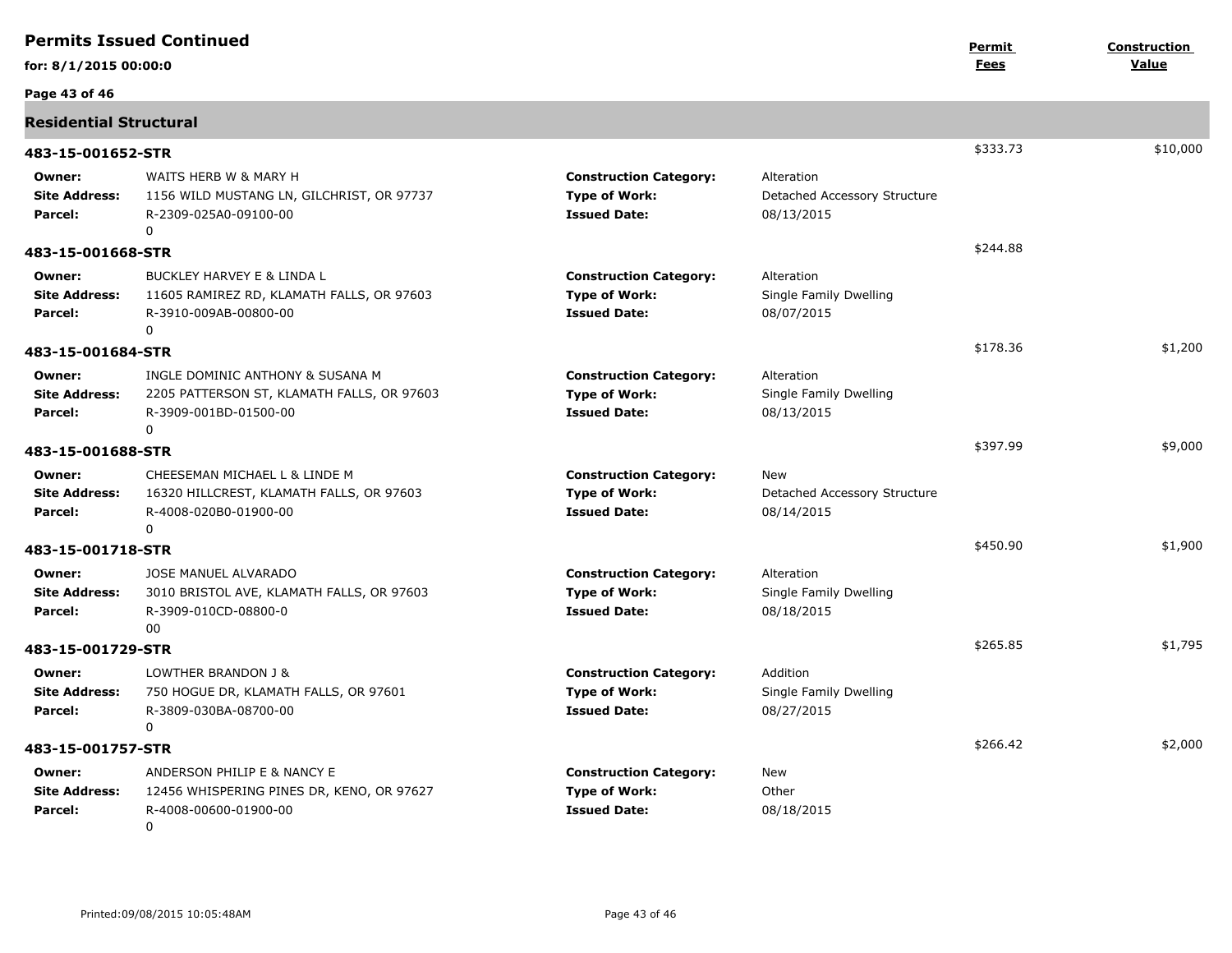# Permits Issued Continued

**for: 8/1/2015 00:00:0**

| | Permit Fees | Construction Value |
|---|---|---|

## Residential Structural

### 483-15-001652-STR

| | | | | Permit Fees | Construction Value |
|---|---|---|---|---|---|
| **Owner:** | WAITS HERB W & MARY H | **Construction Category:** | Alteration | $333.73 | $10,000 |
| **Site Address:** | 1156 WILD MUSTANG LN, GILCHRIST, OR 97737 | **Type of Work:** | Detached Accessory Structure | | |
| **Parcel:** | R-2309-025A0-09100-00 0 | **Issued Date:** | 08/13/2015 | | |

### 483-15-001668-STR

| | | | | Permit Fees | Construction Value |
|---|---|---|---|---|---|
| **Owner:** | BUCKLEY HARVEY E & LINDA L | **Construction Category:** | Alteration | $244.88 | |
| **Site Address:** | 11605 RAMIREZ RD, KLAMATH FALLS, OR 97603 | **Type of Work:** | Single Family Dwelling | | |
| **Parcel:** | R-3910-009AB-00800-00 0 | **Issued Date:** | 08/07/2015 | | |

### 483-15-001684-STR

| | | | | Permit Fees | Construction Value |
|---|---|---|---|---|---|
| **Owner:** | INGLE DOMINIC ANTHONY & SUSANA M | **Construction Category:** | Alteration | $178.36 | $1,200 |
| **Site Address:** | 2205 PATTERSON ST, KLAMATH FALLS, OR 97603 | **Type of Work:** | Single Family Dwelling | | |
| **Parcel:** | R-3909-001BD-01500-00 0 | **Issued Date:** | 08/13/2015 | | |

### 483-15-001688-STR

| | | | | Permit Fees | Construction Value |
|---|---|---|---|---|---|
| **Owner:** | CHEESEMAN MICHAEL L & LINDE M | **Construction Category:** | New | $397.99 | $9,000 |
| **Site Address:** | 16320 HILLCREST, KLAMATH FALLS, OR 97603 | **Type of Work:** | Detached Accessory Structure | | |
| **Parcel:** | R-4008-020B0-01900-00 0 | **Issued Date:** | 08/14/2015 | | |

### 483-15-001718-STR

| | | | | Permit Fees | Construction Value |
|---|---|---|---|---|---|
| **Owner:** | JOSE MANUEL ALVARADO | **Construction Category:** | Alteration | $450.90 | $1,900 |
| **Site Address:** | 3010 BRISTOL AVE, KLAMATH FALLS, OR 97603 | **Type of Work:** | Single Family Dwelling | | |
| **Parcel:** | R-3909-010CD-08800-0 00 | **Issued Date:** | 08/18/2015 | | |

### 483-15-001729-STR

| | | | | Permit Fees | Construction Value |
|---|---|---|---|---|---|
| **Owner:** | LOWTHER BRANDON J & | **Construction Category:** | Addition | $265.85 | $1,795 |
| **Site Address:** | 750 HOGUE DR, KLAMATH FALLS, OR 97601 | **Type of Work:** | Single Family Dwelling | | |
| **Parcel:** | R-3809-030BA-08700-00 0 | **Issued Date:** | 08/27/2015 | | |

### 483-15-001757-STR

| | | | | Permit Fees | Construction Value |
|---|---|---|---|---|---|
| **Owner:** | ANDERSON PHILIP E & NANCY E | **Construction Category:** | New | $266.42 | $2,000 |
| **Site Address:** | 12456 WHISPERING PINES DR, KENO, OR 97627 | **Type of Work:** | Other | | |
| **Parcel:** | R-4008-00600-01900-00 0 | **Issued Date:** | 08/18/2015 | | |

Printed:09/08/2015 10:05:48AM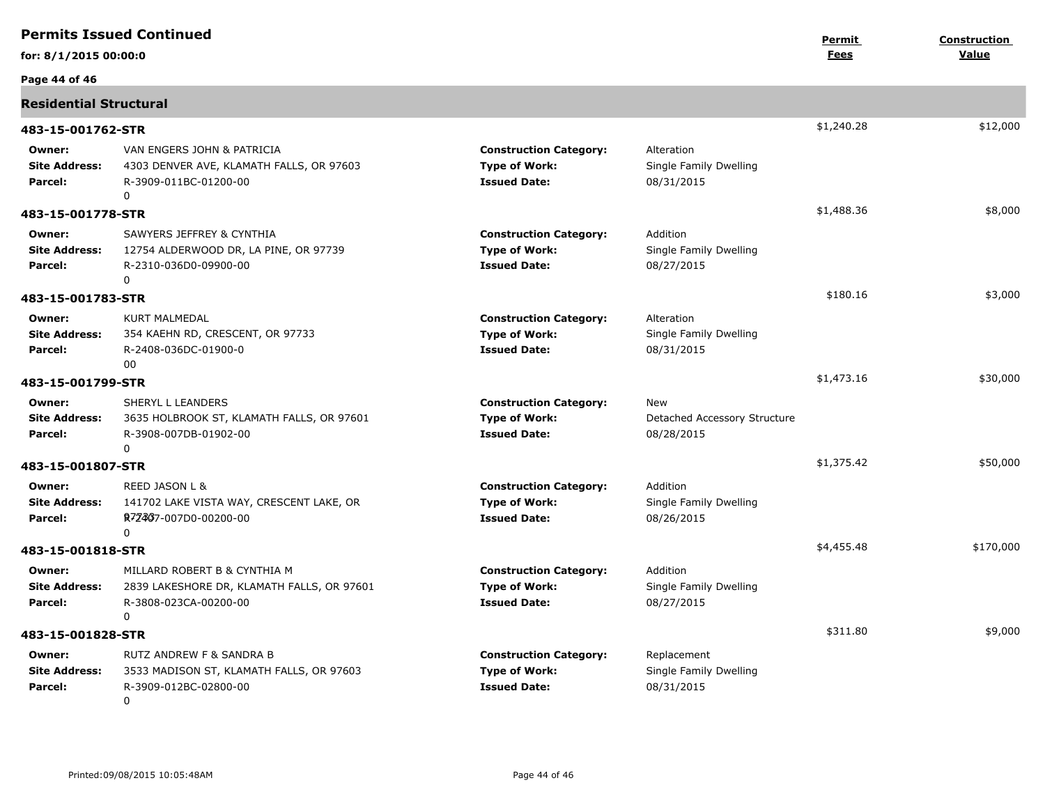## Permits Issued Continued

**for: 8/1/2015 00:00:0**

### Residential Structural

| Permit | Owner | Site Address | Parcel | Construction Category | Type of Work | Issued Date | Permit Fees | Construction Value |
|---|---|---|---|---|---|---|---|---|
| **483-15-001762-STR** | VAN ENGERS JOHN & PATRICIA | 4303 DENVER AVE, KLAMATH FALLS, OR 97603 | R-3909-011BC-01200-00 0 | Alteration | Single Family Dwelling | 08/31/2015 | $1,240.28 | $12,000 |
| **483-15-001778-STR** | SAWYERS JEFFREY & CYNTHIA | 12754 ALDERWOOD DR, LA PINE, OR 97739 | R-2310-036D0-09900-00 0 | Addition | Single Family Dwelling | 08/27/2015 | $1,488.36 | $8,000 |
| **483-15-001783-STR** | KURT MALMEDAL | 354 KAEHN RD, CRESCENT, OR 97733 | R-2408-036DC-01900-0 00 | Alteration | Single Family Dwelling | 08/31/2015 | $180.16 | $3,000 |
| **483-15-001799-STR** | SHERYL L LEANDERS | 3635 HOLBROOK ST, KLAMATH FALLS, OR 97601 | R-3908-007DB-01902-00 0 | New | Detached Accessory Structure | 08/28/2015 | $1,473.16 | $30,000 |
| **483-15-001807-STR** | REED JASON L & | 141702 LAKE VISTA WAY, CRESCENT LAKE, OR 97733 | R-2407-007D0-00200-00 0 | Addition | Single Family Dwelling | 08/26/2015 | $1,375.42 | $50,000 |
| **483-15-001818-STR** | MILLARD ROBERT B & CYNTHIA M | 2839 LAKESHORE DR, KLAMATH FALLS, OR 97601 | R-3808-023CA-00200-00 0 | Addition | Single Family Dwelling | 08/27/2015 | $4,455.48 | $170,000 |
| **483-15-001828-STR** | RUTZ ANDREW F & SANDRA B | 3533 MADISON ST, KLAMATH FALLS, OR 97603 | R-3909-012BC-02800-00 0 | Replacement | Single Family Dwelling | 08/31/2015 | $311.80 | $9,000 |

Printed:09/08/2015 10:05:48AM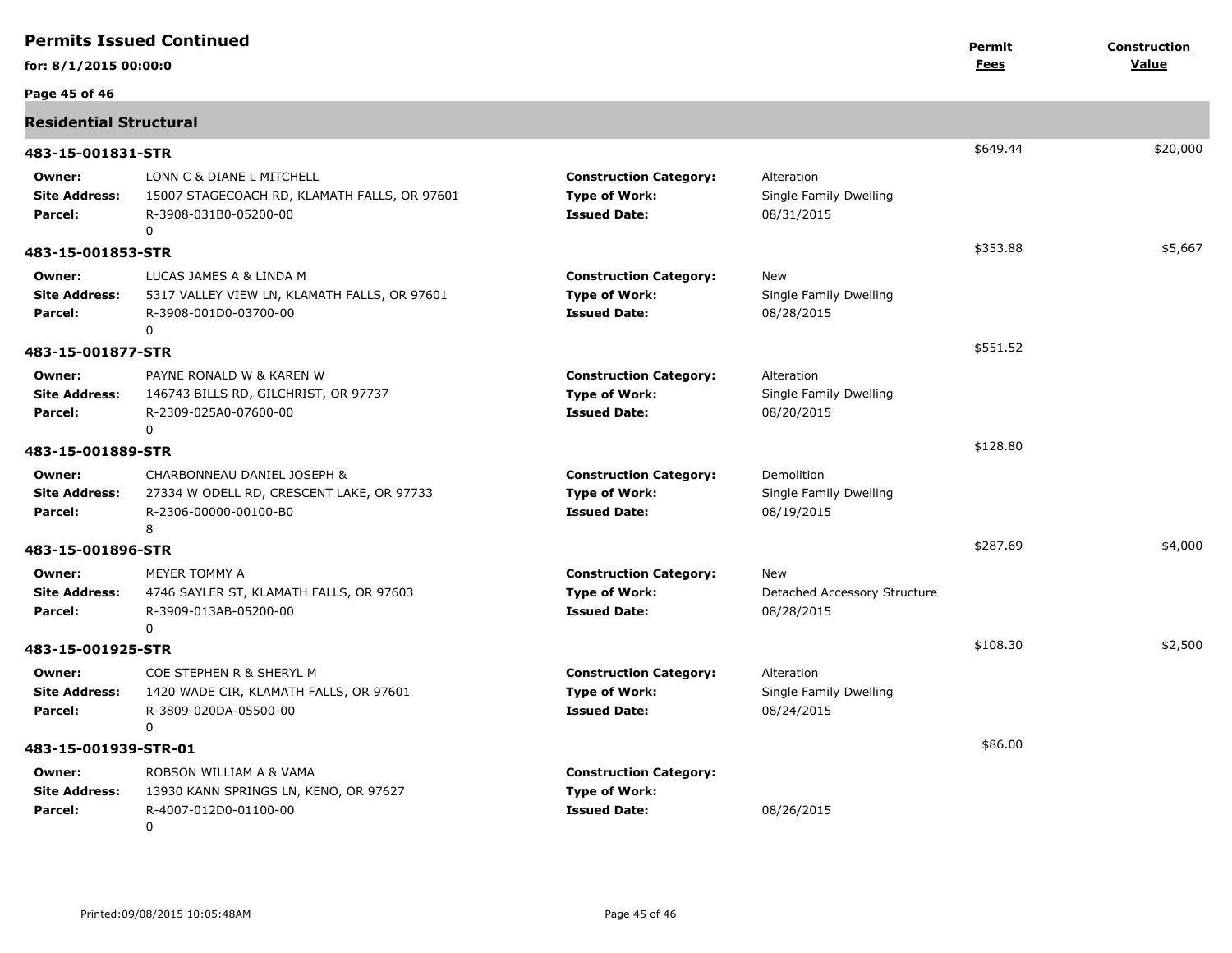# Permits Issued Continued

**for: 8/1/2015 00:00:0**

| | | | | **Permit Fees** | **Construction Value** |
|---|---|---|---|---|---|

## Residential Structural

### 483-15-001831-STR

$649.44 — $20,000

| | | | |
|---|---|---|---|
| **Owner:** | LONN C & DIANE L MITCHELL | **Construction Category:** | Alteration |
| **Site Address:** | 15007 STAGECOACH RD, KLAMATH FALLS, OR 97601 | **Type of Work:** | Single Family Dwelling |
| **Parcel:** | R-3908-031B0-05200-00<br>0 | **Issued Date:** | 08/31/2015 |

### 483-15-001853-STR

$353.88 — $5,667

| | | | |
|---|---|---|---|
| **Owner:** | LUCAS JAMES A & LINDA M | **Construction Category:** | New |
| **Site Address:** | 5317 VALLEY VIEW LN, KLAMATH FALLS, OR 97601 | **Type of Work:** | Single Family Dwelling |
| **Parcel:** | R-3908-001D0-03700-00<br>0 | **Issued Date:** | 08/28/2015 |

### 483-15-001877-STR

$551.52

| | | | |
|---|---|---|---|
| **Owner:** | PAYNE RONALD W & KAREN W | **Construction Category:** | Alteration |
| **Site Address:** | 146743 BILLS RD, GILCHRIST, OR 97737 | **Type of Work:** | Single Family Dwelling |
| **Parcel:** | R-2309-025A0-07600-00<br>0 | **Issued Date:** | 08/20/2015 |

### 483-15-001889-STR

$128.80

| | | | |
|---|---|---|---|
| **Owner:** | CHARBONNEAU DANIEL JOSEPH & | **Construction Category:** | Demolition |
| **Site Address:** | 27334 W ODELL RD, CRESCENT LAKE, OR 97733 | **Type of Work:** | Single Family Dwelling |
| **Parcel:** | R-2306-00000-00100-B0<br>8 | **Issued Date:** | 08/19/2015 |

### 483-15-001896-STR

$287.69 — $4,000

| | | | |
|---|---|---|---|
| **Owner:** | MEYER TOMMY A | **Construction Category:** | New |
| **Site Address:** | 4746 SAYLER ST, KLAMATH FALLS, OR 97603 | **Type of Work:** | Detached Accessory Structure |
| **Parcel:** | R-3909-013AB-05200-00<br>0 | **Issued Date:** | 08/28/2015 |

### 483-15-001925-STR

$108.30 — $2,500

| | | | |
|---|---|---|---|
| **Owner:** | COE STEPHEN R & SHERYL M | **Construction Category:** | Alteration |
| **Site Address:** | 1420 WADE CIR, KLAMATH FALLS, OR 97601 | **Type of Work:** | Single Family Dwelling |
| **Parcel:** | R-3809-020DA-05500-00<br>0 | **Issued Date:** | 08/24/2015 |

### 483-15-001939-STR-01

$86.00

| | | | |
|---|---|---|---|
| **Owner:** | ROBSON WILLIAM A & VAMA | **Construction Category:** | |
| **Site Address:** | 13930 KANN SPRINGS LN, KENO, OR 97627 | **Type of Work:** | |
| **Parcel:** | R-4007-012D0-01100-00<br>0 | **Issued Date:** | 08/26/2015 |

Printed:09/08/2015 10:05:48AM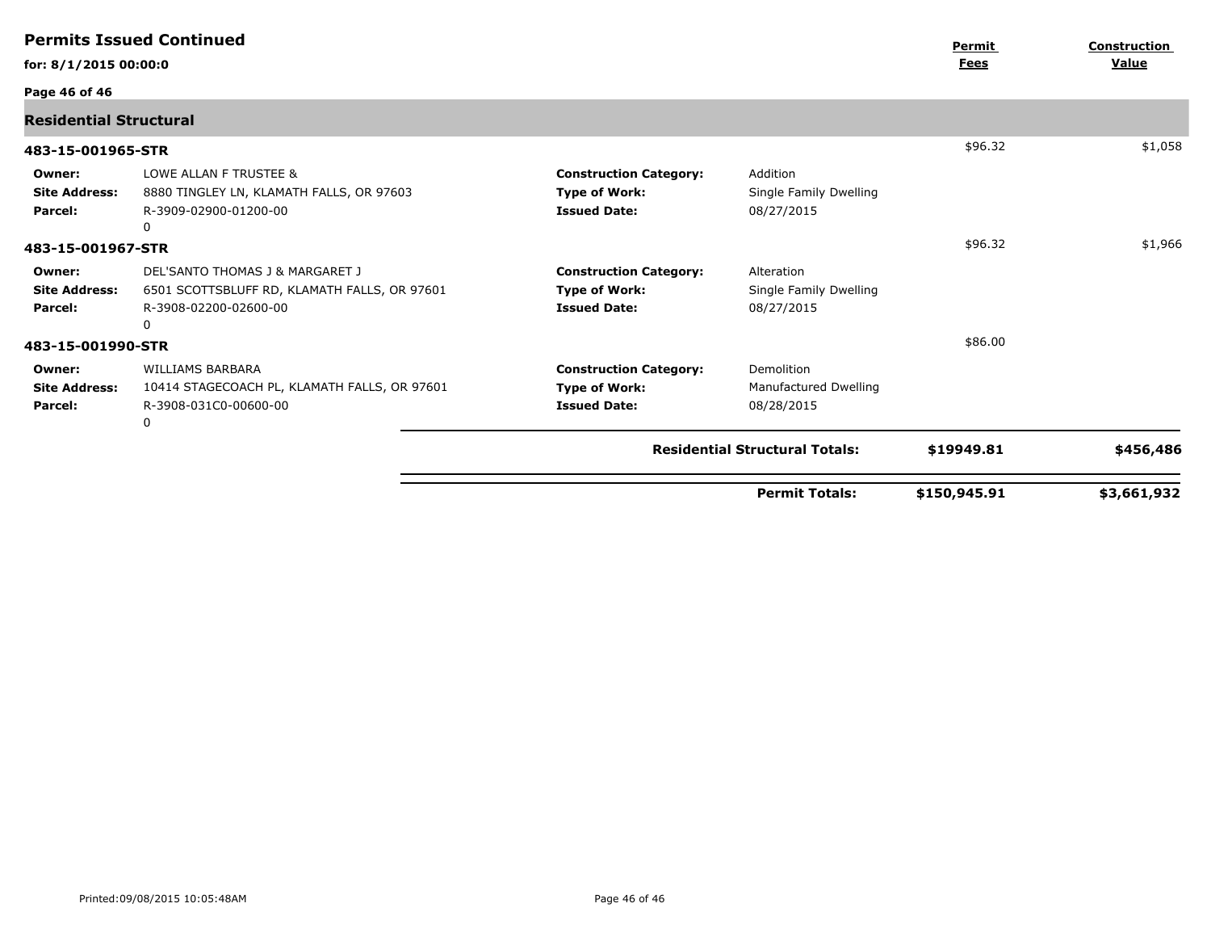**Permits Issued Continued**

**for: 8/1/2015 00:00:0**

| | | | | Permit Fees | Construction Value |
|---|---|---|---|---|---|

## Residential Structural

**483-15-001965-STR** | $96.32 | $1,058

| | | | |
|---|---|---|---|
| **Owner:** | LOWE ALLAN F TRUSTEE & | **Construction Category:** | Addition |
| **Site Address:** | 8880 TINGLEY LN, KLAMATH FALLS, OR 97603 | **Type of Work:** | Single Family Dwelling |
| **Parcel:** | R-3909-02900-01200-00<br>0 | **Issued Date:** | 08/27/2015 |

**483-15-001967-STR** | $96.32 | $1,966

| | | | |
|---|---|---|---|
| **Owner:** | DEL'SANTO THOMAS J & MARGARET J | **Construction Category:** | Alteration |
| **Site Address:** | 6501 SCOTTSBLUFF RD, KLAMATH FALLS, OR 97601 | **Type of Work:** | Single Family Dwelling |
| **Parcel:** | R-3908-02200-02600-00<br>0 | **Issued Date:** | 08/27/2015 |

**483-15-001990-STR** | $86.00

| | | | |
|---|---|---|---|
| **Owner:** | WILLIAMS BARBARA | **Construction Category:** | Demolition |
| **Site Address:** | 10414 STAGECOACH PL, KLAMATH FALLS, OR 97601 | **Type of Work:** | Manufactured Dwelling |
| **Parcel:** | R-3908-031C0-00600-00<br>0 | **Issued Date:** | 08/28/2015 |

| | Permit Fees | Construction Value |
|---|---|---|
| **Residential Structural Totals:** | **$19949.81** | **$456,486** |
| **Permit Totals:** | **$150,945.91** | **$3,661,932** |

Printed:09/08/2015 10:05:48AM